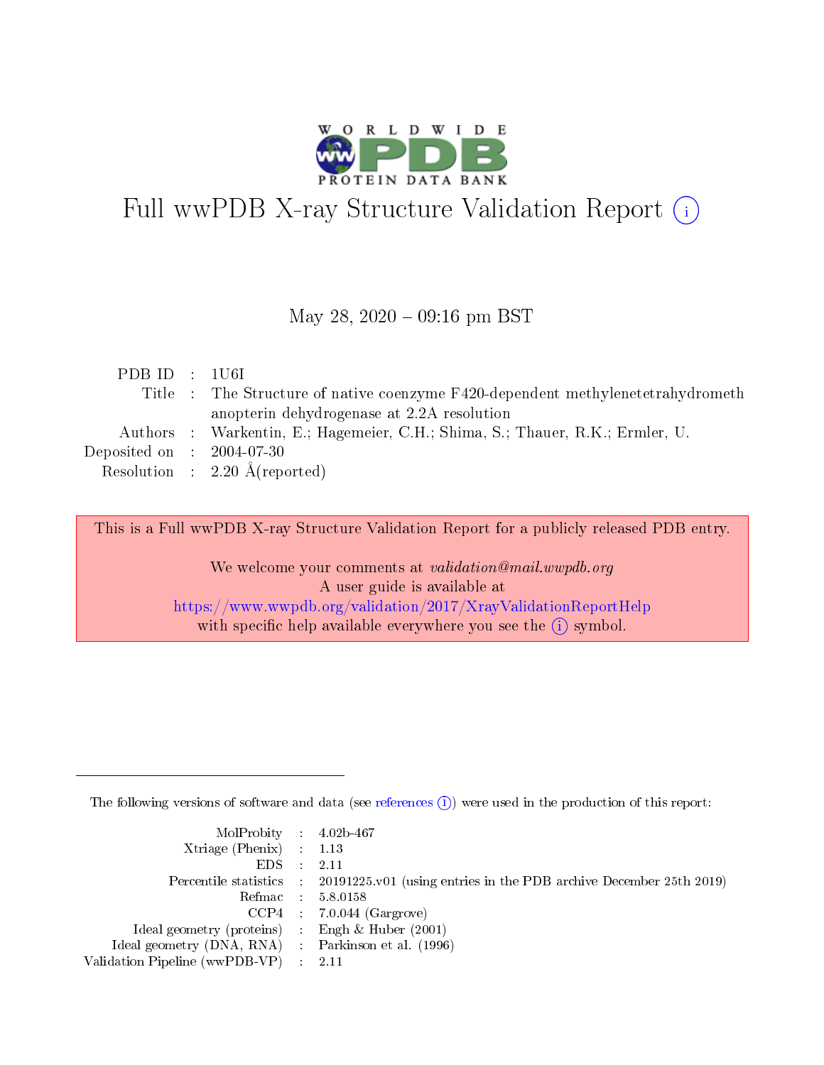# Full wwPDB X-ray Structure Validation Report (i)

May 28, 2020 – 09:16 pm BST

| | | |
|---|---|---|
| PDB ID | : | 1U6I |
| Title | : | The Structure of native coenzyme F420-dependent methylenetetrahydromethanopterin dehydrogenase at 2.2A resolution |
| Authors | : | Warkentin, E.; Hagemeier, C.H.; Shima, S.; Thauer, R.K.; Ermler, U. |
| Deposited on | : | 2004-07-30 |
| Resolution | : | 2.20 Å(reported) |

This is a Full wwPDB X-ray Structure Validation Report for a publicly released PDB entry.

We welcome your comments at *validation@mail.wwpdb.org*
A user guide is available at
https://www.wwpdb.org/validation/2017/XrayValidationReportHelp
with specific help available everywhere you see the (i) symbol.

---

The following versions of software and data (see references (i)) were used in the production of this report:

| | | |
|---|---|---|
| MolProbity | : | 4.02b-467 |
| Xtriage (Phenix) | : | 1.13 |
| EDS | : | 2.11 |
| Percentile statistics | : | 20191225.v01 (using entries in the PDB archive December 25th 2019) |
| Refmac | : | 5.8.0158 |
| CCP4 | : | 7.0.044 (Gargrove) |
| Ideal geometry (proteins) | : | Engh & Huber (2001) |
| Ideal geometry (DNA, RNA) | : | Parkinson et al. (1996) |
| Validation Pipeline (wwPDB-VP) | : | 2.11 |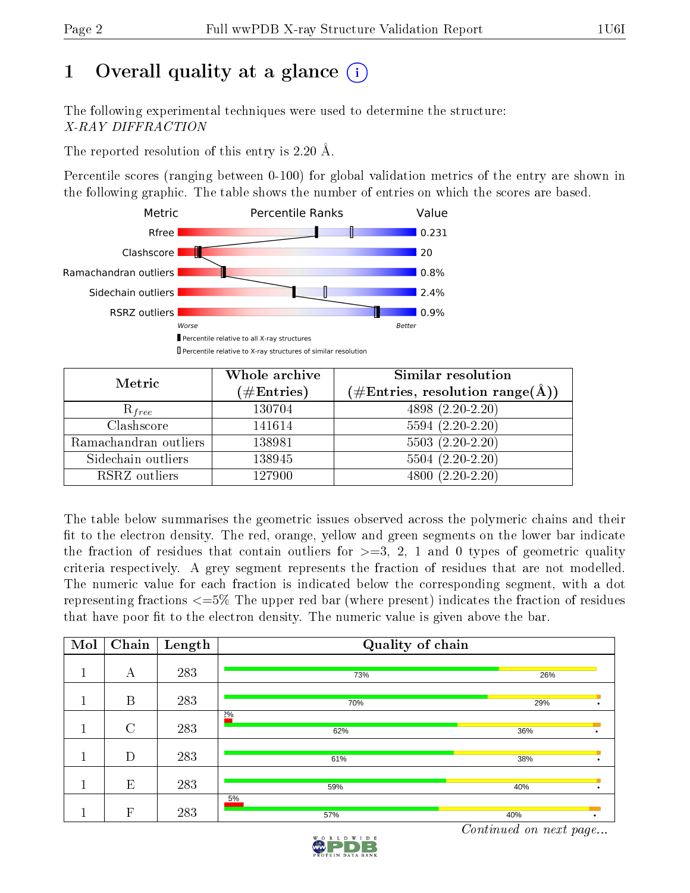# 1 Overall quality at a glance (i)

The following experimental techniques were used to determine the structure:
*X-RAY DIFFRACTION*

The reported resolution of this entry is 2.20 Å.

Percentile scores (ranging between 0-100) for global validation metrics of the entry are shown in the following graphic. The table shows the number of entries on which the scores are based.

| Metric | Value |
|---|---|
| Rfree | 0.231 |
| Clashscore | 20 |
| Ramachandran outliers | 0.8% |
| Sidechain outliers | 2.4% |
| RSRZ outliers | 0.9% |

Worse — Better

▮ Percentile relative to all X-ray structures
▯ Percentile relative to X-ray structures of similar resolution

| Metric | Whole archive (#Entries) | Similar resolution (#Entries, resolution range(Å)) |
|---|---|---|
| $R_{free}$ | 130704 | 4898 (2.20-2.20) |
| Clashscore | 141614 | 5594 (2.20-2.20) |
| Ramachandran outliers | 138981 | 5503 (2.20-2.20) |
| Sidechain outliers | 138945 | 5504 (2.20-2.20) |
| RSRZ outliers | 127900 | 4800 (2.20-2.20) |

The table below summarises the geometric issues observed across the polymeric chains and their fit to the electron density. The red, orange, yellow and green segments on the lower bar indicate the fraction of residues that contain outliers for >=3, 2, 1 and 0 types of geometric quality criteria respectively. A grey segment represents the fraction of residues that are not modelled. The numeric value for each fraction is indicated below the corresponding segment, with a dot representing fractions <=5% The upper red bar (where present) indicates the fraction of residues that have poor fit to the electron density. The numeric value is given above the bar.

| Mol | Chain | Length | Quality of chain |
|---|---|---|---|
| 1 | A | 283 | 73% / 26% |
| 1 | B | 283 | 70% / 29% • |
| 1 | C | 283 | 2%; 62% / 36% • |
| 1 | D | 283 | 61% / 38% • |
| 1 | E | 283 | 59% / 40% • |
| 1 | F | 283 | 5%; 57% / 40% • |

*Continued on next page...*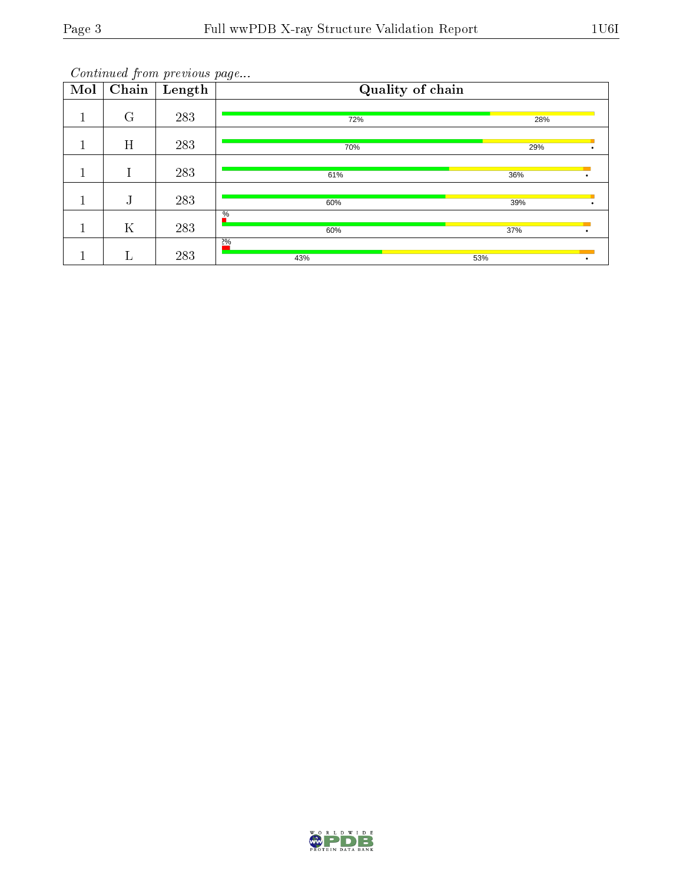*Continued from previous page...*

| Mol | Chain | Length | Quality of chain |
|---|---|---|---|
| 1 | G | 283 | 72% 28% |
| 1 | H | 283 | 70% 29% • |
| 1 | I | 283 | 61% 36% • |
| 1 | J | 283 | 60% 39% • |
| 1 | K | 283 | % 60% 37% • |
| 1 | L | 283 | 2% 43% 53% • |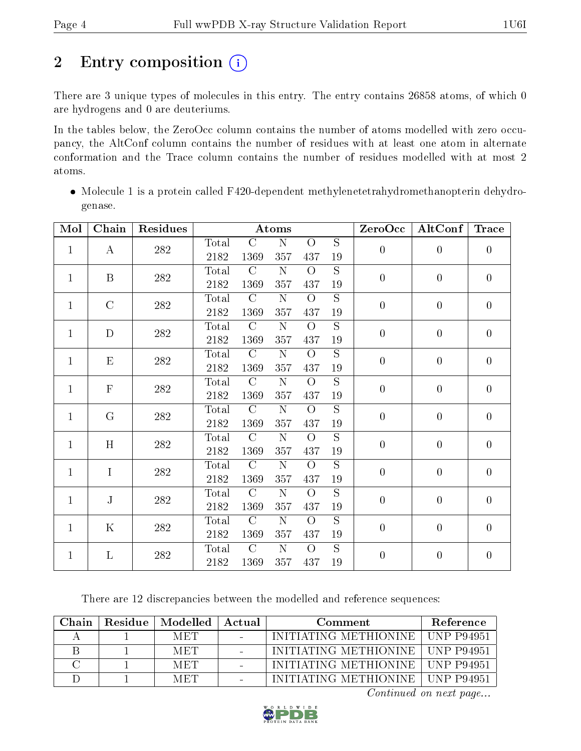# 2 Entry composition

There are 3 unique types of molecules in this entry. The entry contains 26858 atoms, of which 0 are hydrogens and 0 are deuteriums.

In the tables below, the ZeroOcc column contains the number of atoms modelled with zero occupancy, the AltConf column contains the number of residues with at least one atom in alternate conformation and the Trace column contains the number of residues modelled with at most 2 atoms.

- Molecule 1 is a protein called F420-dependent methylenetetrahydromethanopterin dehydrogenase.

| Mol | Chain | Residues | Atoms | | | | | ZeroOcc | AltConf | Trace |
|---|---|---|---|---|---|---|---|---|---|---|
| | | | Total | C | N | O | S | | | |
| 1 | A | 282 | 2182 | 1369 | 357 | 437 | 19 | 0 | 0 | 0 |
| 1 | B | 282 | 2182 | 1369 | 357 | 437 | 19 | 0 | 0 | 0 |
| 1 | C | 282 | 2182 | 1369 | 357 | 437 | 19 | 0 | 0 | 0 |
| 1 | D | 282 | 2182 | 1369 | 357 | 437 | 19 | 0 | 0 | 0 |
| 1 | E | 282 | 2182 | 1369 | 357 | 437 | 19 | 0 | 0 | 0 |
| 1 | F | 282 | 2182 | 1369 | 357 | 437 | 19 | 0 | 0 | 0 |
| 1 | G | 282 | 2182 | 1369 | 357 | 437 | 19 | 0 | 0 | 0 |
| 1 | H | 282 | 2182 | 1369 | 357 | 437 | 19 | 0 | 0 | 0 |
| 1 | I | 282 | 2182 | 1369 | 357 | 437 | 19 | 0 | 0 | 0 |
| 1 | J | 282 | 2182 | 1369 | 357 | 437 | 19 | 0 | 0 | 0 |
| 1 | K | 282 | 2182 | 1369 | 357 | 437 | 19 | 0 | 0 | 0 |
| 1 | L | 282 | 2182 | 1369 | 357 | 437 | 19 | 0 | 0 | 0 |

There are 12 discrepancies between the modelled and reference sequences:

| Chain | Residue | Modelled | Actual | Comment | Reference |
|---|---|---|---|---|---|
| A | 1 | MET | - | INITIATING METHIONINE | UNP P94951 |
| B | 1 | MET | - | INITIATING METHIONINE | UNP P94951 |
| C | 1 | MET | - | INITIATING METHIONINE | UNP P94951 |
| D | 1 | MET | - | INITIATING METHIONINE | UNP P94951 |

*Continued on next page...*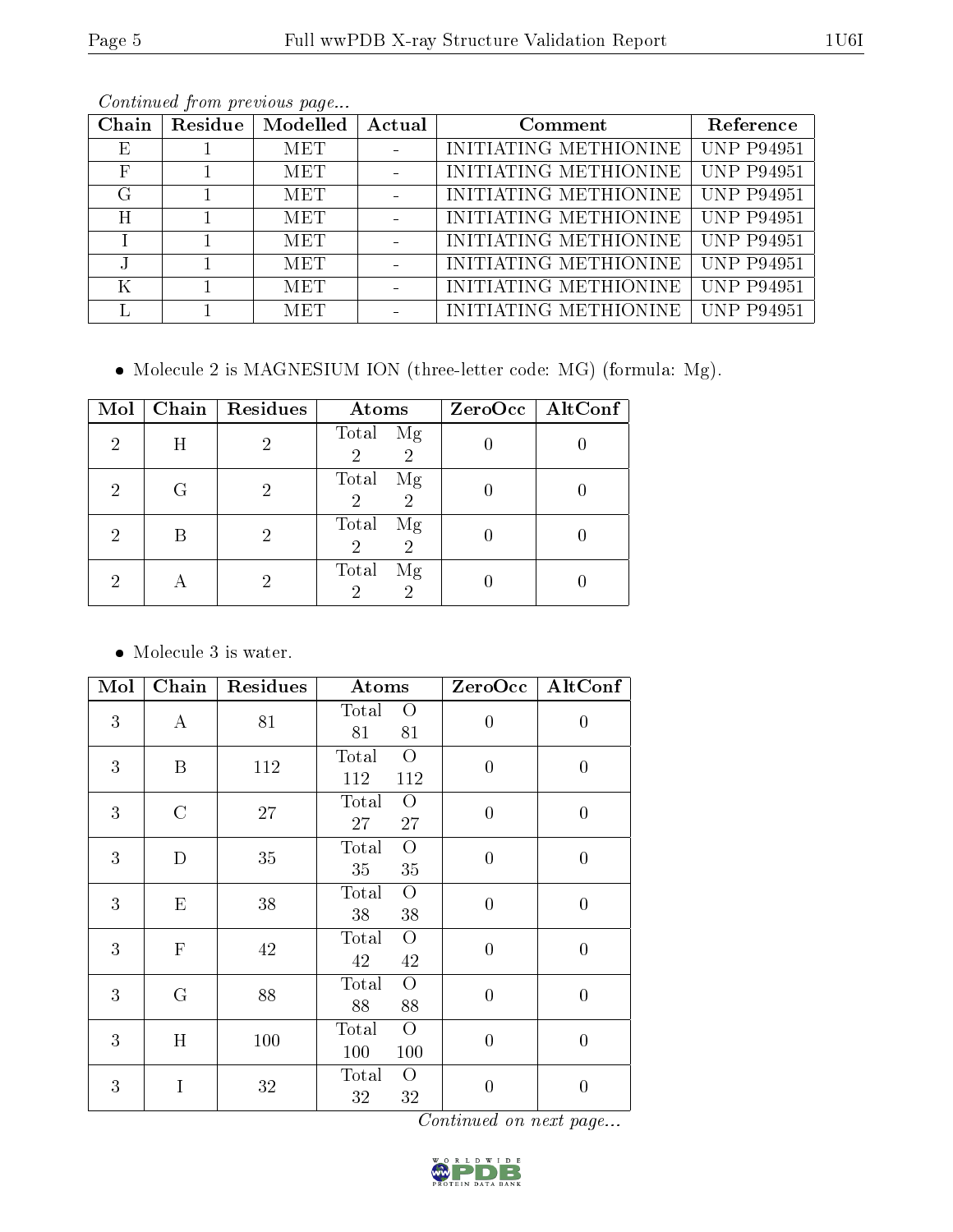*Continued from previous page...*

| Chain | Residue | Modelled | Actual | Comment | Reference |
|---|---|---|---|---|---|
| E | 1 | MET | - | INITIATING METHIONINE | UNP P94951 |
| F | 1 | MET | - | INITIATING METHIONINE | UNP P94951 |
| G | 1 | MET | - | INITIATING METHIONINE | UNP P94951 |
| H | 1 | MET | - | INITIATING METHIONINE | UNP P94951 |
| I | 1 | MET | - | INITIATING METHIONINE | UNP P94951 |
| J | 1 | MET | - | INITIATING METHIONINE | UNP P94951 |
| K | 1 | MET | - | INITIATING METHIONINE | UNP P94951 |
| L | 1 | MET | - | INITIATING METHIONINE | UNP P94951 |

- Molecule 2 is MAGNESIUM ION (three-letter code: MG) (formula: Mg).

| Mol | Chain | Residues | Atoms | ZeroOcc | AltConf |
|---|---|---|---|---|---|
| 2 | H | 2 | Total Mg<br>2 2 | 0 | 0 |
| 2 | G | 2 | Total Mg<br>2 2 | 0 | 0 |
| 2 | B | 2 | Total Mg<br>2 2 | 0 | 0 |
| 2 | A | 2 | Total Mg<br>2 2 | 0 | 0 |

- Molecule 3 is water.

| Mol | Chain | Residues | Atoms | ZeroOcc | AltConf |
|---|---|---|---|---|---|
| 3 | A | 81 | Total O<br>81 81 | 0 | 0 |
| 3 | B | 112 | Total O<br>112 112 | 0 | 0 |
| 3 | C | 27 | Total O<br>27 27 | 0 | 0 |
| 3 | D | 35 | Total O<br>35 35 | 0 | 0 |
| 3 | E | 38 | Total O<br>38 38 | 0 | 0 |
| 3 | F | 42 | Total O<br>42 42 | 0 | 0 |
| 3 | G | 88 | Total O<br>88 88 | 0 | 0 |
| 3 | H | 100 | Total O<br>100 100 | 0 | 0 |
| 3 | I | 32 | Total O<br>32 32 | 0 | 0 |

*Continued on next page...*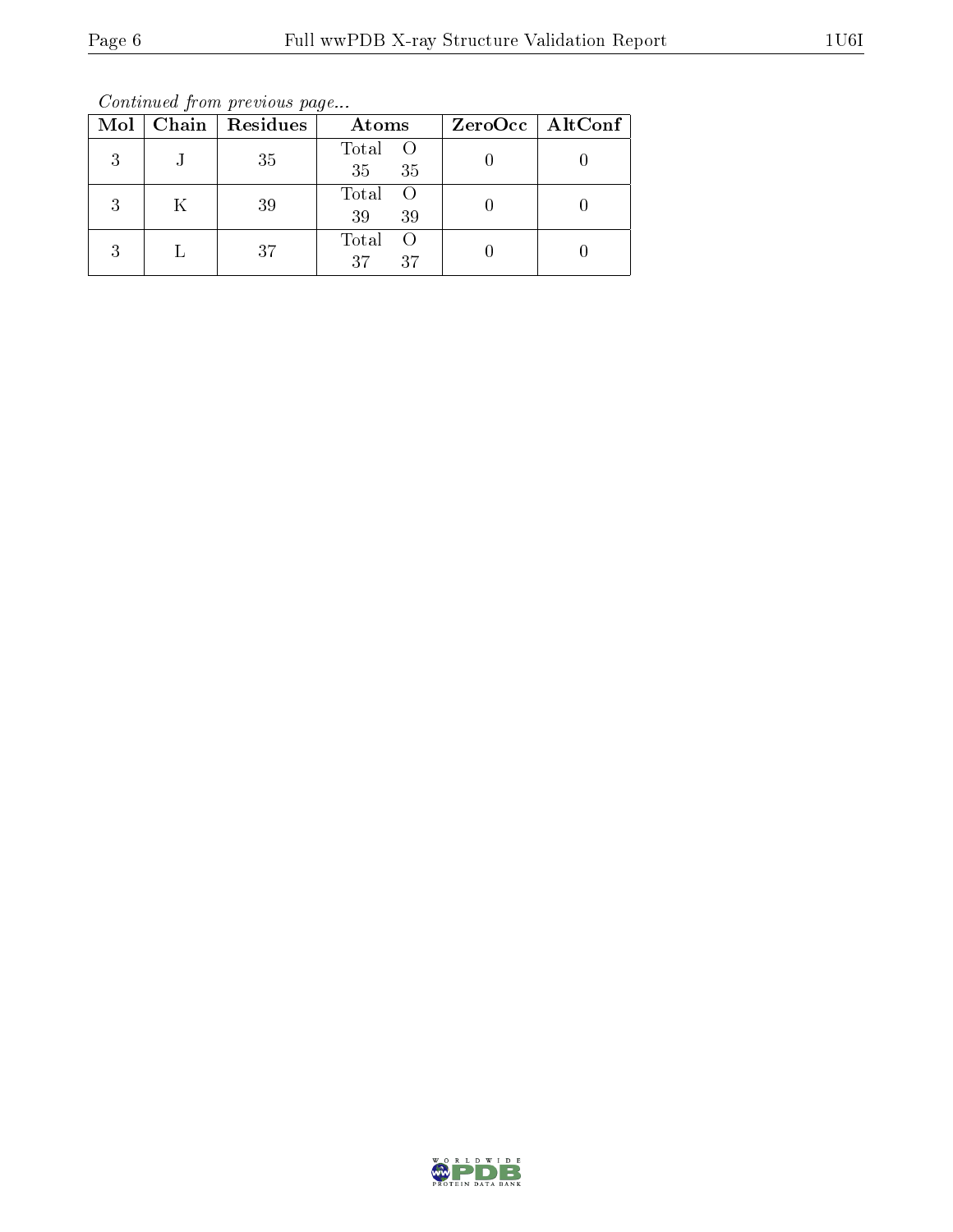*Continued from previous page...*

| Mol | Chain | Residues | Atoms | | ZeroOcc | AltConf |
|---|---|---|---|---|---|---|
| 3 | J | 35 | Total<br>35 | O<br>35 | 0 | 0 |
| 3 | K | 39 | Total<br>39 | O<br>39 | 0 | 0 |
| 3 | L | 37 | Total<br>37 | O<br>37 | 0 | 0 |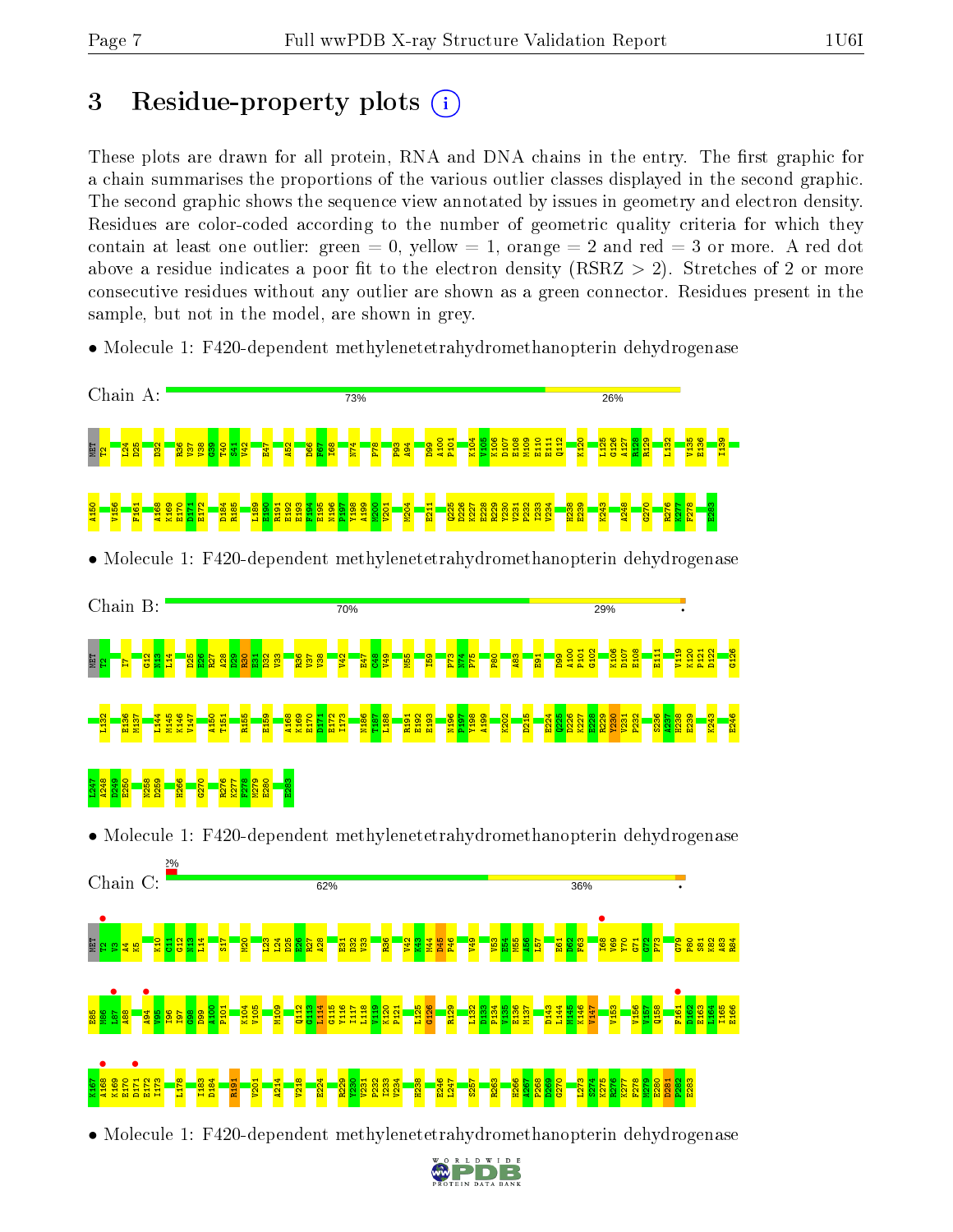# 3 Residue-property plots

These plots are drawn for all protein, RNA and DNA chains in the entry. The first graphic for a chain summarises the proportions of the various outlier classes displayed in the second graphic. The second graphic shows the sequence view annotated by issues in geometry and electron density. Residues are color-coded according to the number of geometric quality criteria for which they contain at least one outlier: green = 0, yellow = 1, orange = 2 and red = 3 or more. A red dot above a residue indicates a poor fit to the electron density (RSRZ > 2). Stretches of 2 or more consecutive residues without any outlier are shown as a green connector. Residues present in the sample, but not in the model, are shown in grey.

- Molecule 1: F420-dependent methylenetetrahydromethanopterin dehydrogenase

Chain A: 73% 26%

MET T2 L24 D25 D32 R36 V37 V38 G39 T40 S41 V42 E47 A52 D66 F67 I68 N74 P78 P93 A94 D99 A100 P101 K104 V105 I106 D107 E108 M109 E110 E111 Q112 K120 L125 G126 A127 R128 R129 L132 V135 E136 I139 A150 V156 F161 A168 K169 E170 D171 E172 D184 R185 L189 E190 R191 E192 E193 F194 E195 N196 P197 Y198 A199 M200 V201 M204 E211 Q225 D226 K227 E228 R229 V230 V231 P232 I233 V234 H238 E239 K243 A248 G270 R276 K277 F278 E283

- Molecule 1: F420-dependent methylenetetrahydromethanopterin dehydrogenase

Chain B: 70% 29%

MET T2 I7 G12 N13 L14 D25 E26 R27 A28 D29 R30 K31 D32 V33 R36 V37 V38 V42 E47 C48 V49 M55 I59 P73 N74 P75 P80 A83 E91 D99 A100 P101 G102 K106 D107 E108 E111 V119 K120 P121 D122 G126 L132 E136 M137 L144 M145 K146 V147 A150 T151 R155 E159 A168 K169 E170 D171 E172 I173 M186 T187 L188 R191 E192 E193 N196 P197 Y198 A199 K202 D215 E224 Q225 D226 K227 E228 R229 V230 V231 P232 S236 A237 H238 E239 K243 E246 L247 A248 D249 E250 N258 D259 H266 G270 R276 K277 F278 M279 E280 E283

- Molecule 1: F420-dependent methylenetetrahydromethanopterin dehydrogenase

Chain C: 2% 62% 36%

MET T2 N3 A4 K5 K10 G11 G12 N13 L14 S17 M20 L23 L24 D25 E26 R27 A28 E31 D32 V33 R36 V42 K43 M44 D45 P46 V49 V53 K54 M55 A56 L57 E61 D62 F63 I68 V69 V70 G71 G72 P73 G79 P80 S81 K82 A83 R84 E85 N86 I87 A88 A94 V95 I96 I97 G98 D99 A100 P101 K104 V105 M109 Q112 G113 L114 G115 Y116 I117 L118 V119 K120 P121 L125 G126 R129 L132 D133 P134 V135 E136 M137 D143 L144 M145 K146 V147 V153 V156 V157 Q158 F161 D162 E163 L164 I165 E166 K167 A168 K169 E170 D171 E172 I173 L178 I183 D184 R191 V201 A214 V218 E224 R229 V230 V231 P232 I233 V234 H238 E246 L247 S257 R263 H266 A267 P268 D269 G270 L273 S274 K275 R276 K277 F278 M279 E280 D281 P282 E283

- Molecule 1: F420-dependent methylenetetrahydromethanopterin dehydrogenase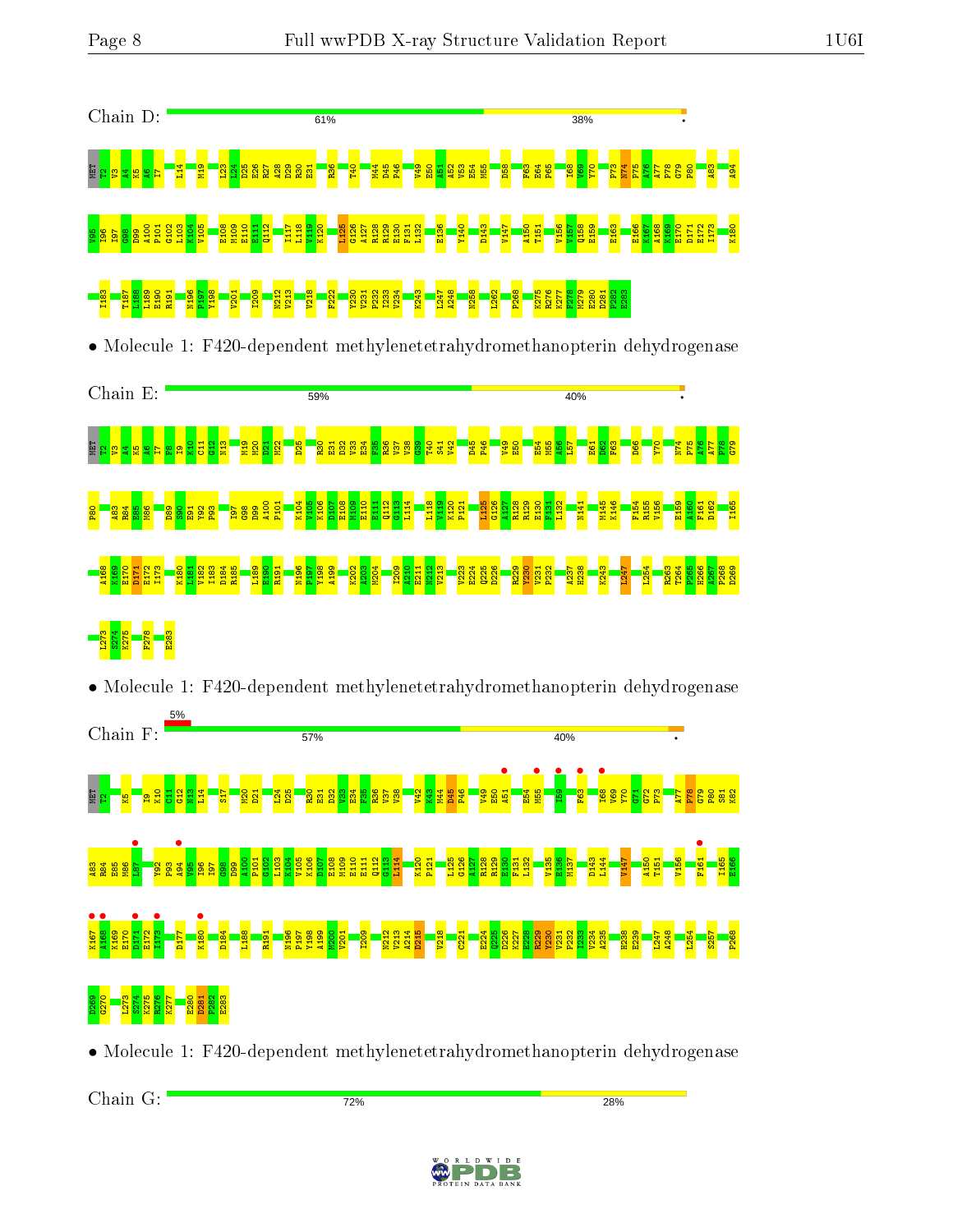Chain D: 61% 38%

MET T2 V3 A4 K5 A6 I7 L14 M19 L23 L24 D25 E26 R27 A28 D29 R30 E31 R36 T40 M44 D45 P46 V49 E50 A51 A52 V53 E54 M55 D58 F63 E64 P65 I68 V69 Y70 P73 N74 P75 A76 A77 P78 G79 P80 A83 A94 V95 I96 I97 G98 D99 A100 P101 G102 L103 K104 V105 E108 M109 E110 E111 Q112 I117 L118 V119 K120 L125 G126 A127 R128 R129 E130 F131 L132 E136 Y140 D143 V147 A150 T151 V156 V157 Q158 E159 E163 E166 K167 A168 K169 E170 D171 E172 I173 K180 I183 T187 L188 L189 E190 R191 N196 P197 Y198 V201 I209 N212 V213 V218 F222 V230 V231 P232 I233 V234 K243 L247 A248 M258 L262 P268 K275 R276 K277 F278 M279 E280 D281 P282 E283

• Molecule 1: F420-dependent methylenetetrahydromethanopterin dehydrogenase

Chain E: 59% 40%

MET T2 V3 A4 K5 A6 I7 F8 I9 K10 C11 G12 N13 M19 M20 D21 M22 D25 R30 E31 D32 V33 E34 F35 R36 V37 V38 G39 T40 S41 V42 D45 P46 V49 E50 E54 M55 A56 L57 E61 D62 F63 D66 Y70 N74 P75 A76 A77 P78 G79 P80 A83 R84 E85 M86 D89 S90 E91 Y92 P93 I97 G98 D99 A100 P101 K104 V105 K106 D107 E108 M109 E110 E111 Q112 G113 L114 L118 V119 K120 P121 L125 A127 R128 R129 E130 F131 L132 N141 M145 K146 F154 R155 V156 E159 A160 F161 D162 I165 A168 K169 E170 D171 E172 I173 K180 L181 V182 I183 D184 R185 L189 E190 R191 N196 P197 Y198 A199 K202 A203 M204 I209 A210 E211 N212 V213 V223 E224 Q225 D226 R229 V230 V231 P232 A237 H238 K243 L247 L254 R263 T264 P265 K266 A267 P268 D269 L273 S274 K275 F278 E283

• Molecule 1: F420-dependent methylenetetrahydromethanopterin dehydrogenase

Chain F: 5% 57% 40%

MET T2 K5 I9 K10 C11 G12 N13 L14 S17 M20 D21 L24 D25 R30 E31 D32 V33 E34 F35 R36 V37 V38 V42 K43 M44 D45 P46 V49 E50 A51 E54 M55 I59 F63 I68 V69 Y70 G71 G72 P73 A77 P78 G79 P80 S81 K82 A83 R84 E85 M86 L87 Y92 P93 A94 V95 I96 I97 G98 D99 A100 P101 G102 L103 K104 V105 K106 D107 E108 M109 E110 E111 Q112 G113 L114 K120 P121 L125 G126 A127 R128 R129 E130 F131 L132 V135 E136 M137 D143 L144 V147 A150 T151 V156 F161 I165 E166 K167 A168 K169 E170 D171 E172 I173 D177 K180 D184 L188 R191 N196 P197 Y198 A199 M200 V201 I209 N212 V213 A214 D215 V218 C221 E224 Q225 D226 K227 E228 R229 V230 V231 P232 I233 V234 A235 H238 E239 L247 A248 L254 S257 P268 D269 G270 L273 S274 K275 R276 K277 E280 D281 P282 E283

• Molecule 1: F420-dependent methylenetetrahydromethanopterin dehydrogenase

Chain G: 72% 28%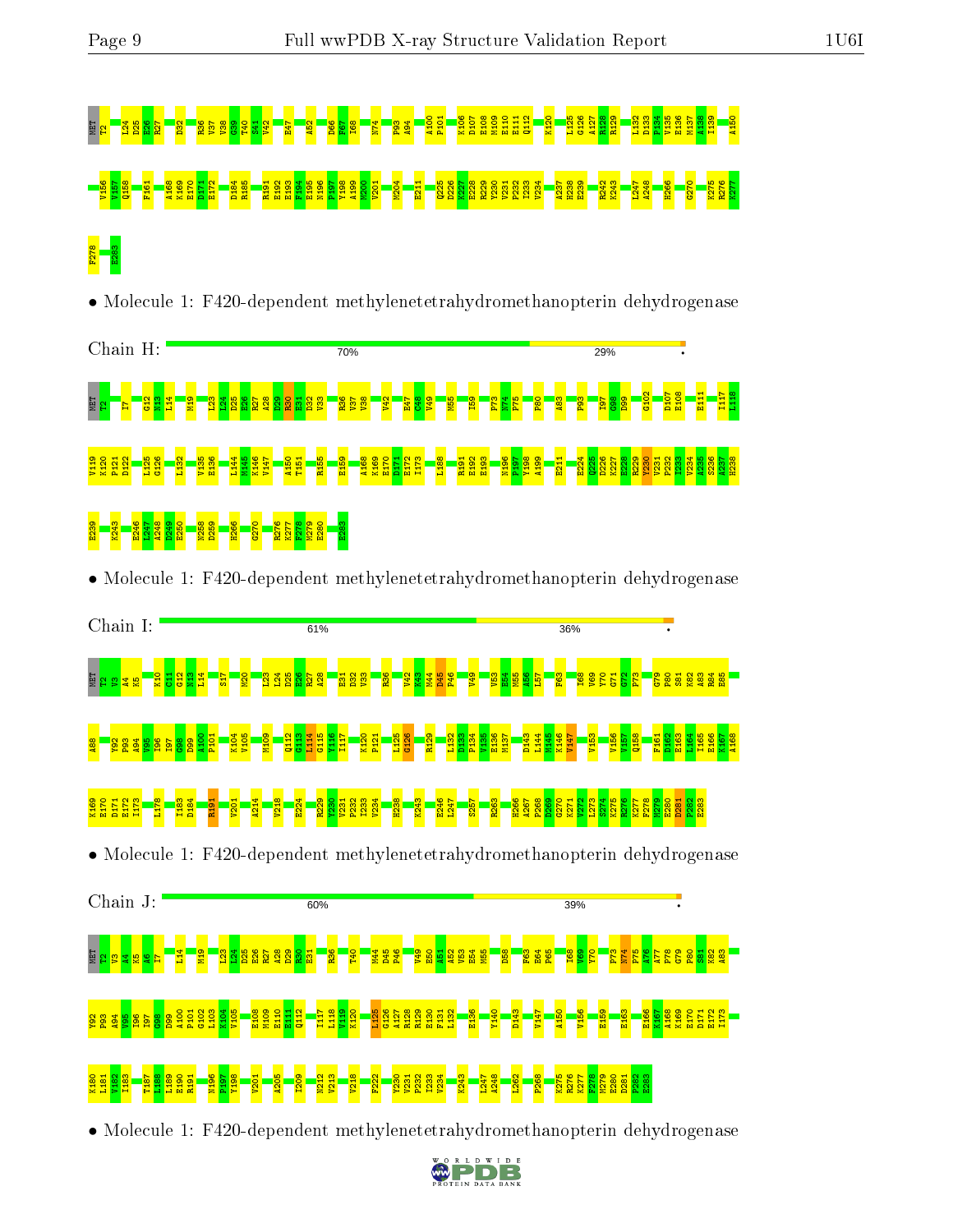MET T2 L24 D25 E26 R27 D32 R36 V37 V38 G39 T40 S41 V42 E47 A52 D66 F67 I68 N74 P93 A94 A100 P101 K106 D107 E108 M109 E110 E111 Q112 K120 L125 G126 A127 R128 R129 L132 D133 P134 V135 E136 M137 A138 I139 A150

V156 V157 Q158 F161 A168 K169 E170 D171 E172 D184 R185 R191 E192 E193 F194 E195 N196 P197 Y198 A199 M200 V201 M204 E211 Q225 D226 K227 E228 R229 V230 V231 P232 I233 V234 A237 H238 E239 R242 K243 L247 A248 H266 G270 K275 R276 K277

F278 E283

- Molecule 1: F420-dependent methylenetetrahydromethanopterin dehydrogenase

Chain H: 70% 29%

MET T2 I7 G12 N13 L14 M19 L23 L24 D25 E26 R27 A28 D29 R30 E31 V33 R36 V37 V38 V42 E47 C48 V49 M55 I59 F73 N74 F75 P80 A83 P93 I97 G98 D99 G102 D107 E108 E111 I117 I118

V119 K120 P121 D122 L125 G126 L132 V135 E136 L144 M145 K146 V147 A150 T151 R155 E159 A168 K169 E170 D171 E172 I173 L188 R191 E192 E193 N196 P197 Y198 A199 E211 E224 Q225 D226 K227 E228 R229 V230 V231 P232 I233 V234 A235 S236 A237 H238

E239 K243 E246 L247 A248 D249 E250 N258 D259 H266 G270 R276 K277 F278 M279 E280 E283

- Molecule 1: F420-dependent methylenetetrahydromethanopterin dehydrogenase

Chain I: 61% 36%

MET T2 V3 A4 K5 K10 C11 G12 N13 L14 S17 M20 L23 L24 D25 E26 R27 A28 E31 D32 V33 R36 V42 K43 M44 D45 P46 V49 V53 E54 M55 A56 I57 F63 I68 V69 V70 G71 G72 F73 G79 P80 S81 K82 A83 R84 E85

A88 Y92 P93 A94 V95 I96 I97 G98 D99 A100 P101 K104 V105 M109 Q112 G113 L114 G115 V116 I117 K120 P121 L125 G126 R129 L132 D133 P134 V135 E136 M137 D143 L144 M145 K146 V147 V153 V156 V157 Q158 F161 D162 E163 L164 I165 E166 K167 A168

K169 E170 D171 E172 I173 L178 I183 D184 R191 V201 A214 V218 E224 R229 V230 V231 P232 I233 V234 H238 K243 E246 L247 S257 R263 H266 A267 P268 D269 G270 K271 V272 L273 S274 K275 R276 K277 F278 M279 E280 D281 P282 E283

- Molecule 1: F420-dependent methylenetetrahydromethanopterin dehydrogenase

Chain J: 60% 39%

MET T2 V3 A4 K5 A6 I7 L14 M19 L23 L24 D25 E26 R27 A28 D29 R30 E31 R36 T40 M44 D45 P46 V49 E50 I51 A52 V53 E54 M55 D58 F63 E64 P65 I68 V69 V70 F73 N74 F75 A76 A77 P78 G79 P80 S81 K82 A83

Y92 P93 A94 V95 I96 I97 G98 D99 A100 P101 G102 L103 K104 V105 E108 M109 E110 E111 Q112 I117 L118 V119 K120 L125 G126 A127 R128 R129 E130 F131 L132 E136 Y140 D143 V147 A150 V156 E159 E163 E166 K167 A168 K169 E170 D171 E172 I173

K180 L181 V182 I183 T187 I188 L189 E190 R191 N196 P197 Y198 V201 A205 I209 N212 V213 V218 F222 V230 V231 P232 I233 V234 K243 L247 A248 L262 P268 K275 R276 K277 F278 M279 E280 D281 P282 E283

- Molecule 1: F420-dependent methylenetetrahydromethanopterin dehydrogenase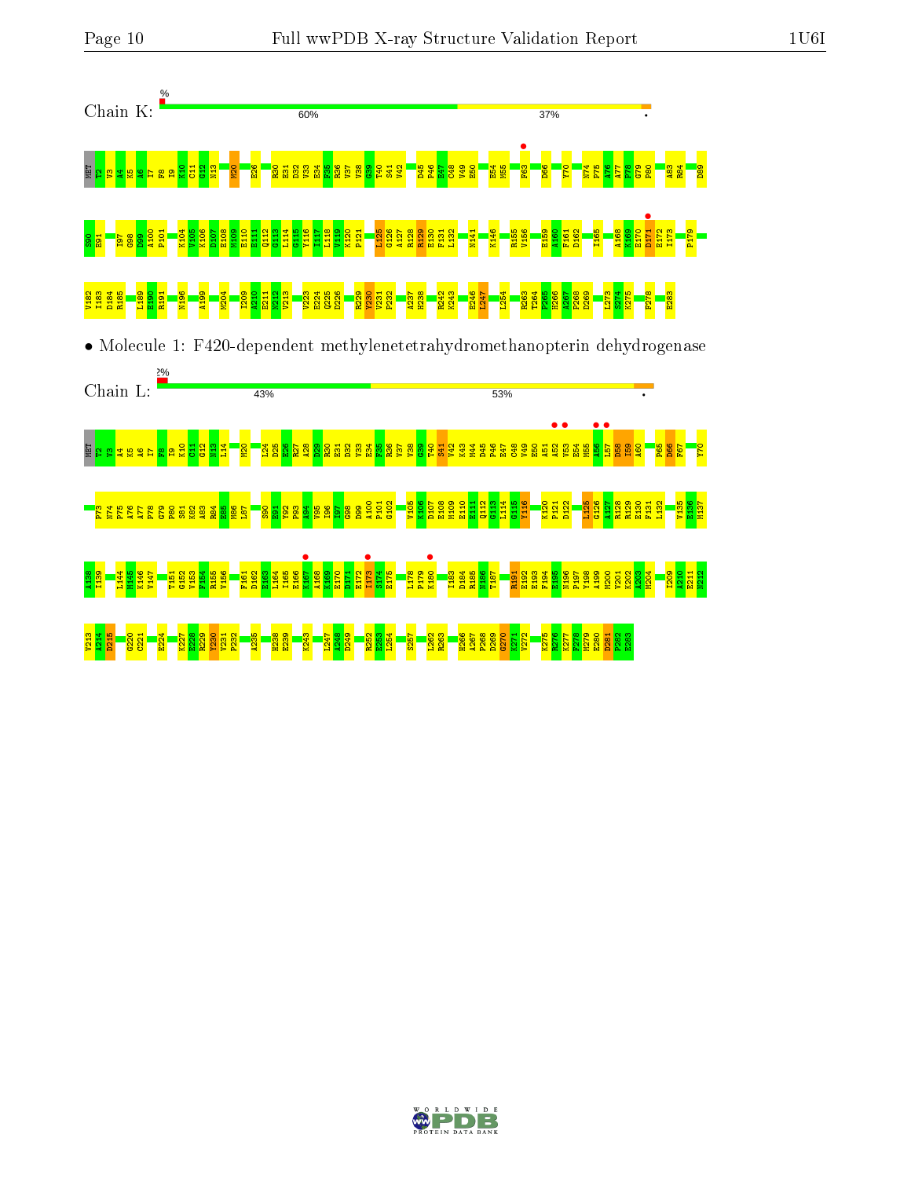Chain K:

%

60%

37%

•

MET T2 V3 A4 K5 A6 I7 F8 I9 K10 C11 G12 N13 M20 E26 R30 E31 D32 V33 E34 F35 R36 V37 V38 G39 T40 S41 V42 D45 P46 E47 C48 V49 E50 E54 M55 F63 D66 Y70 N74 P75 A76 A77 P78 G79 P80 A83 R84 D89

S90 E91 I97 G98 D99 A100 P101 K104 V105 K106 D107 E108 M109 E110 E111 Q112 G113 L114 G115 Y116 I117 L118 V119 K120 P121 L125 G126 A127 R128 R129 E130 F131 L132 N141 K146 R155 V156 E159 A160 F161 D162 I165 A168 K169 E170 D171 E172 I173 P179

V182 I183 D184 R185 L189 E190 R191 N196 A199 M204 I209 A210 E211 N212 V213 V223 E224 Q225 D226 R229 V230 V231 P232 A237 H238 R242 K243 E246 L247 L254 R263 T264 P265 H266 A267 P268 D269 L273 S274 K275 F278 E283

• Molecule 1: F420-dependent methylenetetrahydromethanopterin dehydrogenase

Chain L:

2%

43%

53%

•

MET T2 V3 A4 K5 A6 I7 F8 I9 K10 C11 G12 N13 L14 M20 L24 D25 E26 K27 A28 D29 R30 E31 D32 V33 E34 F35 R36 V37 V38 G39 T40 S41 V42 K43 M44 D45 P46 E47 C48 V49 E50 A51 A52 V53 E54 M55 A56 L57 D58 I59 A60 P65 D66 F67 Y70

P73 N74 P75 A76 A77 P78 G79 P80 S81 K82 A83 R84 E85 M86 L87 S90 E91 K92 P93 A94 V95 I96 I97 G98 D99 A100 P101 G102 V105 K106 D107 E108 M109 E110 E111 Q112 G113 L114 G115 Y116 K120 P121 D122 L125 G126 A127 R128 R129 E130 F131 L132 V135 E136 M137

A138 I139 L144 M145 K146 V147 T151 G152 V153 F154 R155 V156 F161 D162 E163 L164 I165 E166 K167 A168 K169 E170 D171 E172 I173 S174 E175 L178 P179 K180 I183 D184 R185 N186 T187 R191 E192 E193 F194 E195 N196 P197 Y198 A199 M200 V201 K202 A203 M204 I209 A210 E211 N212

V213 A214 D215 G220 C221 E224 K227 E228 R229 V230 V231 P232 A235 H238 E239 K243 L247 A248 D249 R252 E253 L254 S257 L262 R263 H266 A267 P268 D269 G270 K271 V272 K275 R276 K277 F278 M279 E280 D281 P282 E283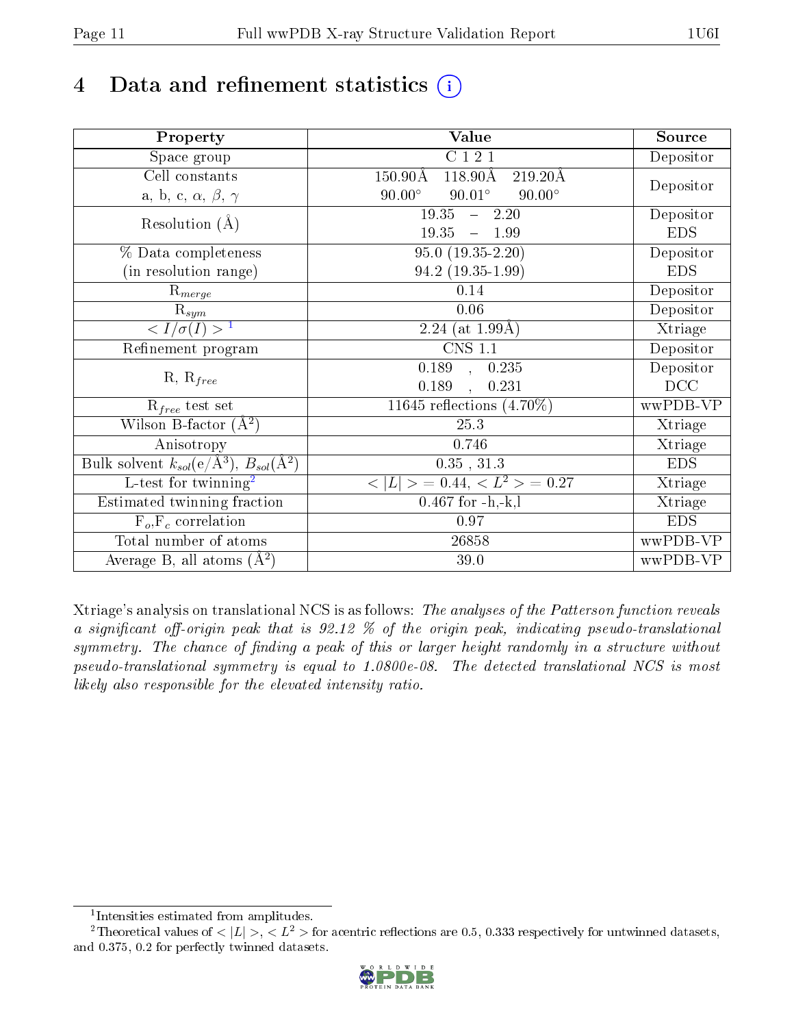# 4 Data and refinement statistics ⓘ

| Property | Value | Source |
|---|---|---|
| Space group | C 1 2 1 | Depositor |
| Cell constants<br>a, b, c, $\alpha$, $\beta$, $\gamma$ | 150.90Å 118.90Å 219.20Å<br>90.00° 90.01° 90.00° | Depositor |
| Resolution (Å) | 19.35 – 2.20<br>19.35 – 1.99 | Depositor<br>EDS |
| % Data completeness<br>(in resolution range) | 95.0 (19.35-2.20)<br>94.2 (19.35-1.99) | Depositor<br>EDS |
| $R_{merge}$ | 0.14 | Depositor |
| $R_{sym}$ | 0.06 | Depositor |
| $< I/\sigma(I) >$ [1] | 2.24 (at 1.99Å) | Xtriage |
| Refinement program | CNS 1.1 | Depositor |
| R, $R_{free}$ | 0.189 , 0.235<br>0.189 , 0.231 | Depositor<br>DCC |
| $R_{free}$ test set | 11645 reflections (4.70%) | wwPDB-VP |
| Wilson B-factor (Å$^2$) | 25.3 | Xtriage |
| Anisotropy | 0.746 | Xtriage |
| Bulk solvent $k_{sol}$(e/Å$^3$), $B_{sol}$(Å$^2$) | 0.35 , 31.3 | EDS |
| L-test for twinning[2] | $< \lvert L \rvert >$ = 0.44, $< L^2 >$ = 0.27 | Xtriage |
| Estimated twinning fraction | 0.467 for -h,-k,l | Xtriage |
| $F_o$,$F_c$ correlation | 0.97 | EDS |
| Total number of atoms | 26858 | wwPDB-VP |
| Average B, all atoms (Å$^2$) | 39.0 | wwPDB-VP |

Xtriage's analysis on translational NCS is as follows: *The analyses of the Patterson function reveals a significant off-origin peak that is 92.12 % of the origin peak, indicating pseudo-translational symmetry. The chance of finding a peak of this or larger height randomly in a structure without pseudo-translational symmetry is equal to 1.0800e-08. The detected translational NCS is most likely also responsible for the elevated intensity ratio.*

[1] Intensities estimated from amplitudes.

[2] Theoretical values of $< \lvert L \rvert >$, $< L^2 >$ for acentric reflections are 0.5, 0.333 respectively for untwinned datasets, and 0.375, 0.2 for perfectly twinned datasets.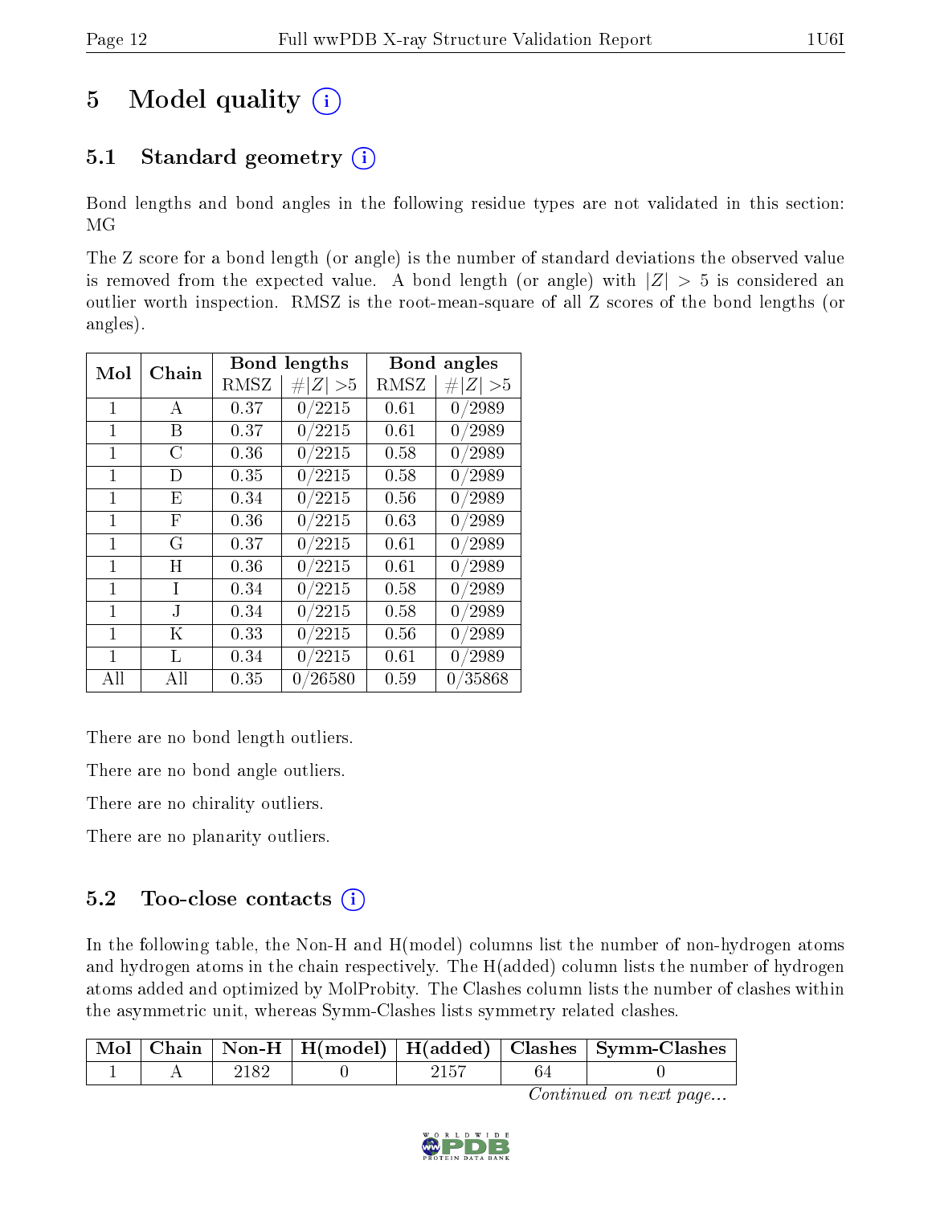# 5 Model quality (i)

## 5.1 Standard geometry (i)

Bond lengths and bond angles in the following residue types are not validated in this section: MG

The Z score for a bond length (or angle) is the number of standard deviations the observed value is removed from the expected value. A bond length (or angle) with $|Z| > 5$ is considered an outlier worth inspection. RMSZ is the root-mean-square of all Z scores of the bond lengths (or angles).

| Mol | Chain | Bond lengths | | Bond angles | |
|---|---|---|---|---|---|
| | | RMSZ | #$\|Z\|$ >5 | RMSZ | #$\|Z\|$ >5 |
| 1 | A | 0.37 | 0/2215 | 0.61 | 0/2989 |
| 1 | B | 0.37 | 0/2215 | 0.61 | 0/2989 |
| 1 | C | 0.36 | 0/2215 | 0.58 | 0/2989 |
| 1 | D | 0.35 | 0/2215 | 0.58 | 0/2989 |
| 1 | E | 0.34 | 0/2215 | 0.56 | 0/2989 |
| 1 | F | 0.36 | 0/2215 | 0.63 | 0/2989 |
| 1 | G | 0.37 | 0/2215 | 0.61 | 0/2989 |
| 1 | H | 0.36 | 0/2215 | 0.61 | 0/2989 |
| 1 | I | 0.34 | 0/2215 | 0.58 | 0/2989 |
| 1 | J | 0.34 | 0/2215 | 0.58 | 0/2989 |
| 1 | K | 0.33 | 0/2215 | 0.56 | 0/2989 |
| 1 | L | 0.34 | 0/2215 | 0.61 | 0/2989 |
| All | All | 0.35 | 0/26580 | 0.59 | 0/35868 |

There are no bond length outliers.

There are no bond angle outliers.

There are no chirality outliers.

There are no planarity outliers.

## 5.2 Too-close contacts (i)

In the following table, the Non-H and H(model) columns list the number of non-hydrogen atoms and hydrogen atoms in the chain respectively. The H(added) column lists the number of hydrogen atoms added and optimized by MolProbity. The Clashes column lists the number of clashes within the asymmetric unit, whereas Symm-Clashes lists symmetry related clashes.

| Mol | Chain | Non-H | H(model) | H(added) | Clashes | Symm-Clashes |
|---|---|---|---|---|---|---|
| 1 | A | 2182 | 0 | 2157 | 64 | 0 |

*Continued on next page...*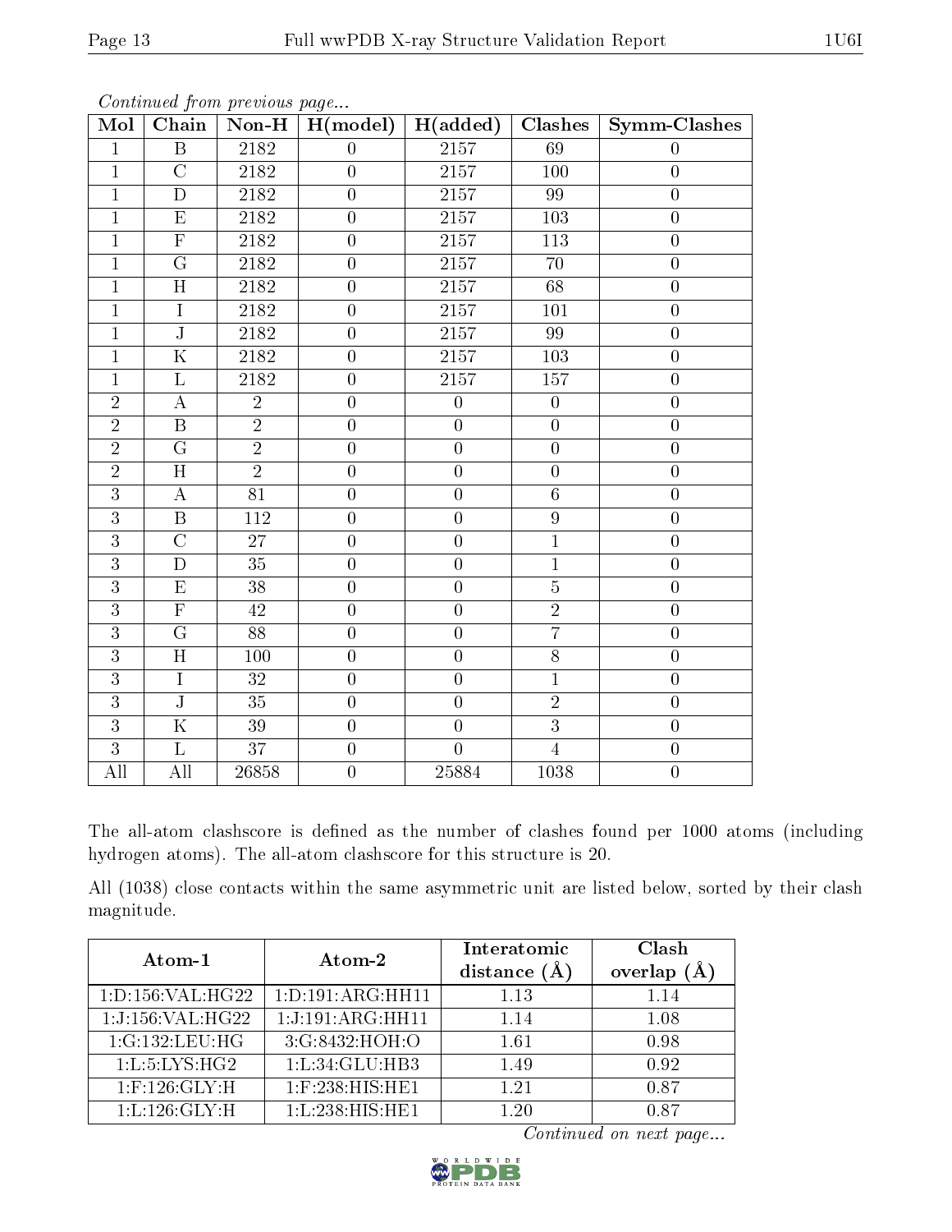*Continued from previous page...*

| Mol | Chain | Non-H | H(model) | H(added) | Clashes | Symm-Clashes |
|---|---|---|---|---|---|---|
| 1 | B | 2182 | 0 | 2157 | 69 | 0 |
| 1 | C | 2182 | 0 | 2157 | 100 | 0 |
| 1 | D | 2182 | 0 | 2157 | 99 | 0 |
| 1 | E | 2182 | 0 | 2157 | 103 | 0 |
| 1 | F | 2182 | 0 | 2157 | 113 | 0 |
| 1 | G | 2182 | 0 | 2157 | 70 | 0 |
| 1 | H | 2182 | 0 | 2157 | 68 | 0 |
| 1 | I | 2182 | 0 | 2157 | 101 | 0 |
| 1 | J | 2182 | 0 | 2157 | 99 | 0 |
| 1 | K | 2182 | 0 | 2157 | 103 | 0 |
| 1 | L | 2182 | 0 | 2157 | 157 | 0 |
| 2 | A | 2 | 0 | 0 | 0 | 0 |
| 2 | B | 2 | 0 | 0 | 0 | 0 |
| 2 | G | 2 | 0 | 0 | 0 | 0 |
| 2 | H | 2 | 0 | 0 | 0 | 0 |
| 3 | A | 81 | 0 | 0 | 6 | 0 |
| 3 | B | 112 | 0 | 0 | 9 | 0 |
| 3 | C | 27 | 0 | 0 | 1 | 0 |
| 3 | D | 35 | 0 | 0 | 1 | 0 |
| 3 | E | 38 | 0 | 0 | 5 | 0 |
| 3 | F | 42 | 0 | 0 | 2 | 0 |
| 3 | G | 88 | 0 | 0 | 7 | 0 |
| 3 | H | 100 | 0 | 0 | 8 | 0 |
| 3 | I | 32 | 0 | 0 | 1 | 0 |
| 3 | J | 35 | 0 | 0 | 2 | 0 |
| 3 | K | 39 | 0 | 0 | 3 | 0 |
| 3 | L | 37 | 0 | 0 | 4 | 0 |
| All | All | 26858 | 0 | 25884 | 1038 | 0 |

The all-atom clashscore is defined as the number of clashes found per 1000 atoms (including hydrogen atoms). The all-atom clashscore for this structure is 20.

All (1038) close contacts within the same asymmetric unit are listed below, sorted by their clash magnitude.

| Atom-1 | Atom-2 | Interatomic distance (Å) | Clash overlap (Å) |
|---|---|---|---|
| 1:D:156:VAL:HG22 | 1:D:191:ARG:HH11 | 1.13 | 1.14 |
| 1:J:156:VAL:HG22 | 1:J:191:ARG:HH11 | 1.14 | 1.08 |
| 1:G:132:LEU:HG | 3:G:8432:HOH:O | 1.61 | 0.98 |
| 1:L:5:LYS:HG2 | 1:L:34:GLU:HB3 | 1.49 | 0.92 |
| 1:F:126:GLY:H | 1:F:238:HIS:HE1 | 1.21 | 0.87 |
| 1:L:126:GLY:H | 1:L:238:HIS:HE1 | 1.20 | 0.87 |

*Continued on next page...*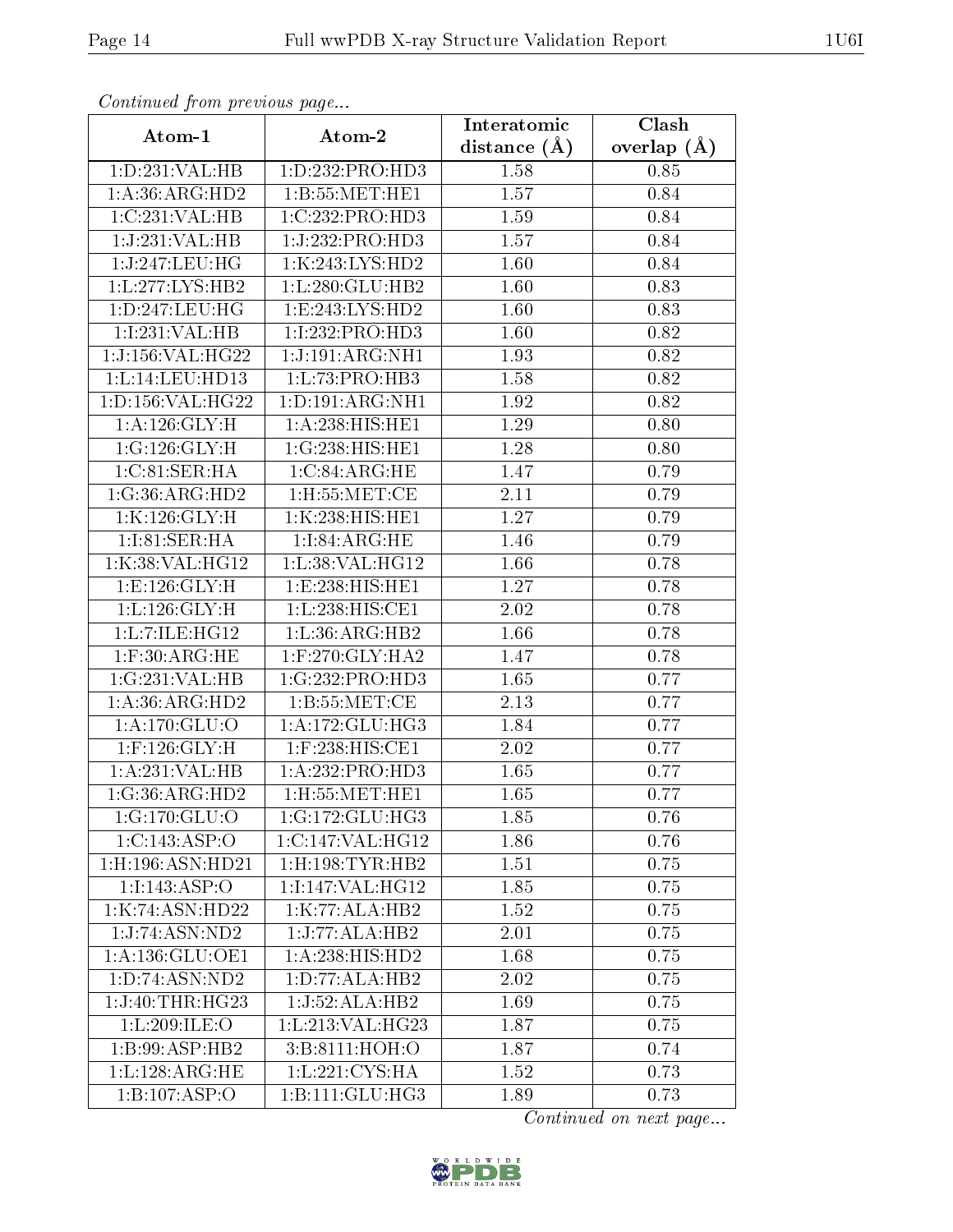*Continued from previous page...*

| Atom-1 | Atom-2 | Interatomic distance (Å) | Clash overlap (Å) |
|---|---|---|---|
| 1:D:231:VAL:HB | 1:D:232:PRO:HD3 | 1.58 | 0.85 |
| 1:A:36:ARG:HD2 | 1:B:55:MET:HE1 | 1.57 | 0.84 |
| 1:C:231:VAL:HB | 1:C:232:PRO:HD3 | 1.59 | 0.84 |
| 1:J:231:VAL:HB | 1:J:232:PRO:HD3 | 1.57 | 0.84 |
| 1:J:247:LEU:HG | 1:K:243:LYS:HD2 | 1.60 | 0.84 |
| 1:L:277:LYS:HB2 | 1:L:280:GLU:HB2 | 1.60 | 0.83 |
| 1:D:247:LEU:HG | 1:E:243:LYS:HD2 | 1.60 | 0.83 |
| 1:I:231:VAL:HB | 1:I:232:PRO:HD3 | 1.60 | 0.82 |
| 1:J:156:VAL:HG22 | 1:J:191:ARG:NH1 | 1.93 | 0.82 |
| 1:L:14:LEU:HD13 | 1:L:73:PRO:HB3 | 1.58 | 0.82 |
| 1:D:156:VAL:HG22 | 1:D:191:ARG:NH1 | 1.92 | 0.82 |
| 1:A:126:GLY:H | 1:A:238:HIS:HE1 | 1.29 | 0.80 |
| 1:G:126:GLY:H | 1:G:238:HIS:HE1 | 1.28 | 0.80 |
| 1:C:81:SER:HA | 1:C:84:ARG:HE | 1.47 | 0.79 |
| 1:G:36:ARG:HD2 | 1:H:55:MET:CE | 2.11 | 0.79 |
| 1:K:126:GLY:H | 1:K:238:HIS:HE1 | 1.27 | 0.79 |
| 1:I:81:SER:HA | 1:I:84:ARG:HE | 1.46 | 0.79 |
| 1:K:38:VAL:HG12 | 1:L:38:VAL:HG12 | 1.66 | 0.78 |
| 1:E:126:GLY:H | 1:E:238:HIS:HE1 | 1.27 | 0.78 |
| 1:L:126:GLY:H | 1:L:238:HIS:CE1 | 2.02 | 0.78 |
| 1:L:7:ILE:HG12 | 1:L:36:ARG:HB2 | 1.66 | 0.78 |
| 1:F:30:ARG:HE | 1:F:270:GLY:HA2 | 1.47 | 0.78 |
| 1:G:231:VAL:HB | 1:G:232:PRO:HD3 | 1.65 | 0.77 |
| 1:A:36:ARG:HD2 | 1:B:55:MET:CE | 2.13 | 0.77 |
| 1:A:170:GLU:O | 1:A:172:GLU:HG3 | 1.84 | 0.77 |
| 1:F:126:GLY:H | 1:F:238:HIS:CE1 | 2.02 | 0.77 |
| 1:A:231:VAL:HB | 1:A:232:PRO:HD3 | 1.65 | 0.77 |
| 1:G:36:ARG:HD2 | 1:H:55:MET:HE1 | 1.65 | 0.77 |
| 1:G:170:GLU:O | 1:G:172:GLU:HG3 | 1.85 | 0.76 |
| 1:C:143:ASP:O | 1:C:147:VAL:HG12 | 1.86 | 0.76 |
| 1:H:196:ASN:HD21 | 1:H:198:TYR:HB2 | 1.51 | 0.75 |
| 1:I:143:ASP:O | 1:I:147:VAL:HG12 | 1.85 | 0.75 |
| 1:K:74:ASN:HD22 | 1:K:77:ALA:HB2 | 1.52 | 0.75 |
| 1:J:74:ASN:ND2 | 1:J:77:ALA:HB2 | 2.01 | 0.75 |
| 1:A:136:GLU:OE1 | 1:A:238:HIS:HD2 | 1.68 | 0.75 |
| 1:D:74:ASN:ND2 | 1:D:77:ALA:HB2 | 2.02 | 0.75 |
| 1:J:40:THR:HG23 | 1:J:52:ALA:HB2 | 1.69 | 0.75 |
| 1:L:209:ILE:O | 1:L:213:VAL:HG23 | 1.87 | 0.75 |
| 1:B:99:ASP:HB2 | 3:B:8111:HOH:O | 1.87 | 0.74 |
| 1:L:128:ARG:HE | 1:L:221:CYS:HA | 1.52 | 0.73 |
| 1:B:107:ASP:O | 1:B:111:GLU:HG3 | 1.89 | 0.73 |

*Continued on next page...*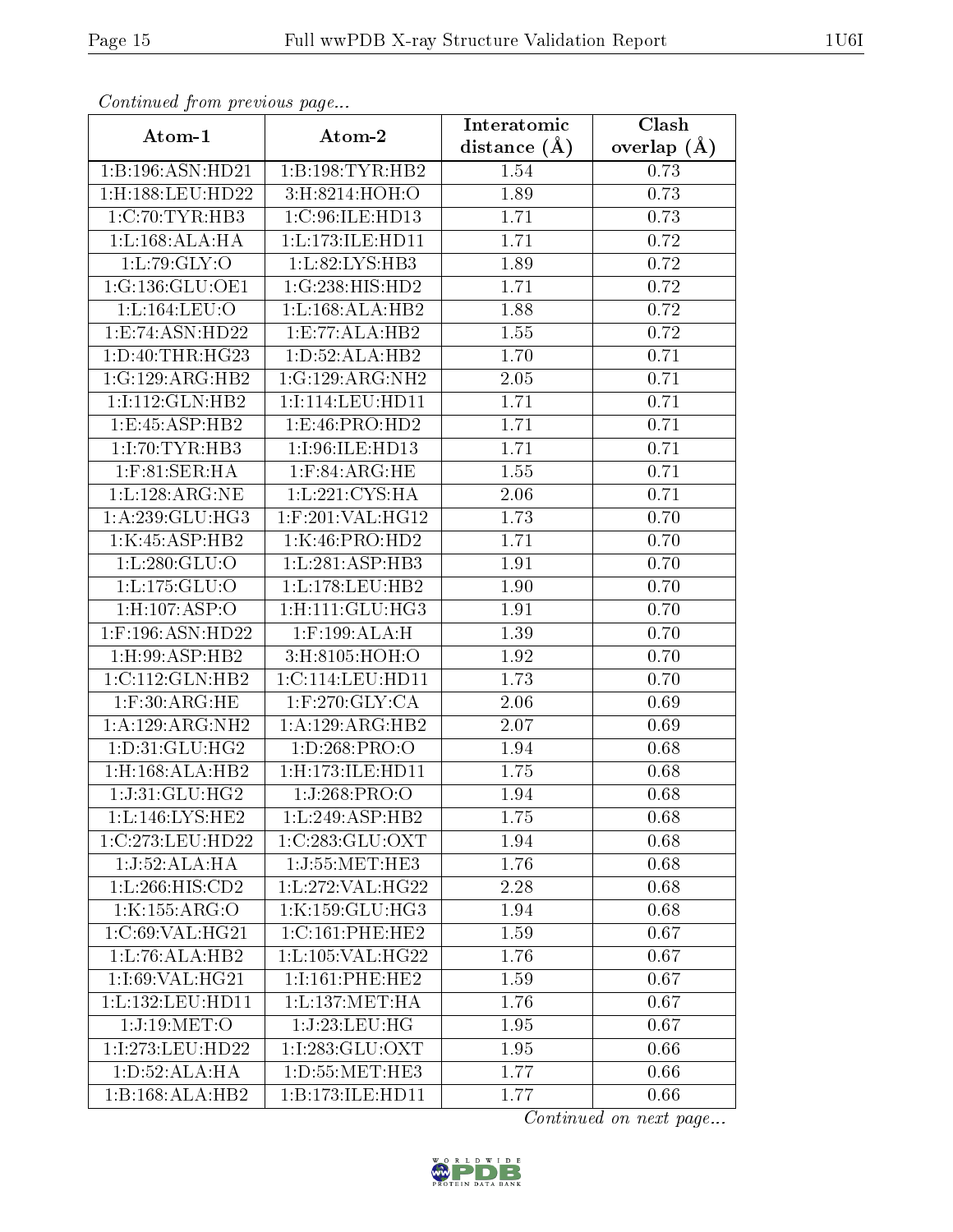*Continued from previous page...*

| Atom-1 | Atom-2 | Interatomic distance (Å) | Clash overlap (Å) |
|---|---|---|---|
| 1:B:196:ASN:HD21 | 1:B:198:TYR:HB2 | 1.54 | 0.73 |
| 1:H:188:LEU:HD22 | 3:H:8214:HOH:O | 1.89 | 0.73 |
| 1:C:70:TYR:HB3 | 1:C:96:ILE:HD13 | 1.71 | 0.73 |
| 1:L:168:ALA:HA | 1:L:173:ILE:HD11 | 1.71 | 0.72 |
| 1:L:79:GLY:O | 1:L:82:LYS:HB3 | 1.89 | 0.72 |
| 1:G:136:GLU:OE1 | 1:G:238:HIS:HD2 | 1.71 | 0.72 |
| 1:L:164:LEU:O | 1:L:168:ALA:HB2 | 1.88 | 0.72 |
| 1:E:74:ASN:HD22 | 1:E:77:ALA:HB2 | 1.55 | 0.72 |
| 1:D:40:THR:HG23 | 1:D:52:ALA:HB2 | 1.70 | 0.71 |
| 1:G:129:ARG:HB2 | 1:G:129:ARG:NH2 | 2.05 | 0.71 |
| 1:I:112:GLN:HB2 | 1:I:114:LEU:HD11 | 1.71 | 0.71 |
| 1:E:45:ASP:HB2 | 1:E:46:PRO:HD2 | 1.71 | 0.71 |
| 1:I:70:TYR:HB3 | 1:I:96:ILE:HD13 | 1.71 | 0.71 |
| 1:F:81:SER:HA | 1:F:84:ARG:HE | 1.55 | 0.71 |
| 1:L:128:ARG:NE | 1:L:221:CYS:HA | 2.06 | 0.71 |
| 1:A:239:GLU:HG3 | 1:F:201:VAL:HG12 | 1.73 | 0.70 |
| 1:K:45:ASP:HB2 | 1:K:46:PRO:HD2 | 1.71 | 0.70 |
| 1:L:280:GLU:O | 1:L:281:ASP:HB3 | 1.91 | 0.70 |
| 1:L:175:GLU:O | 1:L:178:LEU:HB2 | 1.90 | 0.70 |
| 1:H:107:ASP:O | 1:H:111:GLU:HG3 | 1.91 | 0.70 |
| 1:F:196:ASN:HD22 | 1:F:199:ALA:H | 1.39 | 0.70 |
| 1:H:99:ASP:HB2 | 3:H:8105:HOH:O | 1.92 | 0.70 |
| 1:C:112:GLN:HB2 | 1:C:114:LEU:HD11 | 1.73 | 0.70 |
| 1:F:30:ARG:HE | 1:F:270:GLY:CA | 2.06 | 0.69 |
| 1:A:129:ARG:NH2 | 1:A:129:ARG:HB2 | 2.07 | 0.69 |
| 1:D:31:GLU:HG2 | 1:D:268:PRO:O | 1.94 | 0.68 |
| 1:H:168:ALA:HB2 | 1:H:173:ILE:HD11 | 1.75 | 0.68 |
| 1:J:31:GLU:HG2 | 1:J:268:PRO:O | 1.94 | 0.68 |
| 1:L:146:LYS:HE2 | 1:L:249:ASP:HB2 | 1.75 | 0.68 |
| 1:C:273:LEU:HD22 | 1:C:283:GLU:OXT | 1.94 | 0.68 |
| 1:J:52:ALA:HA | 1:J:55:MET:HE3 | 1.76 | 0.68 |
| 1:L:266:HIS:CD2 | 1:L:272:VAL:HG22 | 2.28 | 0.68 |
| 1:K:155:ARG:O | 1:K:159:GLU:HG3 | 1.94 | 0.68 |
| 1:C:69:VAL:HG21 | 1:C:161:PHE:HE2 | 1.59 | 0.67 |
| 1:L:76:ALA:HB2 | 1:L:105:VAL:HG22 | 1.76 | 0.67 |
| 1:I:69:VAL:HG21 | 1:I:161:PHE:HE2 | 1.59 | 0.67 |
| 1:L:132:LEU:HD11 | 1:L:137:MET:HA | 1.76 | 0.67 |
| 1:J:19:MET:O | 1:J:23:LEU:HG | 1.95 | 0.67 |
| 1:I:273:LEU:HD22 | 1:I:283:GLU:OXT | 1.95 | 0.66 |
| 1:D:52:ALA:HA | 1:D:55:MET:HE3 | 1.77 | 0.66 |
| 1:B:168:ALA:HB2 | 1:B:173:ILE:HD11 | 1.77 | 0.66 |

*Continued on next page...*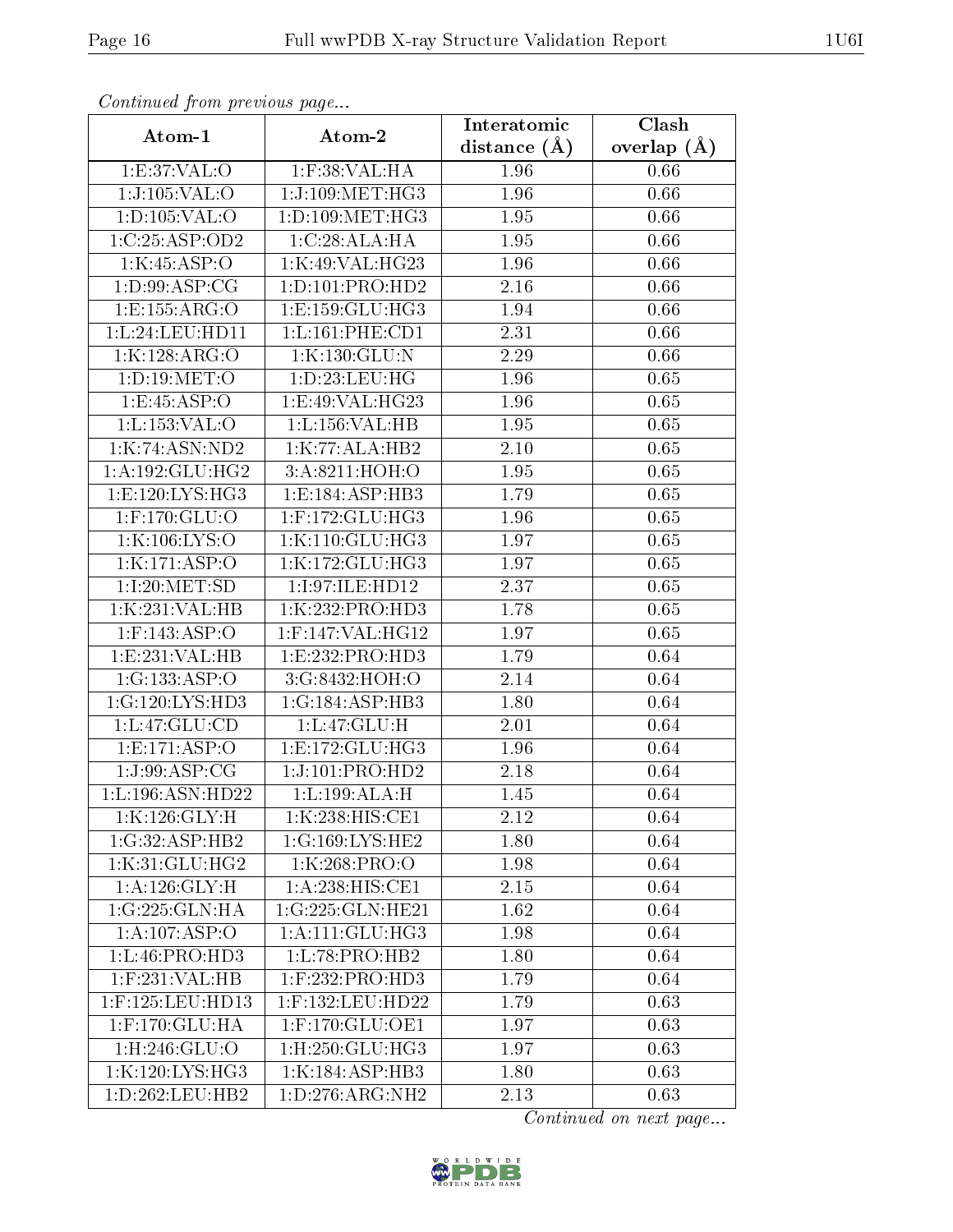*Continued from previous page...*

| Atom-1 | Atom-2 | Interatomic distance (Å) | Clash overlap (Å) |
| --- | --- | --- | --- |
| 1:E:37:VAL:O | 1:F:38:VAL:HA | 1.96 | 0.66 |
| 1:J:105:VAL:O | 1:J:109:MET:HG3 | 1.96 | 0.66 |
| 1:D:105:VAL:O | 1:D:109:MET:HG3 | 1.95 | 0.66 |
| 1:C:25:ASP:OD2 | 1:C:28:ALA:HA | 1.95 | 0.66 |
| 1:K:45:ASP:O | 1:K:49:VAL:HG23 | 1.96 | 0.66 |
| 1:D:99:ASP:CG | 1:D:101:PRO:HD2 | 2.16 | 0.66 |
| 1:E:155:ARG:O | 1:E:159:GLU:HG3 | 1.94 | 0.66 |
| 1:L:24:LEU:HD11 | 1:L:161:PHE:CD1 | 2.31 | 0.66 |
| 1:K:128:ARG:O | 1:K:130:GLU:N | 2.29 | 0.66 |
| 1:D:19:MET:O | 1:D:23:LEU:HG | 1.96 | 0.65 |
| 1:E:45:ASP:O | 1:E:49:VAL:HG23 | 1.96 | 0.65 |
| 1:L:153:VAL:O | 1:L:156:VAL:HB | 1.95 | 0.65 |
| 1:K:74:ASN:ND2 | 1:K:77:ALA:HB2 | 2.10 | 0.65 |
| 1:A:192:GLU:HG2 | 3:A:8211:HOH:O | 1.95 | 0.65 |
| 1:E:120:LYS:HG3 | 1:E:184:ASP:HB3 | 1.79 | 0.65 |
| 1:F:170:GLU:O | 1:F:172:GLU:HG3 | 1.96 | 0.65 |
| 1:K:106:LYS:O | 1:K:110:GLU:HG3 | 1.97 | 0.65 |
| 1:K:171:ASP:O | 1:K:172:GLU:HG3 | 1.97 | 0.65 |
| 1:I:20:MET:SD | 1:I:97:ILE:HD12 | 2.37 | 0.65 |
| 1:K:231:VAL:HB | 1:K:232:PRO:HD3 | 1.78 | 0.65 |
| 1:F:143:ASP:O | 1:F:147:VAL:HG12 | 1.97 | 0.65 |
| 1:E:231:VAL:HB | 1:E:232:PRO:HD3 | 1.79 | 0.64 |
| 1:G:133:ASP:O | 3:G:8432:HOH:O | 2.14 | 0.64 |
| 1:G:120:LYS:HD3 | 1:G:184:ASP:HB3 | 1.80 | 0.64 |
| 1:L:47:GLU:CD | 1:L:47:GLU:H | 2.01 | 0.64 |
| 1:E:171:ASP:O | 1:E:172:GLU:HG3 | 1.96 | 0.64 |
| 1:J:99:ASP:CG | 1:J:101:PRO:HD2 | 2.18 | 0.64 |
| 1:L:196:ASN:HD22 | 1:L:199:ALA:H | 1.45 | 0.64 |
| 1:K:126:GLY:H | 1:K:238:HIS:CE1 | 2.12 | 0.64 |
| 1:G:32:ASP:HB2 | 1:G:169:LYS:HE2 | 1.80 | 0.64 |
| 1:K:31:GLU:HG2 | 1:K:268:PRO:O | 1.98 | 0.64 |
| 1:A:126:GLY:H | 1:A:238:HIS:CE1 | 2.15 | 0.64 |
| 1:G:225:GLN:HA | 1:G:225:GLN:HE21 | 1.62 | 0.64 |
| 1:A:107:ASP:O | 1:A:111:GLU:HG3 | 1.98 | 0.64 |
| 1:L:46:PRO:HD3 | 1:L:78:PRO:HB2 | 1.80 | 0.64 |
| 1:F:231:VAL:HB | 1:F:232:PRO:HD3 | 1.79 | 0.64 |
| 1:F:125:LEU:HD13 | 1:F:132:LEU:HD22 | 1.79 | 0.63 |
| 1:F:170:GLU:HA | 1:F:170:GLU:OE1 | 1.97 | 0.63 |
| 1:H:246:GLU:O | 1:H:250:GLU:HG3 | 1.97 | 0.63 |
| 1:K:120:LYS:HG3 | 1:K:184:ASP:HB3 | 1.80 | 0.63 |
| 1:D:262:LEU:HB2 | 1:D:276:ARG:NH2 | 2.13 | 0.63 |

*Continued on next page...*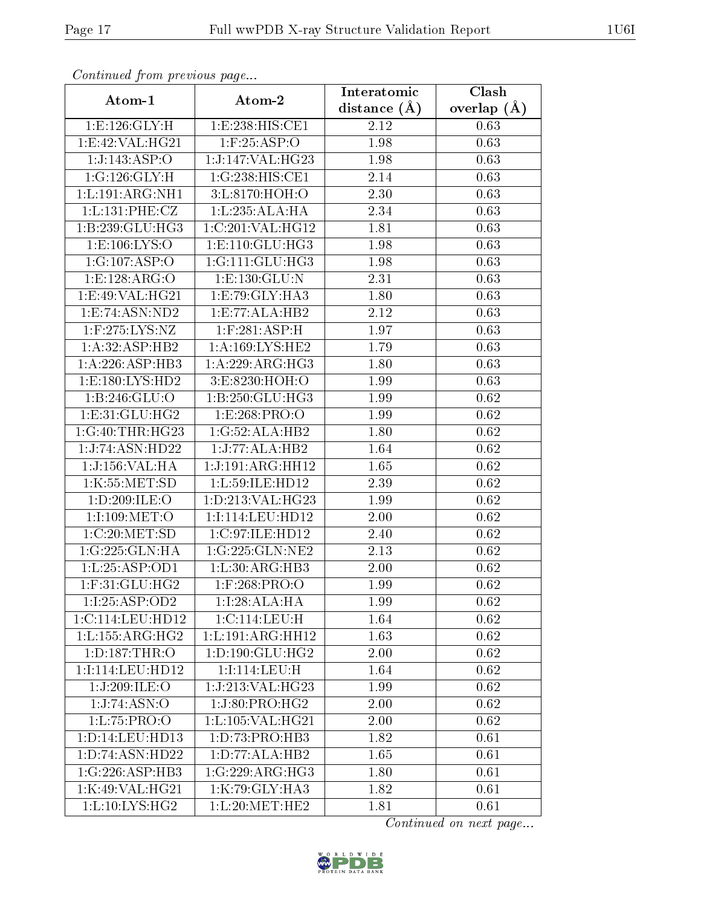*Continued from previous page...*

| Atom-1 | Atom-2 | Interatomic distance (Å) | Clash overlap (Å) |
|---|---|---|---|
| 1:E:126:GLY:H | 1:E:238:HIS:CE1 | 2.12 | 0.63 |
| 1:E:42:VAL:HG21 | 1:F:25:ASP:O | 1.98 | 0.63 |
| 1:J:143:ASP:O | 1:J:147:VAL:HG23 | 1.98 | 0.63 |
| 1:G:126:GLY:H | 1:G:238:HIS:CE1 | 2.14 | 0.63 |
| 1:L:191:ARG:NH1 | 3:L:8170:HOH:O | 2.30 | 0.63 |
| 1:L:131:PHE:CZ | 1:L:235:ALA:HA | 2.34 | 0.63 |
| 1:B:239:GLU:HG3 | 1:C:201:VAL:HG12 | 1.81 | 0.63 |
| 1:E:106:LYS:O | 1:E:110:GLU:HG3 | 1.98 | 0.63 |
| 1:G:107:ASP:O | 1:G:111:GLU:HG3 | 1.98 | 0.63 |
| 1:E:128:ARG:O | 1:E:130:GLU:N | 2.31 | 0.63 |
| 1:E:49:VAL:HG21 | 1:E:79:GLY:HA3 | 1.80 | 0.63 |
| 1:E:74:ASN:ND2 | 1:E:77:ALA:HB2 | 2.12 | 0.63 |
| 1:F:275:LYS:NZ | 1:F:281:ASP:H | 1.97 | 0.63 |
| 1:A:32:ASP:HB2 | 1:A:169:LYS:HE2 | 1.79 | 0.63 |
| 1:A:226:ASP:HB3 | 1:A:229:ARG:HG3 | 1.80 | 0.63 |
| 1:E:180:LYS:HD2 | 3:E:8230:HOH:O | 1.99 | 0.63 |
| 1:B:246:GLU:O | 1:B:250:GLU:HG3 | 1.99 | 0.62 |
| 1:E:31:GLU:HG2 | 1:E:268:PRO:O | 1.99 | 0.62 |
| 1:G:40:THR:HG23 | 1:G:52:ALA:HB2 | 1.80 | 0.62 |
| 1:J:74:ASN:HD22 | 1:J:77:ALA:HB2 | 1.64 | 0.62 |
| 1:J:156:VAL:HA | 1:J:191:ARG:HH12 | 1.65 | 0.62 |
| 1:K:55:MET:SD | 1:L:59:ILE:HD12 | 2.39 | 0.62 |
| 1:D:209:ILE:O | 1:D:213:VAL:HG23 | 1.99 | 0.62 |
| 1:I:109:MET:O | 1:I:114:LEU:HD12 | 2.00 | 0.62 |
| 1:C:20:MET:SD | 1:C:97:ILE:HD12 | 2.40 | 0.62 |
| 1:G:225:GLN:HA | 1:G:225:GLN:NE2 | 2.13 | 0.62 |
| 1:L:25:ASP:OD1 | 1:L:30:ARG:HB3 | 2.00 | 0.62 |
| 1:F:31:GLU:HG2 | 1:F:268:PRO:O | 1.99 | 0.62 |
| 1:I:25:ASP:OD2 | 1:I:28:ALA:HA | 1.99 | 0.62 |
| 1:C:114:LEU:HD12 | 1:C:114:LEU:H | 1.64 | 0.62 |
| 1:L:155:ARG:HG2 | 1:L:191:ARG:HH12 | 1.63 | 0.62 |
| 1:D:187:THR:O | 1:D:190:GLU:HG2 | 2.00 | 0.62 |
| 1:I:114:LEU:HD12 | 1:I:114:LEU:H | 1.64 | 0.62 |
| 1:J:209:ILE:O | 1:J:213:VAL:HG23 | 1.99 | 0.62 |
| 1:J:74:ASN:O | 1:J:80:PRO:HG2 | 2.00 | 0.62 |
| 1:L:75:PRO:O | 1:L:105:VAL:HG21 | 2.00 | 0.62 |
| 1:D:14:LEU:HD13 | 1:D:73:PRO:HB3 | 1.82 | 0.61 |
| 1:D:74:ASN:HD22 | 1:D:77:ALA:HB2 | 1.65 | 0.61 |
| 1:G:226:ASP:HB3 | 1:G:229:ARG:HG3 | 1.80 | 0.61 |
| 1:K:49:VAL:HG21 | 1:K:79:GLY:HA3 | 1.82 | 0.61 |
| 1:L:10:LYS:HG2 | 1:L:20:MET:HE2 | 1.81 | 0.61 |

*Continued on next page...*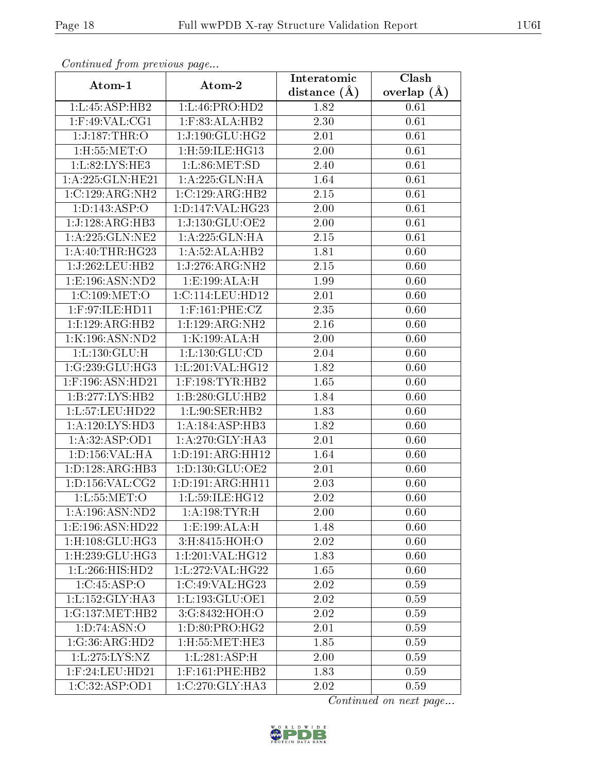*Continued from previous page...*

| Atom-1 | Atom-2 | Interatomic distance (Å) | Clash overlap (Å) |
|---|---|---|---|
| 1:L:45:ASP:HB2 | 1:L:46:PRO:HD2 | 1.82 | 0.61 |
| 1:F:49:VAL:CG1 | 1:F:83:ALA:HB2 | 2.30 | 0.61 |
| 1:J:187:THR:O | 1:J:190:GLU:HG2 | 2.01 | 0.61 |
| 1:H:55:MET:O | 1:H:59:ILE:HG13 | 2.00 | 0.61 |
| 1:L:82:LYS:HE3 | 1:L:86:MET:SD | 2.40 | 0.61 |
| 1:A:225:GLN:HE21 | 1:A:225:GLN:HA | 1.64 | 0.61 |
| 1:C:129:ARG:NH2 | 1:C:129:ARG:HB2 | 2.15 | 0.61 |
| 1:D:143:ASP:O | 1:D:147:VAL:HG23 | 2.00 | 0.61 |
| 1:J:128:ARG:HB3 | 1:J:130:GLU:OE2 | 2.00 | 0.61 |
| 1:A:225:GLN:NE2 | 1:A:225:GLN:HA | 2.15 | 0.61 |
| 1:A:40:THR:HG23 | 1:A:52:ALA:HB2 | 1.81 | 0.60 |
| 1:J:262:LEU:HB2 | 1:J:276:ARG:NH2 | 2.15 | 0.60 |
| 1:E:196:ASN:ND2 | 1:E:199:ALA:H | 1.99 | 0.60 |
| 1:C:109:MET:O | 1:C:114:LEU:HD12 | 2.01 | 0.60 |
| 1:F:97:ILE:HD11 | 1:F:161:PHE:CZ | 2.35 | 0.60 |
| 1:I:129:ARG:HB2 | 1:I:129:ARG:NH2 | 2.16 | 0.60 |
| 1:K:196:ASN:ND2 | 1:K:199:ALA:H | 2.00 | 0.60 |
| 1:L:130:GLU:H | 1:L:130:GLU:CD | 2.04 | 0.60 |
| 1:G:239:GLU:HG3 | 1:L:201:VAL:HG12 | 1.82 | 0.60 |
| 1:F:196:ASN:HD21 | 1:F:198:TYR:HB2 | 1.65 | 0.60 |
| 1:B:277:LYS:HB2 | 1:B:280:GLU:HB2 | 1.84 | 0.60 |
| 1:L:57:LEU:HD22 | 1:L:90:SER:HB2 | 1.83 | 0.60 |
| 1:A:120:LYS:HD3 | 1:A:184:ASP:HB3 | 1.82 | 0.60 |
| 1:A:32:ASP:OD1 | 1:A:270:GLY:HA3 | 2.01 | 0.60 |
| 1:D:156:VAL:HA | 1:D:191:ARG:HH12 | 1.64 | 0.60 |
| 1:D:128:ARG:HB3 | 1:D:130:GLU:OE2 | 2.01 | 0.60 |
| 1:D:156:VAL:CG2 | 1:D:191:ARG:HH11 | 2.03 | 0.60 |
| 1:L:55:MET:O | 1:L:59:ILE:HG12 | 2.02 | 0.60 |
| 1:A:196:ASN:ND2 | 1:A:198:TYR:H | 2.00 | 0.60 |
| 1:E:196:ASN:HD22 | 1:E:199:ALA:H | 1.48 | 0.60 |
| 1:H:108:GLU:HG3 | 3:H:8415:HOH:O | 2.02 | 0.60 |
| 1:H:239:GLU:HG3 | 1:I:201:VAL:HG12 | 1.83 | 0.60 |
| 1:L:266:HIS:HD2 | 1:L:272:VAL:HG22 | 1.65 | 0.60 |
| 1:C:45:ASP:O | 1:C:49:VAL:HG23 | 2.02 | 0.59 |
| 1:L:152:GLY:HA3 | 1:L:193:GLU:OE1 | 2.02 | 0.59 |
| 1:G:137:MET:HB2 | 3:G:8432:HOH:O | 2.02 | 0.59 |
| 1:D:74:ASN:O | 1:D:80:PRO:HG2 | 2.01 | 0.59 |
| 1:G:36:ARG:HD2 | 1:H:55:MET:HE3 | 1.85 | 0.59 |
| 1:L:275:LYS:NZ | 1:L:281:ASP:H | 2.00 | 0.59 |
| 1:F:24:LEU:HD21 | 1:F:161:PHE:HB2 | 1.83 | 0.59 |
| 1:C:32:ASP:OD1 | 1:C:270:GLY:HA3 | 2.02 | 0.59 |

*Continued on next page...*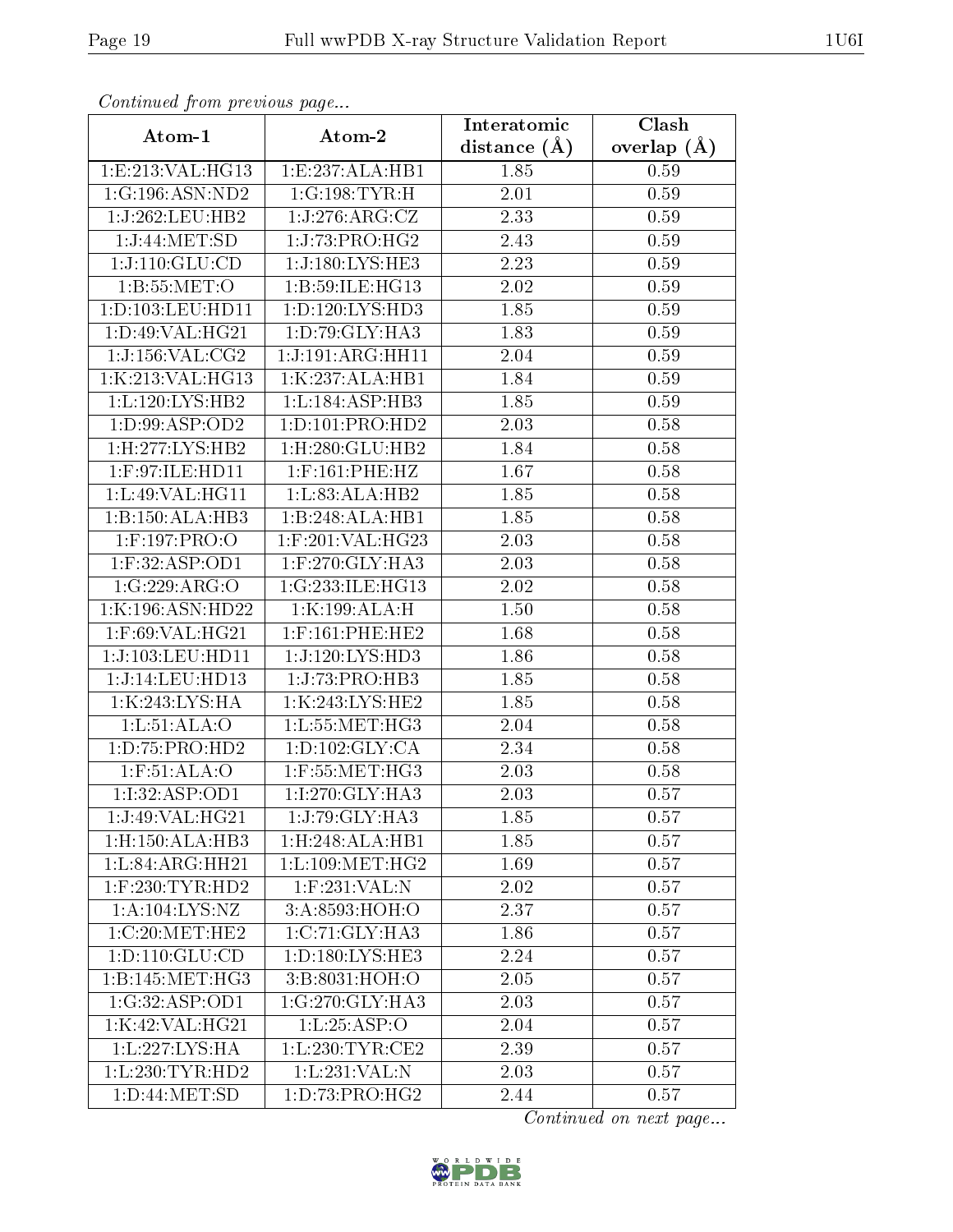*Continued from previous page...*

| Atom-1 | Atom-2 | Interatomic distance (Å) | Clash overlap (Å) |
|---|---|---|---|
| 1:E:213:VAL:HG13 | 1:E:237:ALA:HB1 | 1.85 | 0.59 |
| 1:G:196:ASN:ND2 | 1:G:198:TYR:H | 2.01 | 0.59 |
| 1:J:262:LEU:HB2 | 1:J:276:ARG:CZ | 2.33 | 0.59 |
| 1:J:44:MET:SD | 1:J:73:PRO:HG2 | 2.43 | 0.59 |
| 1:J:110:GLU:CD | 1:J:180:LYS:HE3 | 2.23 | 0.59 |
| 1:B:55:MET:O | 1:B:59:ILE:HG13 | 2.02 | 0.59 |
| 1:D:103:LEU:HD11 | 1:D:120:LYS:HD3 | 1.85 | 0.59 |
| 1:D:49:VAL:HG21 | 1:D:79:GLY:HA3 | 1.83 | 0.59 |
| 1:J:156:VAL:CG2 | 1:J:191:ARG:HH11 | 2.04 | 0.59 |
| 1:K:213:VAL:HG13 | 1:K:237:ALA:HB1 | 1.84 | 0.59 |
| 1:L:120:LYS:HB2 | 1:L:184:ASP:HB3 | 1.85 | 0.59 |
| 1:D:99:ASP:OD2 | 1:D:101:PRO:HD2 | 2.03 | 0.58 |
| 1:H:277:LYS:HB2 | 1:H:280:GLU:HB2 | 1.84 | 0.58 |
| 1:F:97:ILE:HD11 | 1:F:161:PHE:HZ | 1.67 | 0.58 |
| 1:L:49:VAL:HG11 | 1:L:83:ALA:HB2 | 1.85 | 0.58 |
| 1:B:150:ALA:HB3 | 1:B:248:ALA:HB1 | 1.85 | 0.58 |
| 1:F:197:PRO:O | 1:F:201:VAL:HG23 | 2.03 | 0.58 |
| 1:F:32:ASP:OD1 | 1:F:270:GLY:HA3 | 2.03 | 0.58 |
| 1:G:229:ARG:O | 1:G:233:ILE:HG13 | 2.02 | 0.58 |
| 1:K:196:ASN:HD22 | 1:K:199:ALA:H | 1.50 | 0.58 |
| 1:F:69:VAL:HG21 | 1:F:161:PHE:HE2 | 1.68 | 0.58 |
| 1:J:103:LEU:HD11 | 1:J:120:LYS:HD3 | 1.86 | 0.58 |
| 1:J:14:LEU:HD13 | 1:J:73:PRO:HB3 | 1.85 | 0.58 |
| 1:K:243:LYS:HA | 1:K:243:LYS:HE2 | 1.85 | 0.58 |
| 1:L:51:ALA:O | 1:L:55:MET:HG3 | 2.04 | 0.58 |
| 1:D:75:PRO:HD2 | 1:D:102:GLY:CA | 2.34 | 0.58 |
| 1:F:51:ALA:O | 1:F:55:MET:HG3 | 2.03 | 0.58 |
| 1:I:32:ASP:OD1 | 1:I:270:GLY:HA3 | 2.03 | 0.57 |
| 1:J:49:VAL:HG21 | 1:J:79:GLY:HA3 | 1.85 | 0.57 |
| 1:H:150:ALA:HB3 | 1:H:248:ALA:HB1 | 1.85 | 0.57 |
| 1:L:84:ARG:HH21 | 1:L:109:MET:HG2 | 1.69 | 0.57 |
| 1:F:230:TYR:HD2 | 1:F:231:VAL:N | 2.02 | 0.57 |
| 1:A:104:LYS:NZ | 3:A:8593:HOH:O | 2.37 | 0.57 |
| 1:C:20:MET:HE2 | 1:C:71:GLY:HA3 | 1.86 | 0.57 |
| 1:D:110:GLU:CD | 1:D:180:LYS:HE3 | 2.24 | 0.57 |
| 1:B:145:MET:HG3 | 3:B:8031:HOH:O | 2.05 | 0.57 |
| 1:G:32:ASP:OD1 | 1:G:270:GLY:HA3 | 2.03 | 0.57 |
| 1:K:42:VAL:HG21 | 1:L:25:ASP:O | 2.04 | 0.57 |
| 1:L:227:LYS:HA | 1:L:230:TYR:CE2 | 2.39 | 0.57 |
| 1:L:230:TYR:HD2 | 1:L:231:VAL:N | 2.03 | 0.57 |
| 1:D:44:MET:SD | 1:D:73:PRO:HG2 | 2.44 | 0.57 |

*Continued on next page...*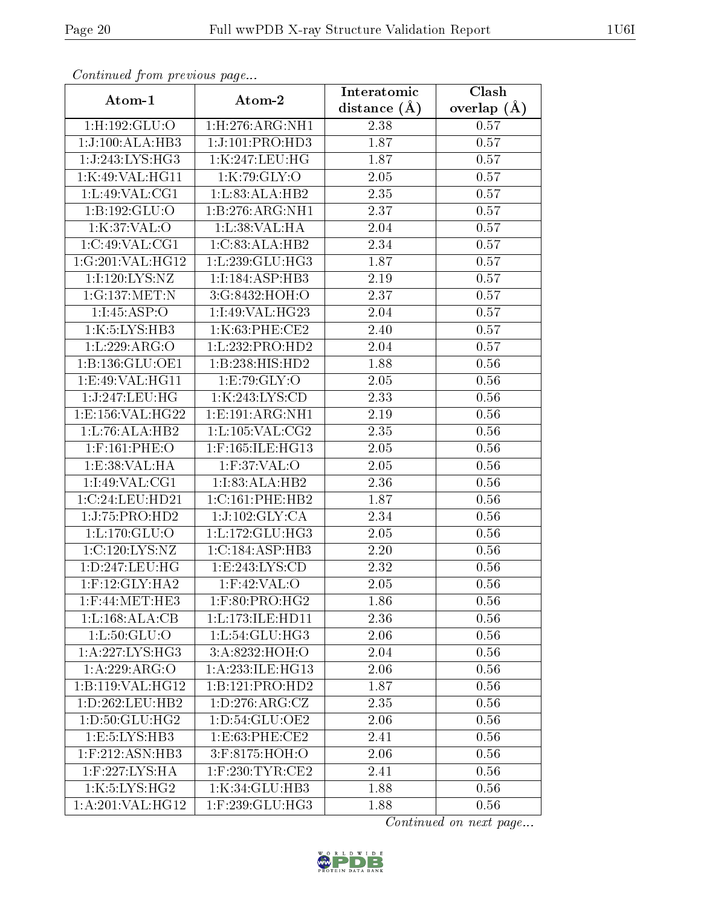*Continued from previous page...*

| Atom-1 | Atom-2 | Interatomic distance (Å) | Clash overlap (Å) |
| --- | --- | --- | --- |
| 1:H:192:GLU:O | 1:H:276:ARG:NH1 | 2.38 | 0.57 |
| 1:J:100:ALA:HB3 | 1:J:101:PRO:HD3 | 1.87 | 0.57 |
| 1:J:243:LYS:HG3 | 1:K:247:LEU:HG | 1.87 | 0.57 |
| 1:K:49:VAL:HG11 | 1:K:79:GLY:O | 2.05 | 0.57 |
| 1:L:49:VAL:CG1 | 1:L:83:ALA:HB2 | 2.35 | 0.57 |
| 1:B:192:GLU:O | 1:B:276:ARG:NH1 | 2.37 | 0.57 |
| 1:K:37:VAL:O | 1:L:38:VAL:HA | 2.04 | 0.57 |
| 1:C:49:VAL:CG1 | 1:C:83:ALA:HB2 | 2.34 | 0.57 |
| 1:G:201:VAL:HG12 | 1:L:239:GLU:HG3 | 1.87 | 0.57 |
| 1:I:120:LYS:NZ | 1:I:184:ASP:HB3 | 2.19 | 0.57 |
| 1:G:137:MET:N | 3:G:8432:HOH:O | 2.37 | 0.57 |
| 1:I:45:ASP:O | 1:I:49:VAL:HG23 | 2.04 | 0.57 |
| 1:K:5:LYS:HB3 | 1:K:63:PHE:CE2 | 2.40 | 0.57 |
| 1:L:229:ARG:O | 1:L:232:PRO:HD2 | 2.04 | 0.57 |
| 1:B:136:GLU:OE1 | 1:B:238:HIS:HD2 | 1.88 | 0.56 |
| 1:E:49:VAL:HG11 | 1:E:79:GLY:O | 2.05 | 0.56 |
| 1:J:247:LEU:HG | 1:K:243:LYS:CD | 2.33 | 0.56 |
| 1:E:156:VAL:HG22 | 1:E:191:ARG:NH1 | 2.19 | 0.56 |
| 1:L:76:ALA:HB2 | 1:L:105:VAL:CG2 | 2.35 | 0.56 |
| 1:F:161:PHE:O | 1:F:165:ILE:HG13 | 2.05 | 0.56 |
| 1:E:38:VAL:HA | 1:F:37:VAL:O | 2.05 | 0.56 |
| 1:I:49:VAL:CG1 | 1:I:83:ALA:HB2 | 2.36 | 0.56 |
| 1:C:24:LEU:HD21 | 1:C:161:PHE:HB2 | 1.87 | 0.56 |
| 1:J:75:PRO:HD2 | 1:J:102:GLY:CA | 2.34 | 0.56 |
| 1:L:170:GLU:O | 1:L:172:GLU:HG3 | 2.05 | 0.56 |
| 1:C:120:LYS:NZ | 1:C:184:ASP:HB3 | 2.20 | 0.56 |
| 1:D:247:LEU:HG | 1:E:243:LYS:CD | 2.32 | 0.56 |
| 1:F:12:GLY:HA2 | 1:F:42:VAL:O | 2.05 | 0.56 |
| 1:F:44:MET:HE3 | 1:F:80:PRO:HG2 | 1.86 | 0.56 |
| 1:L:168:ALA:CB | 1:L:173:ILE:HD11 | 2.36 | 0.56 |
| 1:L:50:GLU:O | 1:L:54:GLU:HG3 | 2.06 | 0.56 |
| 1:A:227:LYS:HG3 | 3:A:8232:HOH:O | 2.04 | 0.56 |
| 1:A:229:ARG:O | 1:A:233:ILE:HG13 | 2.06 | 0.56 |
| 1:B:119:VAL:HG12 | 1:B:121:PRO:HD2 | 1.87 | 0.56 |
| 1:D:262:LEU:HB2 | 1:D:276:ARG:CZ | 2.35 | 0.56 |
| 1:D:50:GLU:HG2 | 1:D:54:GLU:OE2 | 2.06 | 0.56 |
| 1:E:5:LYS:HB3 | 1:E:63:PHE:CE2 | 2.41 | 0.56 |
| 1:F:212:ASN:HB3 | 3:F:8175:HOH:O | 2.06 | 0.56 |
| 1:F:227:LYS:HA | 1:F:230:TYR:CE2 | 2.41 | 0.56 |
| 1:K:5:LYS:HG2 | 1:K:34:GLU:HB3 | 1.88 | 0.56 |
| 1:A:201:VAL:HG12 | 1:F:239:GLU:HG3 | 1.88 | 0.56 |

*Continued on next page...*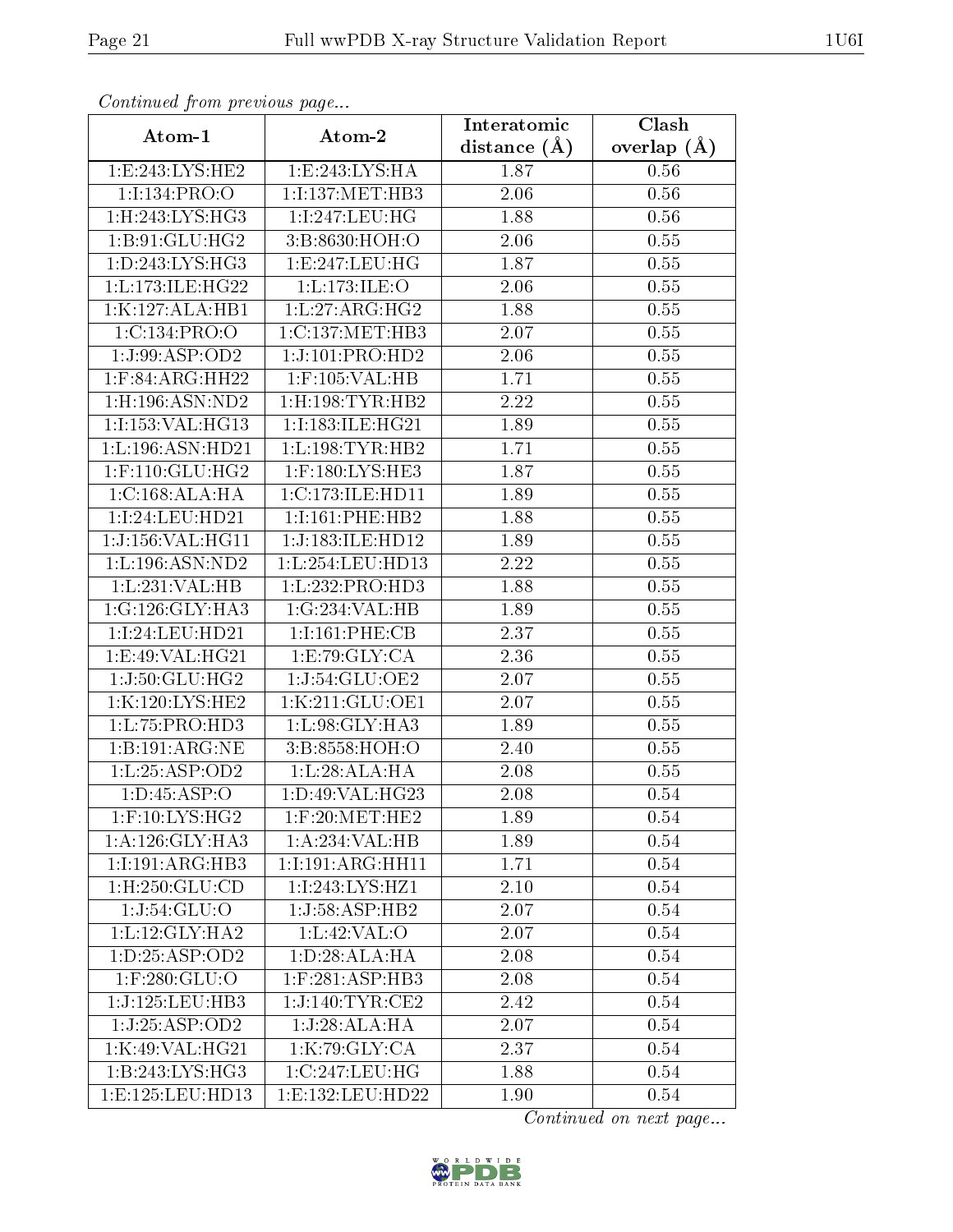*Continued from previous page...*

| Atom-1 | Atom-2 | Interatomic distance (Å) | Clash overlap (Å) |
|---|---|---|---|
| 1:E:243:LYS:HE2 | 1:E:243:LYS:HA | 1.87 | 0.56 |
| 1:I:134:PRO:O | 1:I:137:MET:HB3 | 2.06 | 0.56 |
| 1:H:243:LYS:HG3 | 1:I:247:LEU:HG | 1.88 | 0.56 |
| 1:B:91:GLU:HG2 | 3:B:8630:HOH:O | 2.06 | 0.55 |
| 1:D:243:LYS:HG3 | 1:E:247:LEU:HG | 1.87 | 0.55 |
| 1:L:173:ILE:HG22 | 1:L:173:ILE:O | 2.06 | 0.55 |
| 1:K:127:ALA:HB1 | 1:L:27:ARG:HG2 | 1.88 | 0.55 |
| 1:C:134:PRO:O | 1:C:137:MET:HB3 | 2.07 | 0.55 |
| 1:J:99:ASP:OD2 | 1:J:101:PRO:HD2 | 2.06 | 0.55 |
| 1:F:84:ARG:HH22 | 1:F:105:VAL:HB | 1.71 | 0.55 |
| 1:H:196:ASN:ND2 | 1:H:198:TYR:HB2 | 2.22 | 0.55 |
| 1:I:153:VAL:HG13 | 1:I:183:ILE:HG21 | 1.89 | 0.55 |
| 1:L:196:ASN:HD21 | 1:L:198:TYR:HB2 | 1.71 | 0.55 |
| 1:F:110:GLU:HG2 | 1:F:180:LYS:HE3 | 1.87 | 0.55 |
| 1:C:168:ALA:HA | 1:C:173:ILE:HD11 | 1.89 | 0.55 |
| 1:I:24:LEU:HD21 | 1:I:161:PHE:HB2 | 1.88 | 0.55 |
| 1:J:156:VAL:HG11 | 1:J:183:ILE:HD12 | 1.89 | 0.55 |
| 1:L:196:ASN:ND2 | 1:L:254:LEU:HD13 | 2.22 | 0.55 |
| 1:L:231:VAL:HB | 1:L:232:PRO:HD3 | 1.88 | 0.55 |
| 1:G:126:GLY:HA3 | 1:G:234:VAL:HB | 1.89 | 0.55 |
| 1:I:24:LEU:HD21 | 1:I:161:PHE:CB | 2.37 | 0.55 |
| 1:E:49:VAL:HG21 | 1:E:79:GLY:CA | 2.36 | 0.55 |
| 1:J:50:GLU:HG2 | 1:J:54:GLU:OE2 | 2.07 | 0.55 |
| 1:K:120:LYS:HE2 | 1:K:211:GLU:OE1 | 2.07 | 0.55 |
| 1:L:75:PRO:HD3 | 1:L:98:GLY:HA3 | 1.89 | 0.55 |
| 1:B:191:ARG:NE | 3:B:8558:HOH:O | 2.40 | 0.55 |
| 1:L:25:ASP:OD2 | 1:L:28:ALA:HA | 2.08 | 0.55 |
| 1:D:45:ASP:O | 1:D:49:VAL:HG23 | 2.08 | 0.54 |
| 1:F:10:LYS:HG2 | 1:F:20:MET:HE2 | 1.89 | 0.54 |
| 1:A:126:GLY:HA3 | 1:A:234:VAL:HB | 1.89 | 0.54 |
| 1:I:191:ARG:HB3 | 1:I:191:ARG:HH11 | 1.71 | 0.54 |
| 1:H:250:GLU:CD | 1:I:243:LYS:HZ1 | 2.10 | 0.54 |
| 1:J:54:GLU:O | 1:J:58:ASP:HB2 | 2.07 | 0.54 |
| 1:L:12:GLY:HA2 | 1:L:42:VAL:O | 2.07 | 0.54 |
| 1:D:25:ASP:OD2 | 1:D:28:ALA:HA | 2.08 | 0.54 |
| 1:F:280:GLU:O | 1:F:281:ASP:HB3 | 2.08 | 0.54 |
| 1:J:125:LEU:HB3 | 1:J:140:TYR:CE2 | 2.42 | 0.54 |
| 1:J:25:ASP:OD2 | 1:J:28:ALA:HA | 2.07 | 0.54 |
| 1:K:49:VAL:HG21 | 1:K:79:GLY:CA | 2.37 | 0.54 |
| 1:B:243:LYS:HG3 | 1:C:247:LEU:HG | 1.88 | 0.54 |
| 1:E:125:LEU:HD13 | 1:E:132:LEU:HD22 | 1.90 | 0.54 |

*Continued on next page...*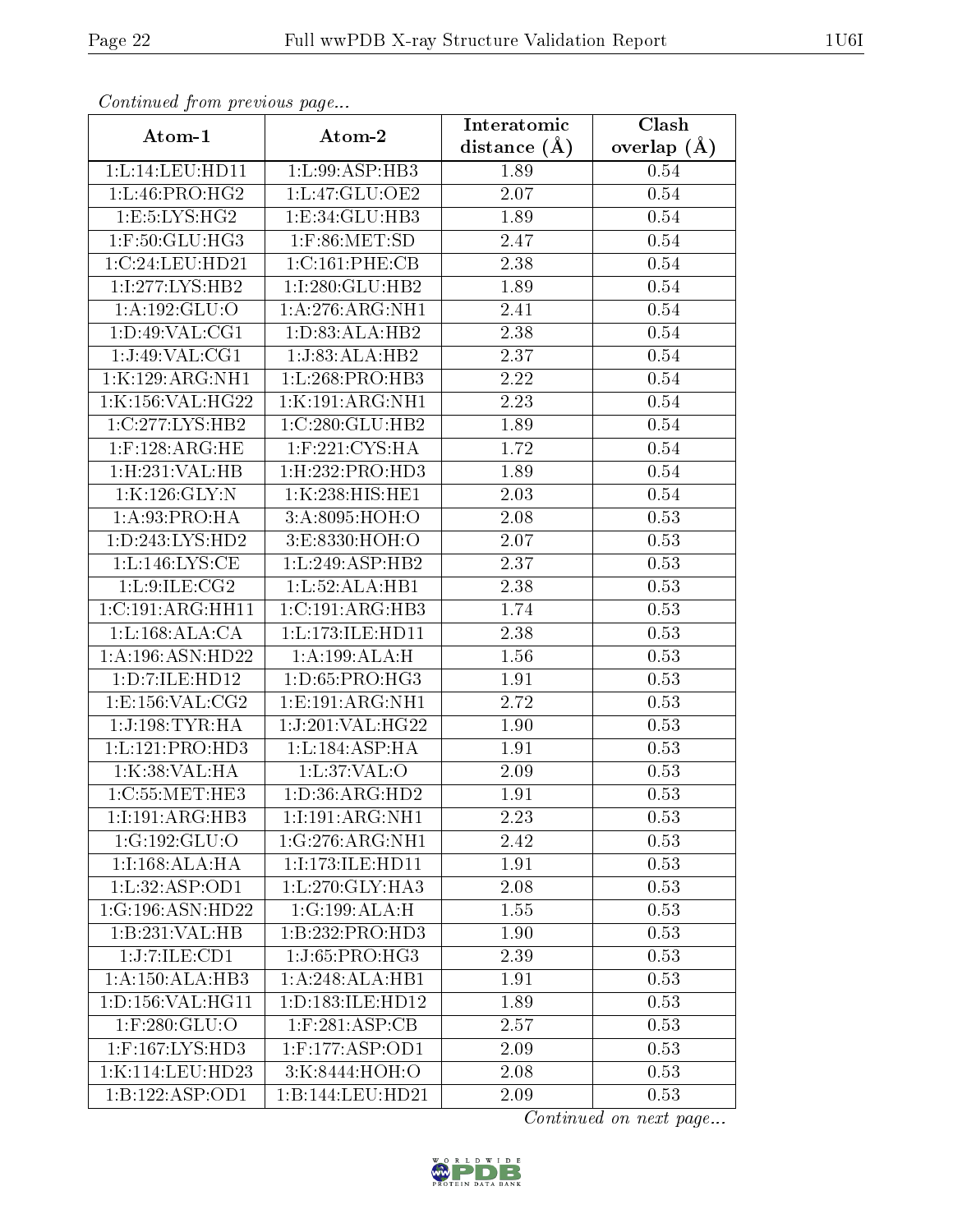*Continued from previous page...*

| Atom-1 | Atom-2 | Interatomic distance (Å) | Clash overlap (Å) |
|---|---|---|---|
| 1:L:14:LEU:HD11 | 1:L:99:ASP:HB3 | 1.89 | 0.54 |
| 1:L:46:PRO:HG2 | 1:L:47:GLU:OE2 | 2.07 | 0.54 |
| 1:E:5:LYS:HG2 | 1:E:34:GLU:HB3 | 1.89 | 0.54 |
| 1:F:50:GLU:HG3 | 1:F:86:MET:SD | 2.47 | 0.54 |
| 1:C:24:LEU:HD21 | 1:C:161:PHE:CB | 2.38 | 0.54 |
| 1:I:277:LYS:HB2 | 1:I:280:GLU:HB2 | 1.89 | 0.54 |
| 1:A:192:GLU:O | 1:A:276:ARG:NH1 | 2.41 | 0.54 |
| 1:D:49:VAL:CG1 | 1:D:83:ALA:HB2 | 2.38 | 0.54 |
| 1:J:49:VAL:CG1 | 1:J:83:ALA:HB2 | 2.37 | 0.54 |
| 1:K:129:ARG:NH1 | 1:L:268:PRO:HB3 | 2.22 | 0.54 |
| 1:K:156:VAL:HG22 | 1:K:191:ARG:NH1 | 2.23 | 0.54 |
| 1:C:277:LYS:HB2 | 1:C:280:GLU:HB2 | 1.89 | 0.54 |
| 1:F:128:ARG:HE | 1:F:221:CYS:HA | 1.72 | 0.54 |
| 1:H:231:VAL:HB | 1:H:232:PRO:HD3 | 1.89 | 0.54 |
| 1:K:126:GLY:N | 1:K:238:HIS:HE1 | 2.03 | 0.54 |
| 1:A:93:PRO:HA | 3:A:8095:HOH:O | 2.08 | 0.53 |
| 1:D:243:LYS:HD2 | 3:E:8330:HOH:O | 2.07 | 0.53 |
| 1:L:146:LYS:CE | 1:L:249:ASP:HB2 | 2.37 | 0.53 |
| 1:L:9:ILE:CG2 | 1:L:52:ALA:HB1 | 2.38 | 0.53 |
| 1:C:191:ARG:HH11 | 1:C:191:ARG:HB3 | 1.74 | 0.53 |
| 1:L:168:ALA:CA | 1:L:173:ILE:HD11 | 2.38 | 0.53 |
| 1:A:196:ASN:HD22 | 1:A:199:ALA:H | 1.56 | 0.53 |
| 1:D:7:ILE:HD12 | 1:D:65:PRO:HG3 | 1.91 | 0.53 |
| 1:E:156:VAL:CG2 | 1:E:191:ARG:NH1 | 2.72 | 0.53 |
| 1:J:198:TYR:HA | 1:J:201:VAL:HG22 | 1.90 | 0.53 |
| 1:L:121:PRO:HD3 | 1:L:184:ASP:HA | 1.91 | 0.53 |
| 1:K:38:VAL:HA | 1:L:37:VAL:O | 2.09 | 0.53 |
| 1:C:55:MET:HE3 | 1:D:36:ARG:HD2 | 1.91 | 0.53 |
| 1:I:191:ARG:HB3 | 1:I:191:ARG:NH1 | 2.23 | 0.53 |
| 1:G:192:GLU:O | 1:G:276:ARG:NH1 | 2.42 | 0.53 |
| 1:I:168:ALA:HA | 1:I:173:ILE:HD11 | 1.91 | 0.53 |
| 1:L:32:ASP:OD1 | 1:L:270:GLY:HA3 | 2.08 | 0.53 |
| 1:G:196:ASN:HD22 | 1:G:199:ALA:H | 1.55 | 0.53 |
| 1:B:231:VAL:HB | 1:B:232:PRO:HD3 | 1.90 | 0.53 |
| 1:J:7:ILE:CD1 | 1:J:65:PRO:HG3 | 2.39 | 0.53 |
| 1:A:150:ALA:HB3 | 1:A:248:ALA:HB1 | 1.91 | 0.53 |
| 1:D:156:VAL:HG11 | 1:D:183:ILE:HD12 | 1.89 | 0.53 |
| 1:F:280:GLU:O | 1:F:281:ASP:CB | 2.57 | 0.53 |
| 1:F:167:LYS:HD3 | 1:F:177:ASP:OD1 | 2.09 | 0.53 |
| 1:K:114:LEU:HD23 | 3:K:8444:HOH:O | 2.08 | 0.53 |
| 1:B:122:ASP:OD1 | 1:B:144:LEU:HD21 | 2.09 | 0.53 |

*Continued on next page...*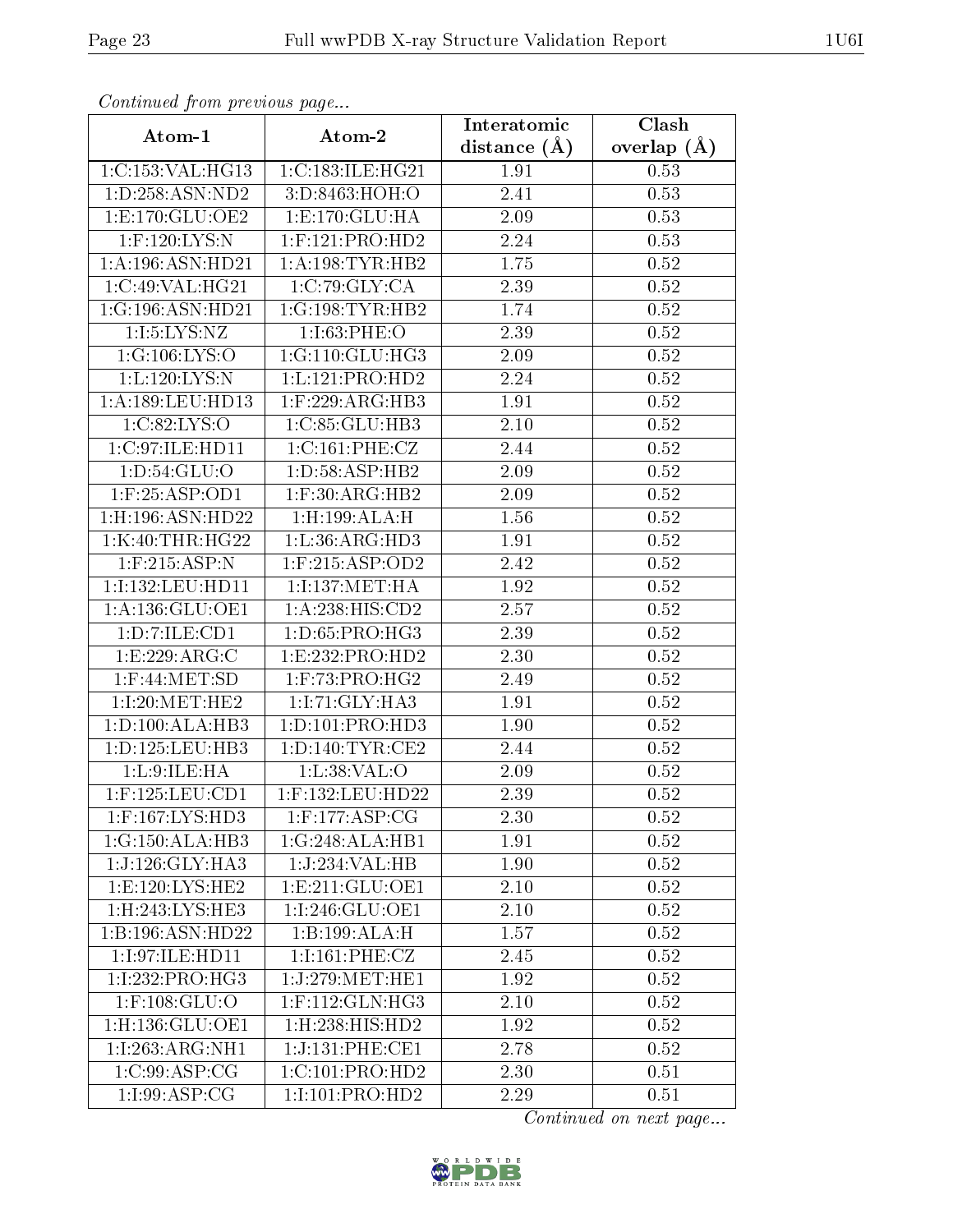*Continued from previous page...*

| Atom-1 | Atom-2 | Interatomic distance (Å) | Clash overlap (Å) |
|---|---|---|---|
| 1:C:153:VAL:HG13 | 1:C:183:ILE:HG21 | 1.91 | 0.53 |
| 1:D:258:ASN:ND2 | 3:D:8463:HOH:O | 2.41 | 0.53 |
| 1:E:170:GLU:OE2 | 1:E:170:GLU:HA | 2.09 | 0.53 |
| 1:F:120:LYS:N | 1:F:121:PRO:HD2 | 2.24 | 0.53 |
| 1:A:196:ASN:HD21 | 1:A:198:TYR:HB2 | 1.75 | 0.52 |
| 1:C:49:VAL:HG21 | 1:C:79:GLY:CA | 2.39 | 0.52 |
| 1:G:196:ASN:HD21 | 1:G:198:TYR:HB2 | 1.74 | 0.52 |
| 1:I:5:LYS:NZ | 1:I:63:PHE:O | 2.39 | 0.52 |
| 1:G:106:LYS:O | 1:G:110:GLU:HG3 | 2.09 | 0.52 |
| 1:L:120:LYS:N | 1:L:121:PRO:HD2 | 2.24 | 0.52 |
| 1:A:189:LEU:HD13 | 1:F:229:ARG:HB3 | 1.91 | 0.52 |
| 1:C:82:LYS:O | 1:C:85:GLU:HB3 | 2.10 | 0.52 |
| 1:C:97:ILE:HD11 | 1:C:161:PHE:CZ | 2.44 | 0.52 |
| 1:D:54:GLU:O | 1:D:58:ASP:HB2 | 2.09 | 0.52 |
| 1:F:25:ASP:OD1 | 1:F:30:ARG:HB2 | 2.09 | 0.52 |
| 1:H:196:ASN:HD22 | 1:H:199:ALA:H | 1.56 | 0.52 |
| 1:K:40:THR:HG22 | 1:L:36:ARG:HD3 | 1.91 | 0.52 |
| 1:F:215:ASP:N | 1:F:215:ASP:OD2 | 2.42 | 0.52 |
| 1:I:132:LEU:HD11 | 1:I:137:MET:HA | 1.92 | 0.52 |
| 1:A:136:GLU:OE1 | 1:A:238:HIS:CD2 | 2.57 | 0.52 |
| 1:D:7:ILE:CD1 | 1:D:65:PRO:HG3 | 2.39 | 0.52 |
| 1:E:229:ARG:C | 1:E:232:PRO:HD2 | 2.30 | 0.52 |
| 1:F:44:MET:SD | 1:F:73:PRO:HG2 | 2.49 | 0.52 |
| 1:I:20:MET:HE2 | 1:I:71:GLY:HA3 | 1.91 | 0.52 |
| 1:D:100:ALA:HB3 | 1:D:101:PRO:HD3 | 1.90 | 0.52 |
| 1:D:125:LEU:HB3 | 1:D:140:TYR:CE2 | 2.44 | 0.52 |
| 1:L:9:ILE:HA | 1:L:38:VAL:O | 2.09 | 0.52 |
| 1:F:125:LEU:CD1 | 1:F:132:LEU:HD22 | 2.39 | 0.52 |
| 1:F:167:LYS:HD3 | 1:F:177:ASP:CG | 2.30 | 0.52 |
| 1:G:150:ALA:HB3 | 1:G:248:ALA:HB1 | 1.91 | 0.52 |
| 1:J:126:GLY:HA3 | 1:J:234:VAL:HB | 1.90 | 0.52 |
| 1:E:120:LYS:HE2 | 1:E:211:GLU:OE1 | 2.10 | 0.52 |
| 1:H:243:LYS:HE3 | 1:I:246:GLU:OE1 | 2.10 | 0.52 |
| 1:B:196:ASN:HD22 | 1:B:199:ALA:H | 1.57 | 0.52 |
| 1:I:97:ILE:HD11 | 1:I:161:PHE:CZ | 2.45 | 0.52 |
| 1:I:232:PRO:HG3 | 1:J:279:MET:HE1 | 1.92 | 0.52 |
| 1:F:108:GLU:O | 1:F:112:GLN:HG3 | 2.10 | 0.52 |
| 1:H:136:GLU:OE1 | 1:H:238:HIS:HD2 | 1.92 | 0.52 |
| 1:I:263:ARG:NH1 | 1:J:131:PHE:CE1 | 2.78 | 0.52 |
| 1:C:99:ASP:CG | 1:C:101:PRO:HD2 | 2.30 | 0.51 |
| 1:I:99:ASP:CG | 1:I:101:PRO:HD2 | 2.29 | 0.51 |

*Continued on next page...*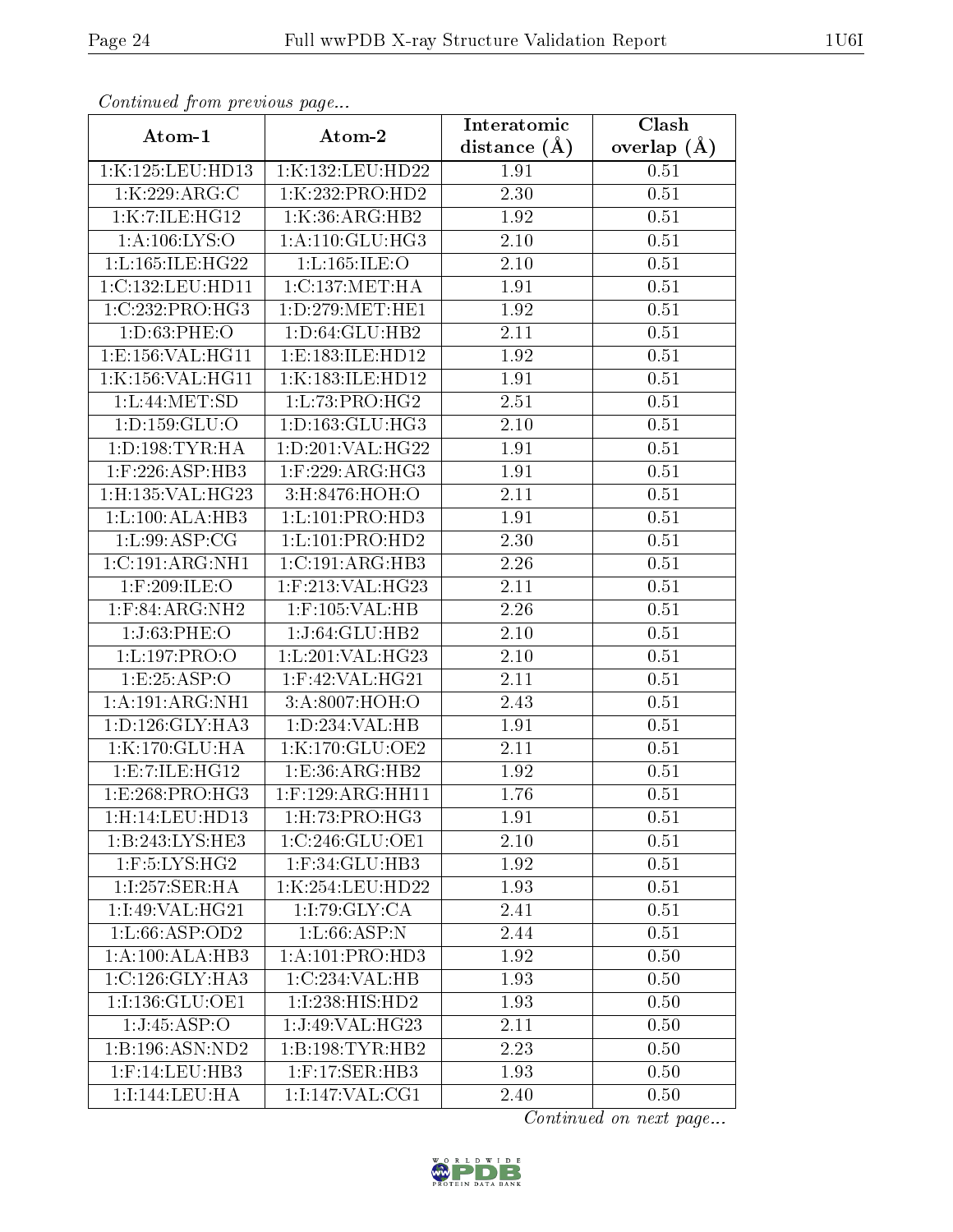*Continued from previous page...*

| Atom-1 | Atom-2 | Interatomic distance (Å) | Clash overlap (Å) |
|---|---|---|---|
| 1:K:125:LEU:HD13 | 1:K:132:LEU:HD22 | 1.91 | 0.51 |
| 1:K:229:ARG:C | 1:K:232:PRO:HD2 | 2.30 | 0.51 |
| 1:K:7:ILE:HG12 | 1:K:36:ARG:HB2 | 1.92 | 0.51 |
| 1:A:106:LYS:O | 1:A:110:GLU:HG3 | 2.10 | 0.51 |
| 1:L:165:ILE:HG22 | 1:L:165:ILE:O | 2.10 | 0.51 |
| 1:C:132:LEU:HD11 | 1:C:137:MET:HA | 1.91 | 0.51 |
| 1:C:232:PRO:HG3 | 1:D:279:MET:HE1 | 1.92 | 0.51 |
| 1:D:63:PHE:O | 1:D:64:GLU:HB2 | 2.11 | 0.51 |
| 1:E:156:VAL:HG11 | 1:E:183:ILE:HD12 | 1.92 | 0.51 |
| 1:K:156:VAL:HG11 | 1:K:183:ILE:HD12 | 1.91 | 0.51 |
| 1:L:44:MET:SD | 1:L:73:PRO:HG2 | 2.51 | 0.51 |
| 1:D:159:GLU:O | 1:D:163:GLU:HG3 | 2.10 | 0.51 |
| 1:D:198:TYR:HA | 1:D:201:VAL:HG22 | 1.91 | 0.51 |
| 1:F:226:ASP:HB3 | 1:F:229:ARG:HG3 | 1.91 | 0.51 |
| 1:H:135:VAL:HG23 | 3:H:8476:HOH:O | 2.11 | 0.51 |
| 1:L:100:ALA:HB3 | 1:L:101:PRO:HD3 | 1.91 | 0.51 |
| 1:L:99:ASP:CG | 1:L:101:PRO:HD2 | 2.30 | 0.51 |
| 1:C:191:ARG:NH1 | 1:C:191:ARG:HB3 | 2.26 | 0.51 |
| 1:F:209:ILE:O | 1:F:213:VAL:HG23 | 2.11 | 0.51 |
| 1:F:84:ARG:NH2 | 1:F:105:VAL:HB | 2.26 | 0.51 |
| 1:J:63:PHE:O | 1:J:64:GLU:HB2 | 2.10 | 0.51 |
| 1:L:197:PRO:O | 1:L:201:VAL:HG23 | 2.10 | 0.51 |
| 1:E:25:ASP:O | 1:F:42:VAL:HG21 | 2.11 | 0.51 |
| 1:A:191:ARG:NH1 | 3:A:8007:HOH:O | 2.43 | 0.51 |
| 1:D:126:GLY:HA3 | 1:D:234:VAL:HB | 1.91 | 0.51 |
| 1:K:170:GLU:HA | 1:K:170:GLU:OE2 | 2.11 | 0.51 |
| 1:E:7:ILE:HG12 | 1:E:36:ARG:HB2 | 1.92 | 0.51 |
| 1:E:268:PRO:HG3 | 1:F:129:ARG:HH11 | 1.76 | 0.51 |
| 1:H:14:LEU:HD13 | 1:H:73:PRO:HG3 | 1.91 | 0.51 |
| 1:B:243:LYS:HE3 | 1:C:246:GLU:OE1 | 2.10 | 0.51 |
| 1:F:5:LYS:HG2 | 1:F:34:GLU:HB3 | 1.92 | 0.51 |
| 1:I:257:SER:HA | 1:K:254:LEU:HD22 | 1.93 | 0.51 |
| 1:I:49:VAL:HG21 | 1:I:79:GLY:CA | 2.41 | 0.51 |
| 1:L:66:ASP:OD2 | 1:L:66:ASP:N | 2.44 | 0.51 |
| 1:A:100:ALA:HB3 | 1:A:101:PRO:HD3 | 1.92 | 0.50 |
| 1:C:126:GLY:HA3 | 1:C:234:VAL:HB | 1.93 | 0.50 |
| 1:I:136:GLU:OE1 | 1:I:238:HIS:HD2 | 1.93 | 0.50 |
| 1:J:45:ASP:O | 1:J:49:VAL:HG23 | 2.11 | 0.50 |
| 1:B:196:ASN:ND2 | 1:B:198:TYR:HB2 | 2.23 | 0.50 |
| 1:F:14:LEU:HB3 | 1:F:17:SER:HB3 | 1.93 | 0.50 |
| 1:I:144:LEU:HA | 1:I:147:VAL:CG1 | 2.40 | 0.50 |

*Continued on next page...*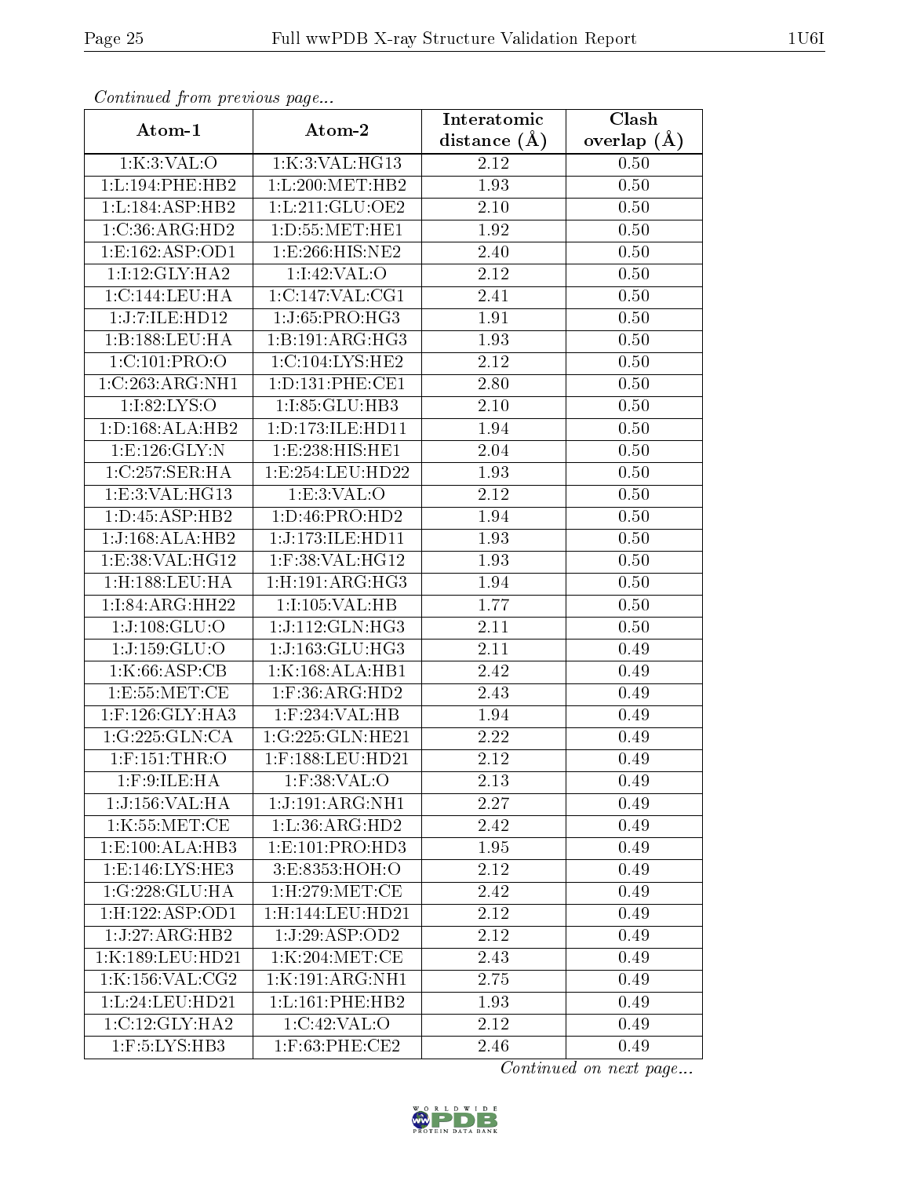*Continued from previous page...*

| Atom-1 | Atom-2 | Interatomic distance (Å) | Clash overlap (Å) |
|---|---|---|---|
| 1:K:3:VAL:O | 1:K:3:VAL:HG13 | 2.12 | 0.50 |
| 1:L:194:PHE:HB2 | 1:L:200:MET:HB2 | 1.93 | 0.50 |
| 1:L:184:ASP:HB2 | 1:L:211:GLU:OE2 | 2.10 | 0.50 |
| 1:C:36:ARG:HD2 | 1:D:55:MET:HE1 | 1.92 | 0.50 |
| 1:E:162:ASP:OD1 | 1:E:266:HIS:NE2 | 2.40 | 0.50 |
| 1:I:12:GLY:HA2 | 1:I:42:VAL:O | 2.12 | 0.50 |
| 1:C:144:LEU:HA | 1:C:147:VAL:CG1 | 2.41 | 0.50 |
| 1:J:7:ILE:HD12 | 1:J:65:PRO:HG3 | 1.91 | 0.50 |
| 1:B:188:LEU:HA | 1:B:191:ARG:HG3 | 1.93 | 0.50 |
| 1:C:101:PRO:O | 1:C:104:LYS:HE2 | 2.12 | 0.50 |
| 1:C:263:ARG:NH1 | 1:D:131:PHE:CE1 | 2.80 | 0.50 |
| 1:I:82:LYS:O | 1:I:85:GLU:HB3 | 2.10 | 0.50 |
| 1:D:168:ALA:HB2 | 1:D:173:ILE:HD11 | 1.94 | 0.50 |
| 1:E:126:GLY:N | 1:E:238:HIS:HE1 | 2.04 | 0.50 |
| 1:C:257:SER:HA | 1:E:254:LEU:HD22 | 1.93 | 0.50 |
| 1:E:3:VAL:HG13 | 1:E:3:VAL:O | 2.12 | 0.50 |
| 1:D:45:ASP:HB2 | 1:D:46:PRO:HD2 | 1.94 | 0.50 |
| 1:J:168:ALA:HB2 | 1:J:173:ILE:HD11 | 1.93 | 0.50 |
| 1:E:38:VAL:HG12 | 1:F:38:VAL:HG12 | 1.93 | 0.50 |
| 1:H:188:LEU:HA | 1:H:191:ARG:HG3 | 1.94 | 0.50 |
| 1:I:84:ARG:HH22 | 1:I:105:VAL:HB | 1.77 | 0.50 |
| 1:J:108:GLU:O | 1:J:112:GLN:HG3 | 2.11 | 0.50 |
| 1:J:159:GLU:O | 1:J:163:GLU:HG3 | 2.11 | 0.49 |
| 1:K:66:ASP:CB | 1:K:168:ALA:HB1 | 2.42 | 0.49 |
| 1:E:55:MET:CE | 1:F:36:ARG:HD2 | 2.43 | 0.49 |
| 1:F:126:GLY:HA3 | 1:F:234:VAL:HB | 1.94 | 0.49 |
| 1:G:225:GLN:CA | 1:G:225:GLN:HE21 | 2.22 | 0.49 |
| 1:F:151:THR:O | 1:F:188:LEU:HD21 | 2.12 | 0.49 |
| 1:F:9:ILE:HA | 1:F:38:VAL:O | 2.13 | 0.49 |
| 1:J:156:VAL:HA | 1:J:191:ARG:NH1 | 2.27 | 0.49 |
| 1:K:55:MET:CE | 1:L:36:ARG:HD2 | 2.42 | 0.49 |
| 1:E:100:ALA:HB3 | 1:E:101:PRO:HD3 | 1.95 | 0.49 |
| 1:E:146:LYS:HE3 | 3:E:8353:HOH:O | 2.12 | 0.49 |
| 1:G:228:GLU:HA | 1:H:279:MET:CE | 2.42 | 0.49 |
| 1:H:122:ASP:OD1 | 1:H:144:LEU:HD21 | 2.12 | 0.49 |
| 1:J:27:ARG:HB2 | 1:J:29:ASP:OD2 | 2.12 | 0.49 |
| 1:K:189:LEU:HD21 | 1:K:204:MET:CE | 2.43 | 0.49 |
| 1:K:156:VAL:CG2 | 1:K:191:ARG:NH1 | 2.75 | 0.49 |
| 1:L:24:LEU:HD21 | 1:L:161:PHE:HB2 | 1.93 | 0.49 |
| 1:C:12:GLY:HA2 | 1:C:42:VAL:O | 2.12 | 0.49 |
| 1:F:5:LYS:HB3 | 1:F:63:PHE:CE2 | 2.46 | 0.49 |

*Continued on next page...*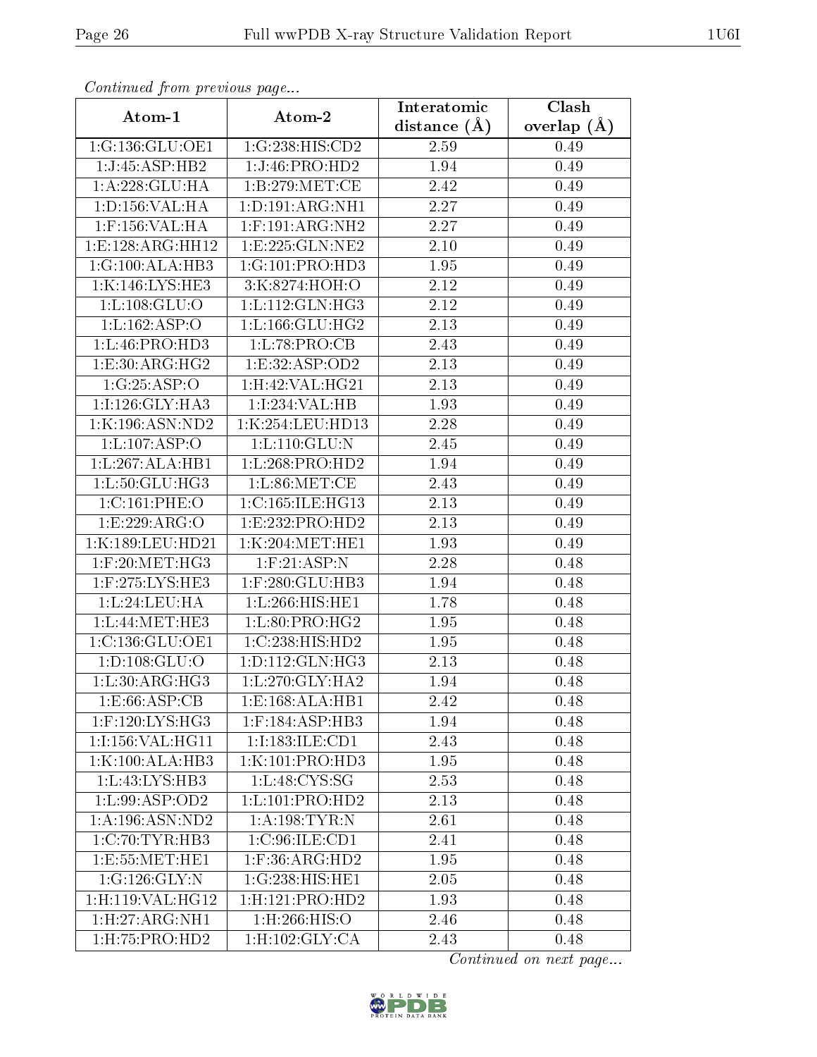*Continued from previous page...*

| Atom-1 | Atom-2 | Interatomic distance (Å) | Clash overlap (Å) |
|---|---|---|---|
| 1:G:136:GLU:OE1 | 1:G:238:HIS:CD2 | 2.59 | 0.49 |
| 1:J:45:ASP:HB2 | 1:J:46:PRO:HD2 | 1.94 | 0.49 |
| 1:A:228:GLU:HA | 1:B:279:MET:CE | 2.42 | 0.49 |
| 1:D:156:VAL:HA | 1:D:191:ARG:NH1 | 2.27 | 0.49 |
| 1:F:156:VAL:HA | 1:F:191:ARG:NH2 | 2.27 | 0.49 |
| 1:E:128:ARG:HH12 | 1:E:225:GLN:NE2 | 2.10 | 0.49 |
| 1:G:100:ALA:HB3 | 1:G:101:PRO:HD3 | 1.95 | 0.49 |
| 1:K:146:LYS:HE3 | 3:K:8274:HOH:O | 2.12 | 0.49 |
| 1:L:108:GLU:O | 1:L:112:GLN:HG3 | 2.12 | 0.49 |
| 1:L:162:ASP:O | 1:L:166:GLU:HG2 | 2.13 | 0.49 |
| 1:L:46:PRO:HD3 | 1:L:78:PRO:CB | 2.43 | 0.49 |
| 1:E:30:ARG:HG2 | 1:E:32:ASP:OD2 | 2.13 | 0.49 |
| 1:G:25:ASP:O | 1:H:42:VAL:HG21 | 2.13 | 0.49 |
| 1:I:126:GLY:HA3 | 1:I:234:VAL:HB | 1.93 | 0.49 |
| 1:K:196:ASN:ND2 | 1:K:254:LEU:HD13 | 2.28 | 0.49 |
| 1:L:107:ASP:O | 1:L:110:GLU:N | 2.45 | 0.49 |
| 1:L:267:ALA:HB1 | 1:L:268:PRO:HD2 | 1.94 | 0.49 |
| 1:L:50:GLU:HG3 | 1:L:86:MET:CE | 2.43 | 0.49 |
| 1:C:161:PHE:O | 1:C:165:ILE:HG13 | 2.13 | 0.49 |
| 1:E:229:ARG:O | 1:E:232:PRO:HD2 | 2.13 | 0.49 |
| 1:K:189:LEU:HD21 | 1:K:204:MET:HE1 | 1.93 | 0.49 |
| 1:F:20:MET:HG3 | 1:F:21:ASP:N | 2.28 | 0.48 |
| 1:F:275:LYS:HE3 | 1:F:280:GLU:HB3 | 1.94 | 0.48 |
| 1:L:24:LEU:HA | 1:L:266:HIS:HE1 | 1.78 | 0.48 |
| 1:L:44:MET:HE3 | 1:L:80:PRO:HG2 | 1.95 | 0.48 |
| 1:C:136:GLU:OE1 | 1:C:238:HIS:HD2 | 1.95 | 0.48 |
| 1:D:108:GLU:O | 1:D:112:GLN:HG3 | 2.13 | 0.48 |
| 1:L:30:ARG:HG3 | 1:L:270:GLY:HA2 | 1.94 | 0.48 |
| 1:E:66:ASP:CB | 1:E:168:ALA:HB1 | 2.42 | 0.48 |
| 1:F:120:LYS:HG3 | 1:F:184:ASP:HB3 | 1.94 | 0.48 |
| 1:I:156:VAL:HG11 | 1:I:183:ILE:CD1 | 2.43 | 0.48 |
| 1:K:100:ALA:HB3 | 1:K:101:PRO:HD3 | 1.95 | 0.48 |
| 1:L:43:LYS:HB3 | 1:L:48:CYS:SG | 2.53 | 0.48 |
| 1:L:99:ASP:OD2 | 1:L:101:PRO:HD2 | 2.13 | 0.48 |
| 1:A:196:ASN:ND2 | 1:A:198:TYR:N | 2.61 | 0.48 |
| 1:C:70:TYR:HB3 | 1:C:96:ILE:CD1 | 2.41 | 0.48 |
| 1:E:55:MET:HE1 | 1:F:36:ARG:HD2 | 1.95 | 0.48 |
| 1:G:126:GLY:N | 1:G:238:HIS:HE1 | 2.05 | 0.48 |
| 1:H:119:VAL:HG12 | 1:H:121:PRO:HD2 | 1.93 | 0.48 |
| 1:H:27:ARG:NH1 | 1:H:266:HIS:O | 2.46 | 0.48 |
| 1:H:75:PRO:HD2 | 1:H:102:GLY:CA | 2.43 | 0.48 |

*Continued on next page...*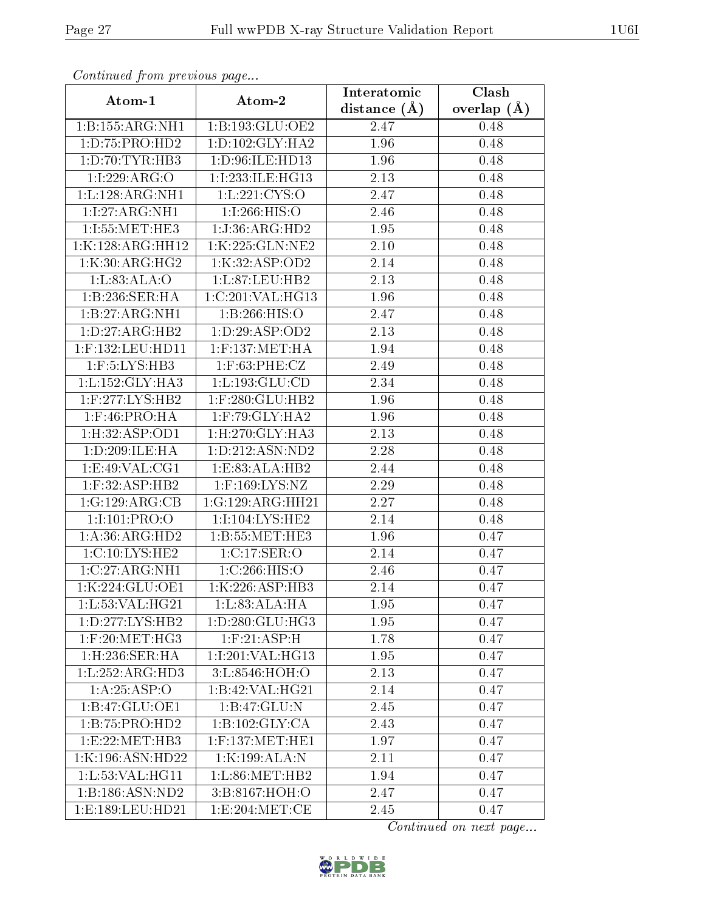*Continued from previous page...*

| Atom-1 | Atom-2 | Interatomic distance (Å) | Clash overlap (Å) |
|---|---|---|---|
| 1:B:155:ARG:NH1 | 1:B:193:GLU:OE2 | 2.47 | 0.48 |
| 1:D:75:PRO:HD2 | 1:D:102:GLY:HA2 | 1.96 | 0.48 |
| 1:D:70:TYR:HB3 | 1:D:96:ILE:HD13 | 1.96 | 0.48 |
| 1:I:229:ARG:O | 1:I:233:ILE:HG13 | 2.13 | 0.48 |
| 1:L:128:ARG:NH1 | 1:L:221:CYS:O | 2.47 | 0.48 |
| 1:I:27:ARG:NH1 | 1:I:266:HIS:O | 2.46 | 0.48 |
| 1:I:55:MET:HE3 | 1:J:36:ARG:HD2 | 1.95 | 0.48 |
| 1:K:128:ARG:HH12 | 1:K:225:GLN:NE2 | 2.10 | 0.48 |
| 1:K:30:ARG:HG2 | 1:K:32:ASP:OD2 | 2.14 | 0.48 |
| 1:L:83:ALA:O | 1:L:87:LEU:HB2 | 2.13 | 0.48 |
| 1:B:236:SER:HA | 1:C:201:VAL:HG13 | 1.96 | 0.48 |
| 1:B:27:ARG:NH1 | 1:B:266:HIS:O | 2.47 | 0.48 |
| 1:D:27:ARG:HB2 | 1:D:29:ASP:OD2 | 2.13 | 0.48 |
| 1:F:132:LEU:HD11 | 1:F:137:MET:HA | 1.94 | 0.48 |
| 1:F:5:LYS:HB3 | 1:F:63:PHE:CZ | 2.49 | 0.48 |
| 1:L:152:GLY:HA3 | 1:L:193:GLU:CD | 2.34 | 0.48 |
| 1:F:277:LYS:HB2 | 1:F:280:GLU:HB2 | 1.96 | 0.48 |
| 1:F:46:PRO:HA | 1:F:79:GLY:HA2 | 1.96 | 0.48 |
| 1:H:32:ASP:OD1 | 1:H:270:GLY:HA3 | 2.13 | 0.48 |
| 1:D:209:ILE:HA | 1:D:212:ASN:ND2 | 2.28 | 0.48 |
| 1:E:49:VAL:CG1 | 1:E:83:ALA:HB2 | 2.44 | 0.48 |
| 1:F:32:ASP:HB2 | 1:F:169:LYS:NZ | 2.29 | 0.48 |
| 1:G:129:ARG:CB | 1:G:129:ARG:HH21 | 2.27 | 0.48 |
| 1:I:101:PRO:O | 1:I:104:LYS:HE2 | 2.14 | 0.48 |
| 1:A:36:ARG:HD2 | 1:B:55:MET:HE3 | 1.96 | 0.47 |
| 1:C:10:LYS:HE2 | 1:C:17:SER:O | 2.14 | 0.47 |
| 1:C:27:ARG:NH1 | 1:C:266:HIS:O | 2.46 | 0.47 |
| 1:K:224:GLU:OE1 | 1:K:226:ASP:HB3 | 2.14 | 0.47 |
| 1:L:53:VAL:HG21 | 1:L:83:ALA:HA | 1.95 | 0.47 |
| 1:D:277:LYS:HB2 | 1:D:280:GLU:HG3 | 1.95 | 0.47 |
| 1:F:20:MET:HG3 | 1:F:21:ASP:H | 1.78 | 0.47 |
| 1:H:236:SER:HA | 1:I:201:VAL:HG13 | 1.95 | 0.47 |
| 1:L:252:ARG:HD3 | 3:L:8546:HOH:O | 2.13 | 0.47 |
| 1:A:25:ASP:O | 1:B:42:VAL:HG21 | 2.14 | 0.47 |
| 1:B:47:GLU:OE1 | 1:B:47:GLU:N | 2.45 | 0.47 |
| 1:B:75:PRO:HD2 | 1:B:102:GLY:CA | 2.43 | 0.47 |
| 1:E:22:MET:HB3 | 1:F:137:MET:HE1 | 1.97 | 0.47 |
| 1:K:196:ASN:HD22 | 1:K:199:ALA:N | 2.11 | 0.47 |
| 1:L:53:VAL:HG11 | 1:L:86:MET:HB2 | 1.94 | 0.47 |
| 1:B:186:ASN:ND2 | 3:B:8167:HOH:O | 2.47 | 0.47 |
| 1:E:189:LEU:HD21 | 1:E:204:MET:CE | 2.45 | 0.47 |

*Continued on next page...*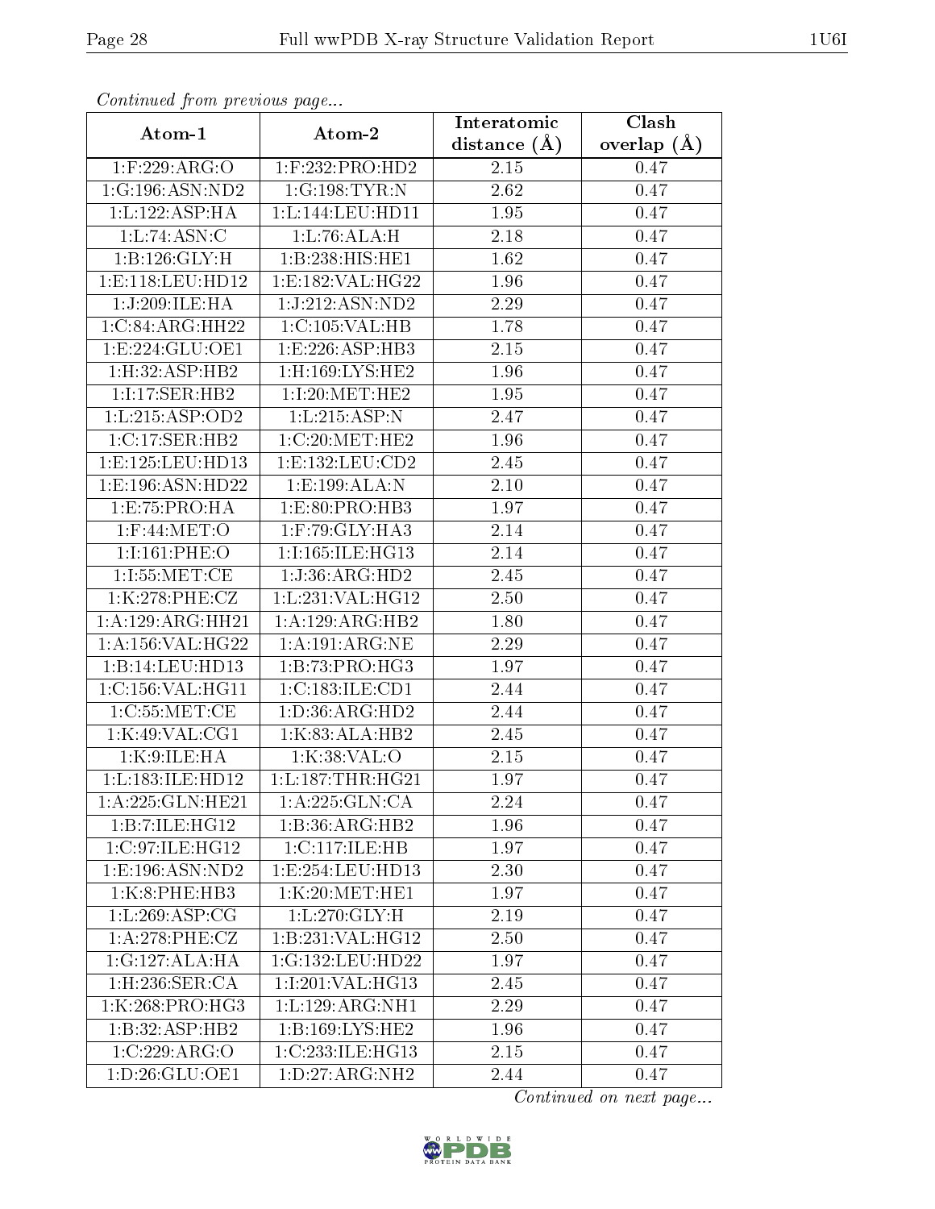*Continued from previous page...*

| Atom-1 | Atom-2 | Interatomic distance (Å) | Clash overlap (Å) |
|---|---|---|---|
| 1:F:229:ARG:O | 1:F:232:PRO:HD2 | 2.15 | 0.47 |
| 1:G:196:ASN:ND2 | 1:G:198:TYR:N | 2.62 | 0.47 |
| 1:L:122:ASP:HA | 1:L:144:LEU:HD11 | 1.95 | 0.47 |
| 1:L:74:ASN:C | 1:L:76:ALA:H | 2.18 | 0.47 |
| 1:B:126:GLY:H | 1:B:238:HIS:HE1 | 1.62 | 0.47 |
| 1:E:118:LEU:HD12 | 1:E:182:VAL:HG22 | 1.96 | 0.47 |
| 1:J:209:ILE:HA | 1:J:212:ASN:ND2 | 2.29 | 0.47 |
| 1:C:84:ARG:HH22 | 1:C:105:VAL:HB | 1.78 | 0.47 |
| 1:E:224:GLU:OE1 | 1:E:226:ASP:HB3 | 2.15 | 0.47 |
| 1:H:32:ASP:HB2 | 1:H:169:LYS:HE2 | 1.96 | 0.47 |
| 1:I:17:SER:HB2 | 1:I:20:MET:HE2 | 1.95 | 0.47 |
| 1:L:215:ASP:OD2 | 1:L:215:ASP:N | 2.47 | 0.47 |
| 1:C:17:SER:HB2 | 1:C:20:MET:HE2 | 1.96 | 0.47 |
| 1:E:125:LEU:HD13 | 1:E:132:LEU:CD2 | 2.45 | 0.47 |
| 1:E:196:ASN:HD22 | 1:E:199:ALA:N | 2.10 | 0.47 |
| 1:E:75:PRO:HA | 1:E:80:PRO:HB3 | 1.97 | 0.47 |
| 1:F:44:MET:O | 1:F:79:GLY:HA3 | 2.14 | 0.47 |
| 1:I:161:PHE:O | 1:I:165:ILE:HG13 | 2.14 | 0.47 |
| 1:I:55:MET:CE | 1:J:36:ARG:HD2 | 2.45 | 0.47 |
| 1:K:278:PHE:CZ | 1:L:231:VAL:HG12 | 2.50 | 0.47 |
| 1:A:129:ARG:HH21 | 1:A:129:ARG:HB2 | 1.80 | 0.47 |
| 1:A:156:VAL:HG22 | 1:A:191:ARG:NE | 2.29 | 0.47 |
| 1:B:14:LEU:HD13 | 1:B:73:PRO:HG3 | 1.97 | 0.47 |
| 1:C:156:VAL:HG11 | 1:C:183:ILE:CD1 | 2.44 | 0.47 |
| 1:C:55:MET:CE | 1:D:36:ARG:HD2 | 2.44 | 0.47 |
| 1:K:49:VAL:CG1 | 1:K:83:ALA:HB2 | 2.45 | 0.47 |
| 1:K:9:ILE:HA | 1:K:38:VAL:O | 2.15 | 0.47 |
| 1:L:183:ILE:HD12 | 1:L:187:THR:HG21 | 1.97 | 0.47 |
| 1:A:225:GLN:HE21 | 1:A:225:GLN:CA | 2.24 | 0.47 |
| 1:B:7:ILE:HG12 | 1:B:36:ARG:HB2 | 1.96 | 0.47 |
| 1:C:97:ILE:HG12 | 1:C:117:ILE:HB | 1.97 | 0.47 |
| 1:E:196:ASN:ND2 | 1:E:254:LEU:HD13 | 2.30 | 0.47 |
| 1:K:8:PHE:HB3 | 1:K:20:MET:HE1 | 1.97 | 0.47 |
| 1:L:269:ASP:CG | 1:L:270:GLY:H | 2.19 | 0.47 |
| 1:A:278:PHE:CZ | 1:B:231:VAL:HG12 | 2.50 | 0.47 |
| 1:G:127:ALA:HA | 1:G:132:LEU:HD22 | 1.97 | 0.47 |
| 1:H:236:SER:CA | 1:I:201:VAL:HG13 | 2.45 | 0.47 |
| 1:K:268:PRO:HG3 | 1:L:129:ARG:NH1 | 2.29 | 0.47 |
| 1:B:32:ASP:HB2 | 1:B:169:LYS:HE2 | 1.96 | 0.47 |
| 1:C:229:ARG:O | 1:C:233:ILE:HG13 | 2.15 | 0.47 |
| 1:D:26:GLU:OE1 | 1:D:27:ARG:NH2 | 2.44 | 0.47 |

*Continued on next page...*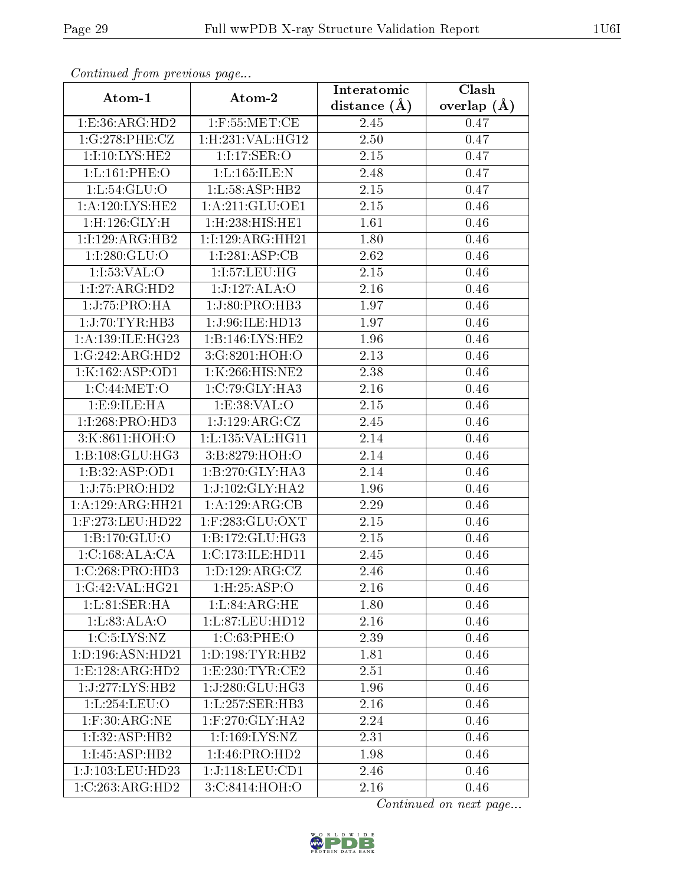*Continued from previous page...*

| Atom-1 | Atom-2 | Interatomic distance (Å) | Clash overlap (Å) |
|---|---|---|---|
| 1:E:36:ARG:HD2 | 1:F:55:MET:CE | 2.45 | 0.47 |
| 1:G:278:PHE:CZ | 1:H:231:VAL:HG12 | 2.50 | 0.47 |
| 1:I:10:LYS:HE2 | 1:I:17:SER:O | 2.15 | 0.47 |
| 1:L:161:PHE:O | 1:L:165:ILE:N | 2.48 | 0.47 |
| 1:L:54:GLU:O | 1:L:58:ASP:HB2 | 2.15 | 0.47 |
| 1:A:120:LYS:HE2 | 1:A:211:GLU:OE1 | 2.15 | 0.46 |
| 1:H:126:GLY:H | 1:H:238:HIS:HE1 | 1.61 | 0.46 |
| 1:I:129:ARG:HB2 | 1:I:129:ARG:HH21 | 1.80 | 0.46 |
| 1:I:280:GLU:O | 1:I:281:ASP:CB | 2.62 | 0.46 |
| 1:I:53:VAL:O | 1:I:57:LEU:HG | 2.15 | 0.46 |
| 1:I:27:ARG:HD2 | 1:J:127:ALA:O | 2.16 | 0.46 |
| 1:J:75:PRO:HA | 1:J:80:PRO:HB3 | 1.97 | 0.46 |
| 1:J:70:TYR:HB3 | 1:J:96:ILE:HD13 | 1.97 | 0.46 |
| 1:A:139:ILE:HG23 | 1:B:146:LYS:HE2 | 1.96 | 0.46 |
| 1:G:242:ARG:HD2 | 3:G:8201:HOH:O | 2.13 | 0.46 |
| 1:K:162:ASP:OD1 | 1:K:266:HIS:NE2 | 2.38 | 0.46 |
| 1:C:44:MET:O | 1:C:79:GLY:HA3 | 2.16 | 0.46 |
| 1:E:9:ILE:HA | 1:E:38:VAL:O | 2.15 | 0.46 |
| 1:I:268:PRO:HD3 | 1:J:129:ARG:CZ | 2.45 | 0.46 |
| 3:K:8611:HOH:O | 1:L:135:VAL:HG11 | 2.14 | 0.46 |
| 1:B:108:GLU:HG3 | 3:B:8279:HOH:O | 2.14 | 0.46 |
| 1:B:32:ASP:OD1 | 1:B:270:GLY:HA3 | 2.14 | 0.46 |
| 1:J:75:PRO:HD2 | 1:J:102:GLY:HA2 | 1.96 | 0.46 |
| 1:A:129:ARG:HH21 | 1:A:129:ARG:CB | 2.29 | 0.46 |
| 1:F:273:LEU:HD22 | 1:F:283:GLU:OXT | 2.15 | 0.46 |
| 1:B:170:GLU:O | 1:B:172:GLU:HG3 | 2.15 | 0.46 |
| 1:C:168:ALA:CA | 1:C:173:ILE:HD11 | 2.45 | 0.46 |
| 1:C:268:PRO:HD3 | 1:D:129:ARG:CZ | 2.46 | 0.46 |
| 1:G:42:VAL:HG21 | 1:H:25:ASP:O | 2.16 | 0.46 |
| 1:L:81:SER:HA | 1:L:84:ARG:HE | 1.80 | 0.46 |
| 1:L:83:ALA:O | 1:L:87:LEU:HD12 | 2.16 | 0.46 |
| 1:C:5:LYS:NZ | 1:C:63:PHE:O | 2.39 | 0.46 |
| 1:D:196:ASN:HD21 | 1:D:198:TYR:HB2 | 1.81 | 0.46 |
| 1:E:128:ARG:HD2 | 1:E:230:TYR:CE2 | 2.51 | 0.46 |
| 1:J:277:LYS:HB2 | 1:J:280:GLU:HG3 | 1.96 | 0.46 |
| 1:L:254:LEU:O | 1:L:257:SER:HB3 | 2.16 | 0.46 |
| 1:F:30:ARG:NE | 1:F:270:GLY:HA2 | 2.24 | 0.46 |
| 1:I:32:ASP:HB2 | 1:I:169:LYS:NZ | 2.31 | 0.46 |
| 1:I:45:ASP:HB2 | 1:I:46:PRO:HD2 | 1.98 | 0.46 |
| 1:J:103:LEU:HD23 | 1:J:118:LEU:CD1 | 2.46 | 0.46 |
| 1:C:263:ARG:HD2 | 3:C:8414:HOH:O | 2.16 | 0.46 |

*Continued on next page...*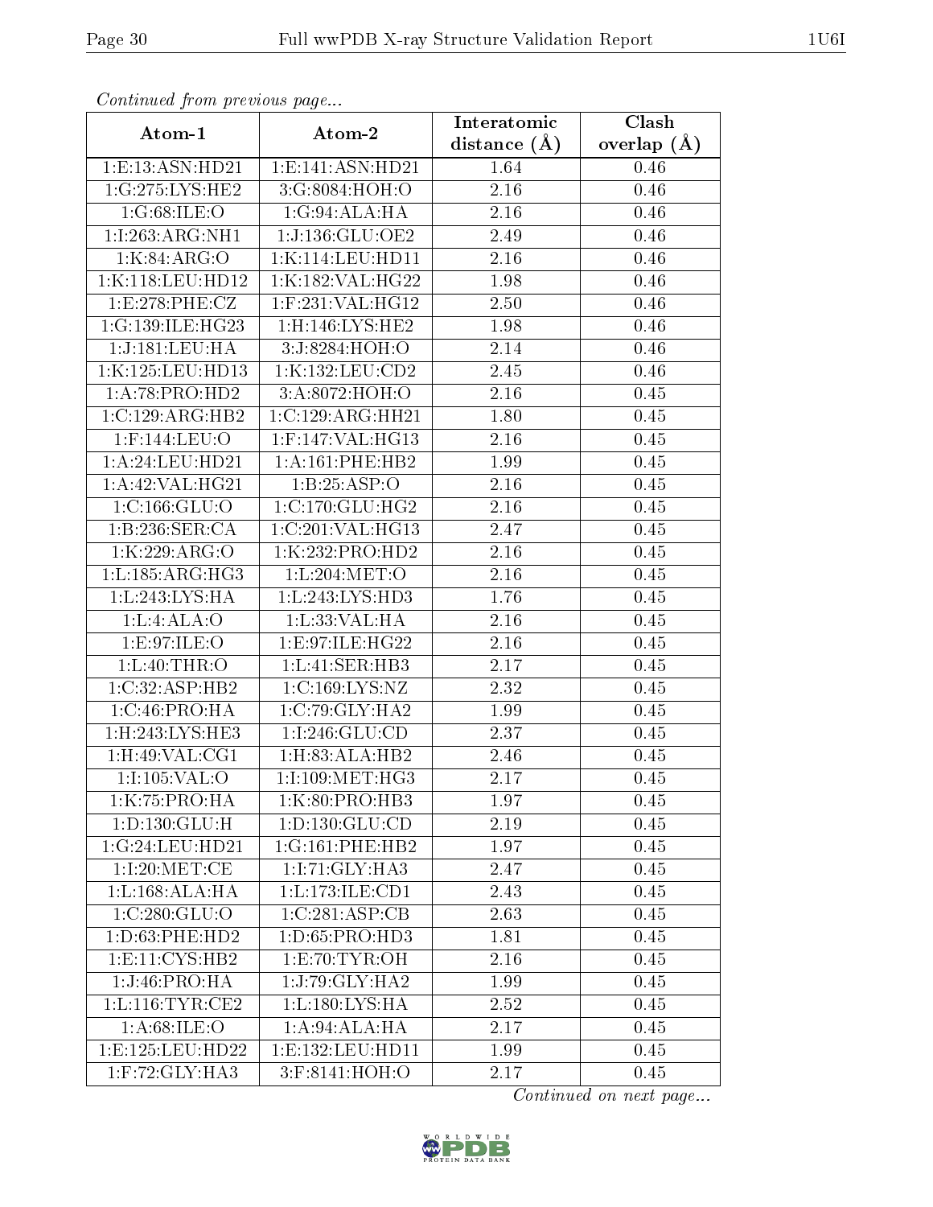*Continued from previous page...*

| Atom-1 | Atom-2 | Interatomic distance (Å) | Clash overlap (Å) |
|---|---|---|---|
| 1:E:13:ASN:HD21 | 1:E:141:ASN:HD21 | 1.64 | 0.46 |
| 1:G:275:LYS:HE2 | 3:G:8084:HOH:O | 2.16 | 0.46 |
| 1:G:68:ILE:O | 1:G:94:ALA:HA | 2.16 | 0.46 |
| 1:I:263:ARG:NH1 | 1:J:136:GLU:OE2 | 2.49 | 0.46 |
| 1:K:84:ARG:O | 1:K:114:LEU:HD11 | 2.16 | 0.46 |
| 1:K:118:LEU:HD12 | 1:K:182:VAL:HG22 | 1.98 | 0.46 |
| 1:E:278:PHE:CZ | 1:F:231:VAL:HG12 | 2.50 | 0.46 |
| 1:G:139:ILE:HG23 | 1:H:146:LYS:HE2 | 1.98 | 0.46 |
| 1:J:181:LEU:HA | 3:J:8284:HOH:O | 2.14 | 0.46 |
| 1:K:125:LEU:HD13 | 1:K:132:LEU:CD2 | 2.45 | 0.46 |
| 1:A:78:PRO:HD2 | 3:A:8072:HOH:O | 2.16 | 0.45 |
| 1:C:129:ARG:HB2 | 1:C:129:ARG:HH21 | 1.80 | 0.45 |
| 1:F:144:LEU:O | 1:F:147:VAL:HG13 | 2.16 | 0.45 |
| 1:A:24:LEU:HD21 | 1:A:161:PHE:HB2 | 1.99 | 0.45 |
| 1:A:42:VAL:HG21 | 1:B:25:ASP:O | 2.16 | 0.45 |
| 1:C:166:GLU:O | 1:C:170:GLU:HG2 | 2.16 | 0.45 |
| 1:B:236:SER:CA | 1:C:201:VAL:HG13 | 2.47 | 0.45 |
| 1:K:229:ARG:O | 1:K:232:PRO:HD2 | 2.16 | 0.45 |
| 1:L:185:ARG:HG3 | 1:L:204:MET:O | 2.16 | 0.45 |
| 1:L:243:LYS:HA | 1:L:243:LYS:HD3 | 1.76 | 0.45 |
| 1:L:4:ALA:O | 1:L:33:VAL:HA | 2.16 | 0.45 |
| 1:E:97:ILE:O | 1:E:97:ILE:HG22 | 2.16 | 0.45 |
| 1:L:40:THR:O | 1:L:41:SER:HB3 | 2.17 | 0.45 |
| 1:C:32:ASP:HB2 | 1:C:169:LYS:NZ | 2.32 | 0.45 |
| 1:C:46:PRO:HA | 1:C:79:GLY:HA2 | 1.99 | 0.45 |
| 1:H:243:LYS:HE3 | 1:I:246:GLU:CD | 2.37 | 0.45 |
| 1:H:49:VAL:CG1 | 1:H:83:ALA:HB2 | 2.46 | 0.45 |
| 1:I:105:VAL:O | 1:I:109:MET:HG3 | 2.17 | 0.45 |
| 1:K:75:PRO:HA | 1:K:80:PRO:HB3 | 1.97 | 0.45 |
| 1:D:130:GLU:H | 1:D:130:GLU:CD | 2.19 | 0.45 |
| 1:G:24:LEU:HD21 | 1:G:161:PHE:HB2 | 1.97 | 0.45 |
| 1:I:20:MET:CE | 1:I:71:GLY:HA3 | 2.47 | 0.45 |
| 1:L:168:ALA:HA | 1:L:173:ILE:CD1 | 2.43 | 0.45 |
| 1:C:280:GLU:O | 1:C:281:ASP:CB | 2.63 | 0.45 |
| 1:D:63:PHE:HD2 | 1:D:65:PRO:HD3 | 1.81 | 0.45 |
| 1:E:11:CYS:HB2 | 1:E:70:TYR:OH | 2.16 | 0.45 |
| 1:J:46:PRO:HA | 1:J:79:GLY:HA2 | 1.99 | 0.45 |
| 1:L:116:TYR:CE2 | 1:L:180:LYS:HA | 2.52 | 0.45 |
| 1:A:68:ILE:O | 1:A:94:ALA:HA | 2.17 | 0.45 |
| 1:E:125:LEU:HD22 | 1:E:132:LEU:HD11 | 1.99 | 0.45 |
| 1:F:72:GLY:HA3 | 3:F:8141:HOH:O | 2.17 | 0.45 |

*Continued on next page...*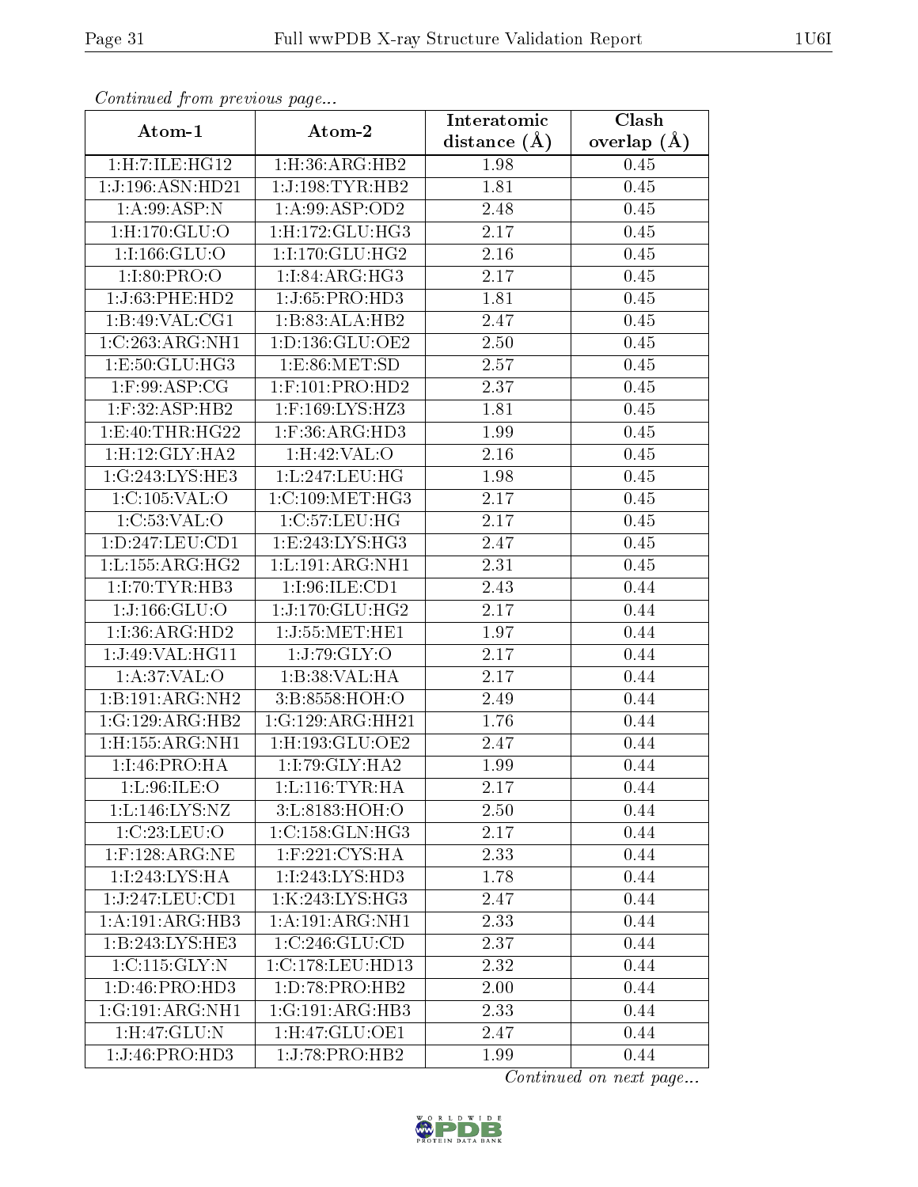*Continued from previous page...*

| Atom-1 | Atom-2 | Interatomic distance (Å) | Clash overlap (Å) |
|---|---|---|---|
| 1:H:7:ILE:HG12 | 1:H:36:ARG:HB2 | 1.98 | 0.45 |
| 1:J:196:ASN:HD21 | 1:J:198:TYR:HB2 | 1.81 | 0.45 |
| 1:A:99:ASP:N | 1:A:99:ASP:OD2 | 2.48 | 0.45 |
| 1:H:170:GLU:O | 1:H:172:GLU:HG3 | 2.17 | 0.45 |
| 1:I:166:GLU:O | 1:I:170:GLU:HG2 | 2.16 | 0.45 |
| 1:I:80:PRO:O | 1:I:84:ARG:HG3 | 2.17 | 0.45 |
| 1:J:63:PHE:HD2 | 1:J:65:PRO:HD3 | 1.81 | 0.45 |
| 1:B:49:VAL:CG1 | 1:B:83:ALA:HB2 | 2.47 | 0.45 |
| 1:C:263:ARG:NH1 | 1:D:136:GLU:OE2 | 2.50 | 0.45 |
| 1:E:50:GLU:HG3 | 1:E:86:MET:SD | 2.57 | 0.45 |
| 1:F:99:ASP:CG | 1:F:101:PRO:HD2 | 2.37 | 0.45 |
| 1:F:32:ASP:HB2 | 1:F:169:LYS:HZ3 | 1.81 | 0.45 |
| 1:E:40:THR:HG22 | 1:F:36:ARG:HD3 | 1.99 | 0.45 |
| 1:H:12:GLY:HA2 | 1:H:42:VAL:O | 2.16 | 0.45 |
| 1:G:243:LYS:HE3 | 1:L:247:LEU:HG | 1.98 | 0.45 |
| 1:C:105:VAL:O | 1:C:109:MET:HG3 | 2.17 | 0.45 |
| 1:C:53:VAL:O | 1:C:57:LEU:HG | 2.17 | 0.45 |
| 1:D:247:LEU:CD1 | 1:E:243:LYS:HG3 | 2.47 | 0.45 |
| 1:L:155:ARG:HG2 | 1:L:191:ARG:NH1 | 2.31 | 0.45 |
| 1:I:70:TYR:HB3 | 1:I:96:ILE:CD1 | 2.43 | 0.44 |
| 1:J:166:GLU:O | 1:J:170:GLU:HG2 | 2.17 | 0.44 |
| 1:I:36:ARG:HD2 | 1:J:55:MET:HE1 | 1.97 | 0.44 |
| 1:J:49:VAL:HG11 | 1:J:79:GLY:O | 2.17 | 0.44 |
| 1:A:37:VAL:O | 1:B:38:VAL:HA | 2.17 | 0.44 |
| 1:B:191:ARG:NH2 | 3:B:8558:HOH:O | 2.49 | 0.44 |
| 1:G:129:ARG:HB2 | 1:G:129:ARG:HH21 | 1.76 | 0.44 |
| 1:H:155:ARG:NH1 | 1:H:193:GLU:OE2 | 2.47 | 0.44 |
| 1:I:46:PRO:HA | 1:I:79:GLY:HA2 | 1.99 | 0.44 |
| 1:L:96:ILE:O | 1:L:116:TYR:HA | 2.17 | 0.44 |
| 1:L:146:LYS:NZ | 3:L:8183:HOH:O | 2.50 | 0.44 |
| 1:C:23:LEU:O | 1:C:158:GLN:HG3 | 2.17 | 0.44 |
| 1:F:128:ARG:NE | 1:F:221:CYS:HA | 2.33 | 0.44 |
| 1:I:243:LYS:HA | 1:I:243:LYS:HD3 | 1.78 | 0.44 |
| 1:J:247:LEU:CD1 | 1:K:243:LYS:HG3 | 2.47 | 0.44 |
| 1:A:191:ARG:HB3 | 1:A:191:ARG:NH1 | 2.33 | 0.44 |
| 1:B:243:LYS:HE3 | 1:C:246:GLU:CD | 2.37 | 0.44 |
| 1:C:115:GLY:N | 1:C:178:LEU:HD13 | 2.32 | 0.44 |
| 1:D:46:PRO:HD3 | 1:D:78:PRO:HB2 | 2.00 | 0.44 |
| 1:G:191:ARG:NH1 | 1:G:191:ARG:HB3 | 2.33 | 0.44 |
| 1:H:47:GLU:N | 1:H:47:GLU:OE1 | 2.47 | 0.44 |
| 1:J:46:PRO:HD3 | 1:J:78:PRO:HB2 | 1.99 | 0.44 |

*Continued on next page...*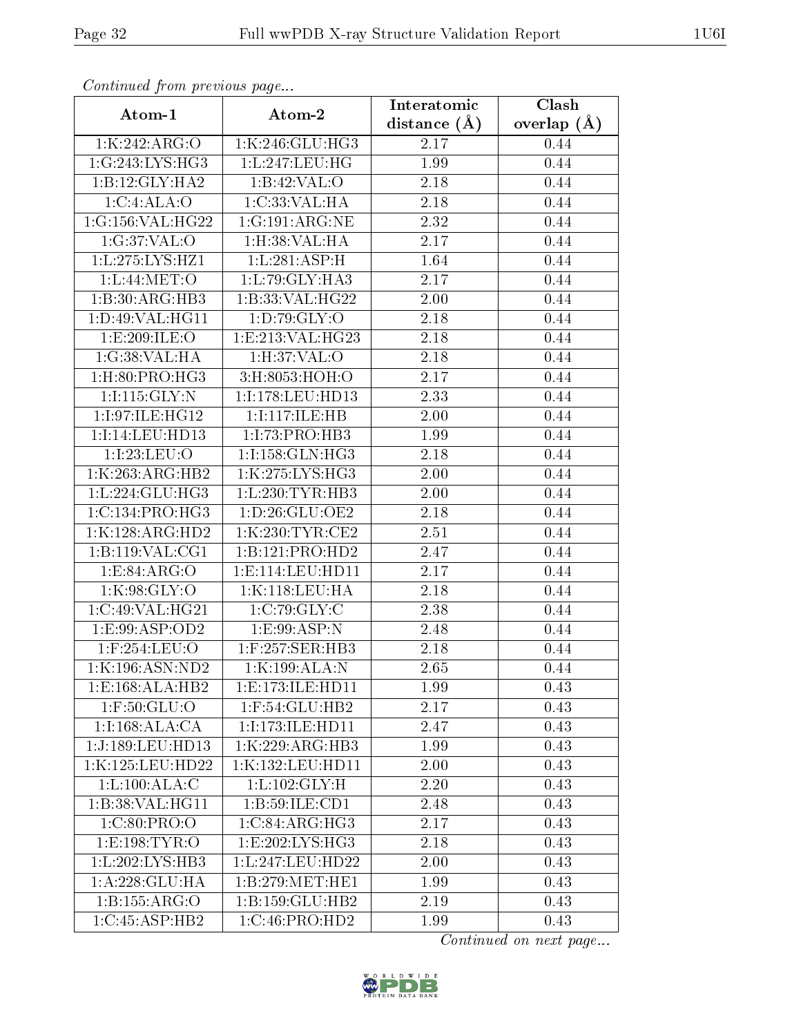*Continued from previous page...*

| Atom-1 | Atom-2 | Interatomic distance (Å) | Clash overlap (Å) |
|---|---|---|---|
| 1:K:242:ARG:O | 1:K:246:GLU:HG3 | 2.17 | 0.44 |
| 1:G:243:LYS:HG3 | 1:L:247:LEU:HG | 1.99 | 0.44 |
| 1:B:12:GLY:HA2 | 1:B:42:VAL:O | 2.18 | 0.44 |
| 1:C:4:ALA:O | 1:C:33:VAL:HA | 2.18 | 0.44 |
| 1:G:156:VAL:HG22 | 1:G:191:ARG:NE | 2.32 | 0.44 |
| 1:G:37:VAL:O | 1:H:38:VAL:HA | 2.17 | 0.44 |
| 1:L:275:LYS:HZ1 | 1:L:281:ASP:H | 1.64 | 0.44 |
| 1:L:44:MET:O | 1:L:79:GLY:HA3 | 2.17 | 0.44 |
| 1:B:30:ARG:HB3 | 1:B:33:VAL:HG22 | 2.00 | 0.44 |
| 1:D:49:VAL:HG11 | 1:D:79:GLY:O | 2.18 | 0.44 |
| 1:E:209:ILE:O | 1:E:213:VAL:HG23 | 2.18 | 0.44 |
| 1:G:38:VAL:HA | 1:H:37:VAL:O | 2.18 | 0.44 |
| 1:H:80:PRO:HG3 | 3:H:8053:HOH:O | 2.17 | 0.44 |
| 1:I:115:GLY:N | 1:I:178:LEU:HD13 | 2.33 | 0.44 |
| 1:I:97:ILE:HG12 | 1:I:117:ILE:HB | 2.00 | 0.44 |
| 1:I:14:LEU:HD13 | 1:I:73:PRO:HB3 | 1.99 | 0.44 |
| 1:I:23:LEU:O | 1:I:158:GLN:HG3 | 2.18 | 0.44 |
| 1:K:263:ARG:HB2 | 1:K:275:LYS:HG3 | 2.00 | 0.44 |
| 1:L:224:GLU:HG3 | 1:L:230:TYR:HB3 | 2.00 | 0.44 |
| 1:C:134:PRO:HG3 | 1:D:26:GLU:OE2 | 2.18 | 0.44 |
| 1:K:128:ARG:HD2 | 1:K:230:TYR:CE2 | 2.51 | 0.44 |
| 1:B:119:VAL:CG1 | 1:B:121:PRO:HD2 | 2.47 | 0.44 |
| 1:E:84:ARG:O | 1:E:114:LEU:HD11 | 2.17 | 0.44 |
| 1:K:98:GLY:O | 1:K:118:LEU:HA | 2.18 | 0.44 |
| 1:C:49:VAL:HG21 | 1:C:79:GLY:C | 2.38 | 0.44 |
| 1:E:99:ASP:OD2 | 1:E:99:ASP:N | 2.48 | 0.44 |
| 1:F:254:LEU:O | 1:F:257:SER:HB3 | 2.18 | 0.44 |
| 1:K:196:ASN:ND2 | 1:K:199:ALA:N | 2.65 | 0.44 |
| 1:E:168:ALA:HB2 | 1:E:173:ILE:HD11 | 1.99 | 0.43 |
| 1:F:50:GLU:O | 1:F:54:GLU:HB2 | 2.17 | 0.43 |
| 1:I:168:ALA:CA | 1:I:173:ILE:HD11 | 2.47 | 0.43 |
| 1:J:189:LEU:HD13 | 1:K:229:ARG:HB3 | 1.99 | 0.43 |
| 1:K:125:LEU:HD22 | 1:K:132:LEU:HD11 | 2.00 | 0.43 |
| 1:L:100:ALA:C | 1:L:102:GLY:H | 2.20 | 0.43 |
| 1:B:38:VAL:HG11 | 1:B:59:ILE:CD1 | 2.48 | 0.43 |
| 1:C:80:PRO:O | 1:C:84:ARG:HG3 | 2.17 | 0.43 |
| 1:E:198:TYR:O | 1:E:202:LYS:HG3 | 2.18 | 0.43 |
| 1:L:202:LYS:HB3 | 1:L:247:LEU:HD22 | 2.00 | 0.43 |
| 1:A:228:GLU:HA | 1:B:279:MET:HE1 | 1.99 | 0.43 |
| 1:B:155:ARG:O | 1:B:159:GLU:HB2 | 2.19 | 0.43 |
| 1:C:45:ASP:HB2 | 1:C:46:PRO:HD2 | 1.99 | 0.43 |

*Continued on next page...*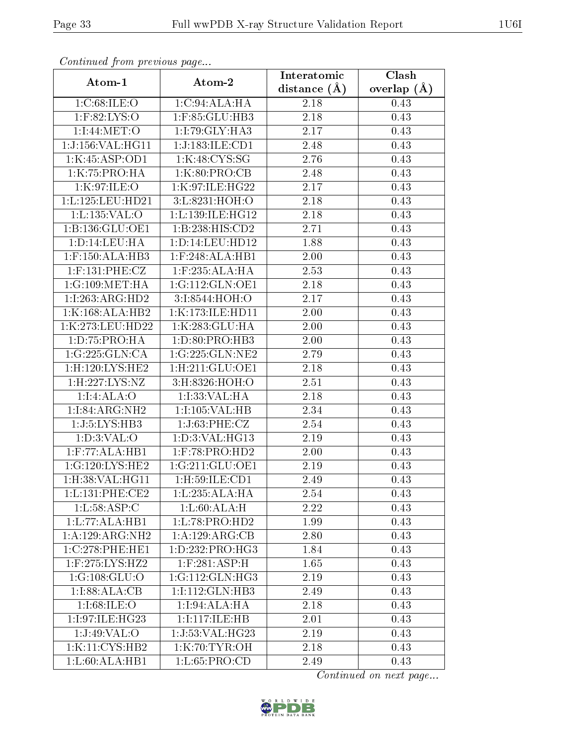*Continued from previous page...*

| Atom-1 | Atom-2 | Interatomic distance (Å) | Clash overlap (Å) |
|---|---|---|---|
| 1:C:68:ILE:O | 1:C:94:ALA:HA | 2.18 | 0.43 |
| 1:F:82:LYS:O | 1:F:85:GLU:HB3 | 2.18 | 0.43 |
| 1:I:44:MET:O | 1:I:79:GLY:HA3 | 2.17 | 0.43 |
| 1:J:156:VAL:HG11 | 1:J:183:ILE:CD1 | 2.48 | 0.43 |
| 1:K:45:ASP:OD1 | 1:K:48:CYS:SG | 2.76 | 0.43 |
| 1:K:75:PRO:HA | 1:K:80:PRO:CB | 2.48 | 0.43 |
| 1:K:97:ILE:O | 1:K:97:ILE:HG22 | 2.17 | 0.43 |
| 1:L:125:LEU:HD21 | 3:L:8231:HOH:O | 2.18 | 0.43 |
| 1:L:135:VAL:O | 1:L:139:ILE:HG12 | 2.18 | 0.43 |
| 1:B:136:GLU:OE1 | 1:B:238:HIS:CD2 | 2.71 | 0.43 |
| 1:D:14:LEU:HA | 1:D:14:LEU:HD12 | 1.88 | 0.43 |
| 1:F:150:ALA:HB3 | 1:F:248:ALA:HB1 | 2.00 | 0.43 |
| 1:F:131:PHE:CZ | 1:F:235:ALA:HA | 2.53 | 0.43 |
| 1:G:109:MET:HA | 1:G:112:GLN:OE1 | 2.18 | 0.43 |
| 1:I:263:ARG:HD2 | 3:I:8544:HOH:O | 2.17 | 0.43 |
| 1:K:168:ALA:HB2 | 1:K:173:ILE:HD11 | 2.00 | 0.43 |
| 1:K:273:LEU:HD22 | 1:K:283:GLU:HA | 2.00 | 0.43 |
| 1:D:75:PRO:HA | 1:D:80:PRO:HB3 | 2.00 | 0.43 |
| 1:G:225:GLN:CA | 1:G:225:GLN:NE2 | 2.79 | 0.43 |
| 1:H:120:LYS:HE2 | 1:H:211:GLU:OE1 | 2.18 | 0.43 |
| 1:H:227:LYS:NZ | 3:H:8326:HOH:O | 2.51 | 0.43 |
| 1:I:4:ALA:O | 1:I:33:VAL:HA | 2.18 | 0.43 |
| 1:I:84:ARG:NH2 | 1:I:105:VAL:HB | 2.34 | 0.43 |
| 1:J:5:LYS:HB3 | 1:J:63:PHE:CZ | 2.54 | 0.43 |
| 1:D:3:VAL:O | 1:D:3:VAL:HG13 | 2.19 | 0.43 |
| 1:F:77:ALA:HB1 | 1:F:78:PRO:HD2 | 2.00 | 0.43 |
| 1:G:120:LYS:HE2 | 1:G:211:GLU:OE1 | 2.19 | 0.43 |
| 1:H:38:VAL:HG11 | 1:H:59:ILE:CD1 | 2.49 | 0.43 |
| 1:L:131:PHE:CE2 | 1:L:235:ALA:HA | 2.54 | 0.43 |
| 1:L:58:ASP:C | 1:L:60:ALA:H | 2.22 | 0.43 |
| 1:L:77:ALA:HB1 | 1:L:78:PRO:HD2 | 1.99 | 0.43 |
| 1:A:129:ARG:NH2 | 1:A:129:ARG:CB | 2.80 | 0.43 |
| 1:C:278:PHE:HE1 | 1:D:232:PRO:HG3 | 1.84 | 0.43 |
| 1:F:275:LYS:HZ2 | 1:F:281:ASP:H | 1.65 | 0.43 |
| 1:G:108:GLU:O | 1:G:112:GLN:HG3 | 2.19 | 0.43 |
| 1:I:88:ALA:CB | 1:I:112:GLN:HB3 | 2.49 | 0.43 |
| 1:I:68:ILE:O | 1:I:94:ALA:HA | 2.18 | 0.43 |
| 1:I:97:ILE:HG23 | 1:I:117:ILE:HB | 2.01 | 0.43 |
| 1:J:49:VAL:O | 1:J:53:VAL:HG23 | 2.19 | 0.43 |
| 1:K:11:CYS:HB2 | 1:K:70:TYR:OH | 2.18 | 0.43 |
| 1:L:60:ALA:HB1 | 1:L:65:PRO:CD | 2.49 | 0.43 |

*Continued on next page...*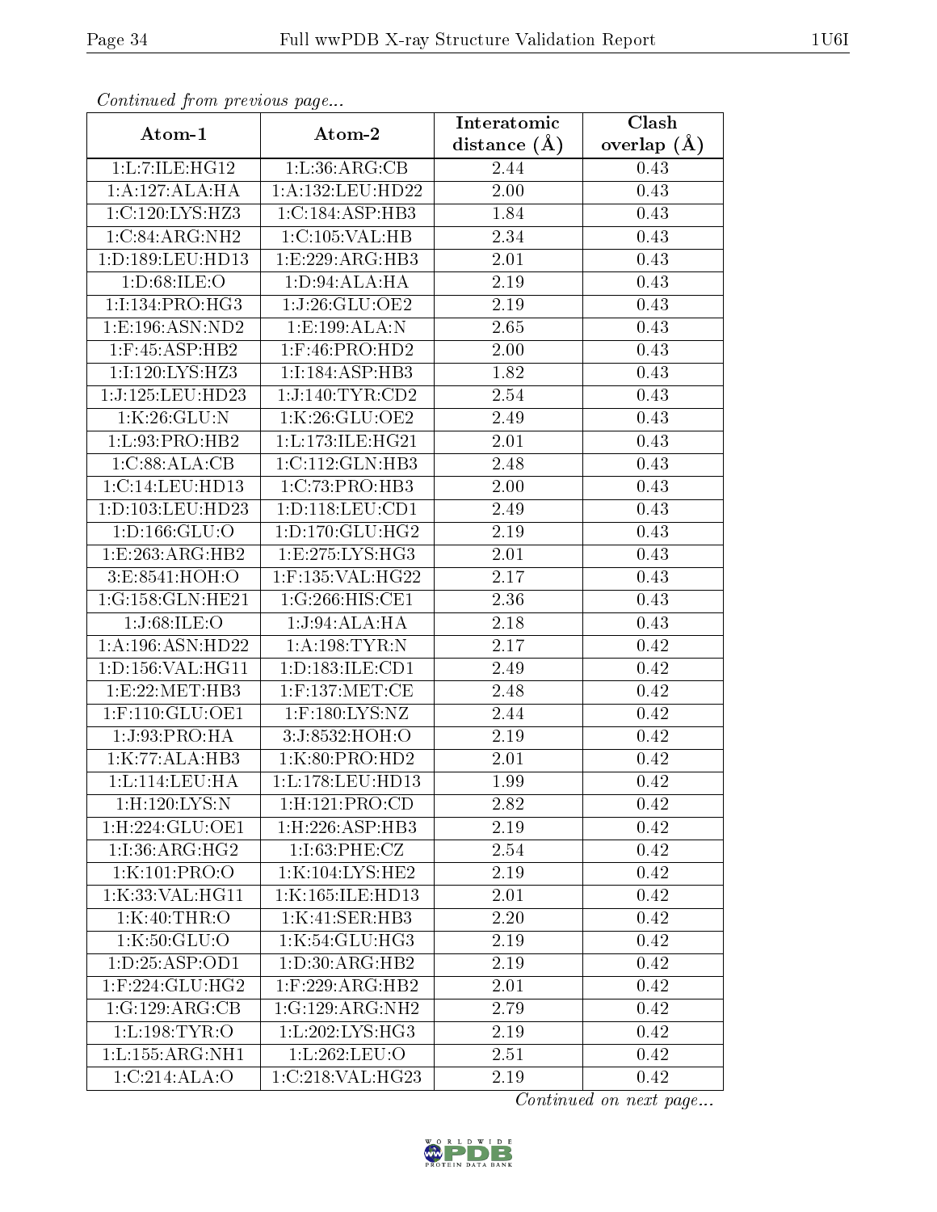*Continued from previous page...*

| Atom-1 | Atom-2 | Interatomic distance (Å) | Clash overlap (Å) |
|---|---|---|---|
| 1:L:7:ILE:HG12 | 1:L:36:ARG:CB | 2.44 | 0.43 |
| 1:A:127:ALA:HA | 1:A:132:LEU:HD22 | 2.00 | 0.43 |
| 1:C:120:LYS:HZ3 | 1:C:184:ASP:HB3 | 1.84 | 0.43 |
| 1:C:84:ARG:NH2 | 1:C:105:VAL:HB | 2.34 | 0.43 |
| 1:D:189:LEU:HD13 | 1:E:229:ARG:HB3 | 2.01 | 0.43 |
| 1:D:68:ILE:O | 1:D:94:ALA:HA | 2.19 | 0.43 |
| 1:I:134:PRO:HG3 | 1:J:26:GLU:OE2 | 2.19 | 0.43 |
| 1:E:196:ASN:ND2 | 1:E:199:ALA:N | 2.65 | 0.43 |
| 1:F:45:ASP:HB2 | 1:F:46:PRO:HD2 | 2.00 | 0.43 |
| 1:I:120:LYS:HZ3 | 1:I:184:ASP:HB3 | 1.82 | 0.43 |
| 1:J:125:LEU:HD23 | 1:J:140:TYR:CD2 | 2.54 | 0.43 |
| 1:K:26:GLU:N | 1:K:26:GLU:OE2 | 2.49 | 0.43 |
| 1:L:93:PRO:HB2 | 1:L:173:ILE:HG21 | 2.01 | 0.43 |
| 1:C:88:ALA:CB | 1:C:112:GLN:HB3 | 2.48 | 0.43 |
| 1:C:14:LEU:HD13 | 1:C:73:PRO:HB3 | 2.00 | 0.43 |
| 1:D:103:LEU:HD23 | 1:D:118:LEU:CD1 | 2.49 | 0.43 |
| 1:D:166:GLU:O | 1:D:170:GLU:HG2 | 2.19 | 0.43 |
| 1:E:263:ARG:HB2 | 1:E:275:LYS:HG3 | 2.01 | 0.43 |
| 3:E:8541:HOH:O | 1:F:135:VAL:HG22 | 2.17 | 0.43 |
| 1:G:158:GLN:HE21 | 1:G:266:HIS:CE1 | 2.36 | 0.43 |
| 1:J:68:ILE:O | 1:J:94:ALA:HA | 2.18 | 0.43 |
| 1:A:196:ASN:HD22 | 1:A:198:TYR:N | 2.17 | 0.42 |
| 1:D:156:VAL:HG11 | 1:D:183:ILE:CD1 | 2.49 | 0.42 |
| 1:E:22:MET:HB3 | 1:F:137:MET:CE | 2.48 | 0.42 |
| 1:F:110:GLU:OE1 | 1:F:180:LYS:NZ | 2.44 | 0.42 |
| 1:J:93:PRO:HA | 3:J:8532:HOH:O | 2.19 | 0.42 |
| 1:K:77:ALA:HB3 | 1:K:80:PRO:HD2 | 2.01 | 0.42 |
| 1:L:114:LEU:HA | 1:L:178:LEU:HD13 | 1.99 | 0.42 |
| 1:H:120:LYS:N | 1:H:121:PRO:CD | 2.82 | 0.42 |
| 1:H:224:GLU:OE1 | 1:H:226:ASP:HB3 | 2.19 | 0.42 |
| 1:I:36:ARG:HG2 | 1:I:63:PHE:CZ | 2.54 | 0.42 |
| 1:K:101:PRO:O | 1:K:104:LYS:HE2 | 2.19 | 0.42 |
| 1:K:33:VAL:HG11 | 1:K:165:ILE:HD13 | 2.01 | 0.42 |
| 1:K:40:THR:O | 1:K:41:SER:HB3 | 2.20 | 0.42 |
| 1:K:50:GLU:O | 1:K:54:GLU:HG3 | 2.19 | 0.42 |
| 1:D:25:ASP:OD1 | 1:D:30:ARG:HB2 | 2.19 | 0.42 |
| 1:F:224:GLU:HG2 | 1:F:229:ARG:HB2 | 2.01 | 0.42 |
| 1:G:129:ARG:CB | 1:G:129:ARG:NH2 | 2.79 | 0.42 |
| 1:L:198:TYR:O | 1:L:202:LYS:HG3 | 2.19 | 0.42 |
| 1:L:155:ARG:NH1 | 1:L:262:LEU:O | 2.51 | 0.42 |
| 1:C:214:ALA:O | 1:C:218:VAL:HG23 | 2.19 | 0.42 |

*Continued on next page...*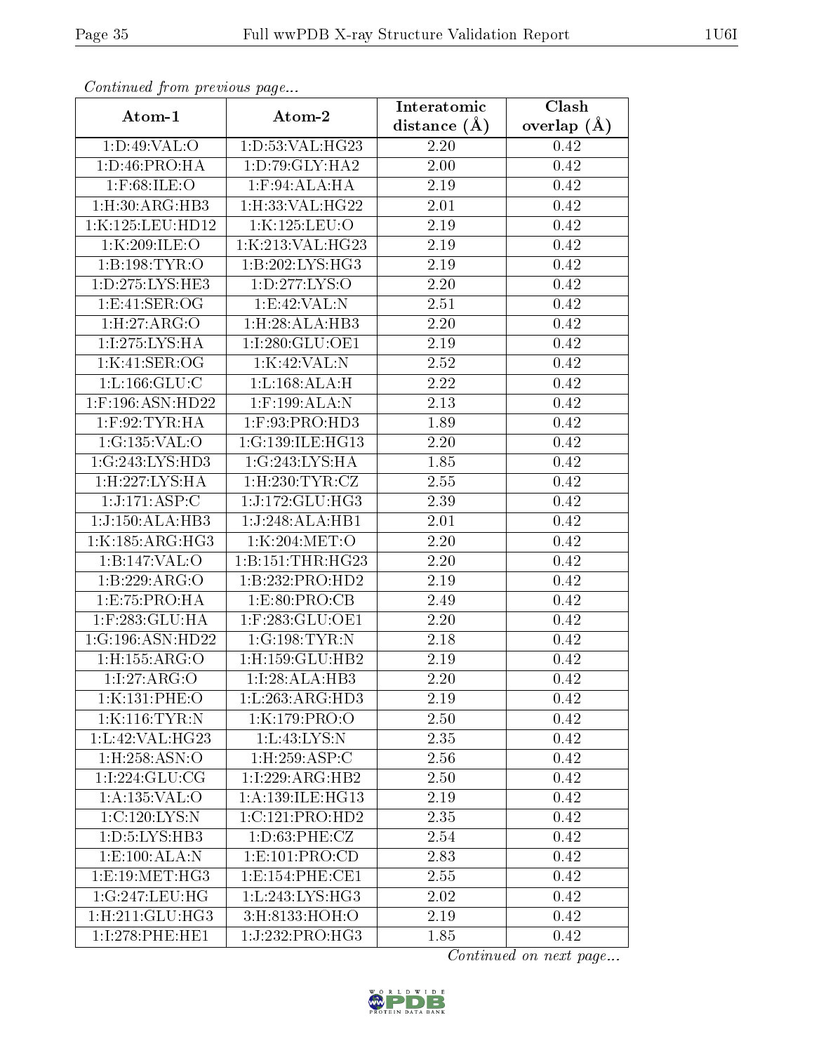*Continued from previous page...*

| Atom-1 | Atom-2 | Interatomic distance (Å) | Clash overlap (Å) |
|---|---|---|---|
| 1:D:49:VAL:O | 1:D:53:VAL:HG23 | 2.20 | 0.42 |
| 1:D:46:PRO:HA | 1:D:79:GLY:HA2 | 2.00 | 0.42 |
| 1:F:68:ILE:O | 1:F:94:ALA:HA | 2.19 | 0.42 |
| 1:H:30:ARG:HB3 | 1:H:33:VAL:HG22 | 2.01 | 0.42 |
| 1:K:125:LEU:HD12 | 1:K:125:LEU:O | 2.19 | 0.42 |
| 1:K:209:ILE:O | 1:K:213:VAL:HG23 | 2.19 | 0.42 |
| 1:B:198:TYR:O | 1:B:202:LYS:HG3 | 2.19 | 0.42 |
| 1:D:275:LYS:HE3 | 1:D:277:LYS:O | 2.20 | 0.42 |
| 1:E:41:SER:OG | 1:E:42:VAL:N | 2.51 | 0.42 |
| 1:H:27:ARG:O | 1:H:28:ALA:HB3 | 2.20 | 0.42 |
| 1:I:275:LYS:HA | 1:I:280:GLU:OE1 | 2.19 | 0.42 |
| 1:K:41:SER:OG | 1:K:42:VAL:N | 2.52 | 0.42 |
| 1:L:166:GLU:C | 1:L:168:ALA:H | 2.22 | 0.42 |
| 1:F:196:ASN:HD22 | 1:F:199:ALA:N | 2.13 | 0.42 |
| 1:F:92:TYR:HA | 1:F:93:PRO:HD3 | 1.89 | 0.42 |
| 1:G:135:VAL:O | 1:G:139:ILE:HG13 | 2.20 | 0.42 |
| 1:G:243:LYS:HD3 | 1:G:243:LYS:HA | 1.85 | 0.42 |
| 1:H:227:LYS:HA | 1:H:230:TYR:CZ | 2.55 | 0.42 |
| 1:J:171:ASP:C | 1:J:172:GLU:HG3 | 2.39 | 0.42 |
| 1:J:150:ALA:HB3 | 1:J:248:ALA:HB1 | 2.01 | 0.42 |
| 1:K:185:ARG:HG3 | 1:K:204:MET:O | 2.20 | 0.42 |
| 1:B:147:VAL:O | 1:B:151:THR:HG23 | 2.20 | 0.42 |
| 1:B:229:ARG:O | 1:B:232:PRO:HD2 | 2.19 | 0.42 |
| 1:E:75:PRO:HA | 1:E:80:PRO:CB | 2.49 | 0.42 |
| 1:F:283:GLU:HA | 1:F:283:GLU:OE1 | 2.20 | 0.42 |
| 1:G:196:ASN:HD22 | 1:G:198:TYR:N | 2.18 | 0.42 |
| 1:H:155:ARG:O | 1:H:159:GLU:HB2 | 2.19 | 0.42 |
| 1:I:27:ARG:O | 1:I:28:ALA:HB3 | 2.20 | 0.42 |
| 1:K:131:PHE:O | 1:L:263:ARG:HD3 | 2.19 | 0.42 |
| 1:K:116:TYR:N | 1:K:179:PRO:O | 2.50 | 0.42 |
| 1:L:42:VAL:HG23 | 1:L:43:LYS:N | 2.35 | 0.42 |
| 1:H:258:ASN:O | 1:H:259:ASP:C | 2.56 | 0.42 |
| 1:I:224:GLU:CG | 1:I:229:ARG:HB2 | 2.50 | 0.42 |
| 1:A:135:VAL:O | 1:A:139:ILE:HG13 | 2.19 | 0.42 |
| 1:C:120:LYS:N | 1:C:121:PRO:HD2 | 2.35 | 0.42 |
| 1:D:5:LYS:HB3 | 1:D:63:PHE:CZ | 2.54 | 0.42 |
| 1:E:100:ALA:N | 1:E:101:PRO:CD | 2.83 | 0.42 |
| 1:E:19:MET:HG3 | 1:E:154:PHE:CE1 | 2.55 | 0.42 |
| 1:G:247:LEU:HG | 1:L:243:LYS:HG3 | 2.02 | 0.42 |
| 1:H:211:GLU:HG3 | 3:H:8133:HOH:O | 2.19 | 0.42 |
| 1:I:278:PHE:HE1 | 1:J:232:PRO:HG3 | 1.85 | 0.42 |

*Continued on next page...*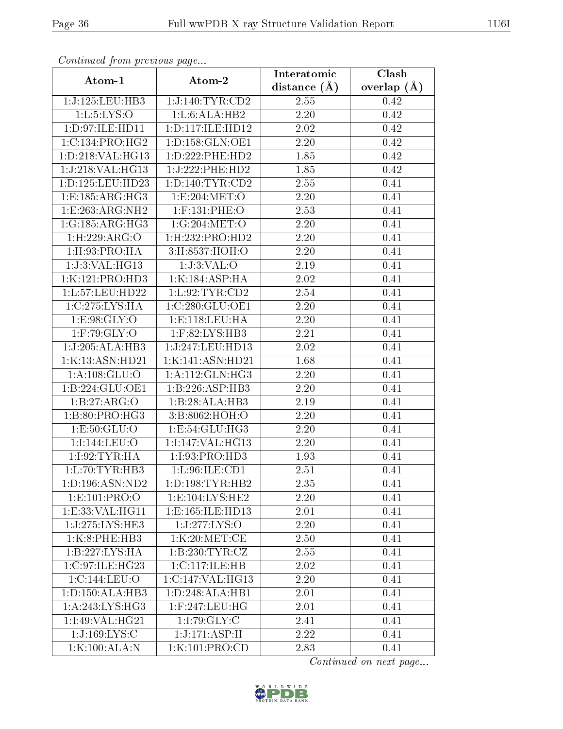*Continued from previous page...*

| Atom-1 | Atom-2 | Interatomic distance (Å) | Clash overlap (Å) |
|---|---|---|---|
| 1:J:125:LEU:HB3 | 1:J:140:TYR:CD2 | 2.55 | 0.42 |
| 1:L:5:LYS:O | 1:L:6:ALA:HB2 | 2.20 | 0.42 |
| 1:D:97:ILE:HD11 | 1:D:117:ILE:HD12 | 2.02 | 0.42 |
| 1:C:134:PRO:HG2 | 1:D:158:GLN:OE1 | 2.20 | 0.42 |
| 1:D:218:VAL:HG13 | 1:D:222:PHE:HD2 | 1.85 | 0.42 |
| 1:J:218:VAL:HG13 | 1:J:222:PHE:HD2 | 1.85 | 0.42 |
| 1:D:125:LEU:HD23 | 1:D:140:TYR:CD2 | 2.55 | 0.41 |
| 1:E:185:ARG:HG3 | 1:E:204:MET:O | 2.20 | 0.41 |
| 1:E:263:ARG:NH2 | 1:F:131:PHE:O | 2.53 | 0.41 |
| 1:G:185:ARG:HG3 | 1:G:204:MET:O | 2.20 | 0.41 |
| 1:H:229:ARG:O | 1:H:232:PRO:HD2 | 2.20 | 0.41 |
| 1:H:93:PRO:HA | 3:H:8537:HOH:O | 2.20 | 0.41 |
| 1:J:3:VAL:HG13 | 1:J:3:VAL:O | 2.19 | 0.41 |
| 1:K:121:PRO:HD3 | 1:K:184:ASP:HA | 2.02 | 0.41 |
| 1:L:57:LEU:HD22 | 1:L:92:TYR:CD2 | 2.54 | 0.41 |
| 1:C:275:LYS:HA | 1:C:280:GLU:OE1 | 2.20 | 0.41 |
| 1:E:98:GLY:O | 1:E:118:LEU:HA | 2.20 | 0.41 |
| 1:F:79:GLY:O | 1:F:82:LYS:HB3 | 2.21 | 0.41 |
| 1:J:205:ALA:HB3 | 1:J:247:LEU:HD13 | 2.02 | 0.41 |
| 1:K:13:ASN:HD21 | 1:K:141:ASN:HD21 | 1.68 | 0.41 |
| 1:A:108:GLU:O | 1:A:112:GLN:HG3 | 2.20 | 0.41 |
| 1:B:224:GLU:OE1 | 1:B:226:ASP:HB3 | 2.20 | 0.41 |
| 1:B:27:ARG:O | 1:B:28:ALA:HB3 | 2.19 | 0.41 |
| 1:B:80:PRO:HG3 | 3:B:8062:HOH:O | 2.20 | 0.41 |
| 1:E:50:GLU:O | 1:E:54:GLU:HG3 | 2.20 | 0.41 |
| 1:I:144:LEU:O | 1:I:147:VAL:HG13 | 2.20 | 0.41 |
| 1:I:92:TYR:HA | 1:I:93:PRO:HD3 | 1.93 | 0.41 |
| 1:L:70:TYR:HB3 | 1:L:96:ILE:CD1 | 2.51 | 0.41 |
| 1:D:196:ASN:ND2 | 1:D:198:TYR:HB2 | 2.35 | 0.41 |
| 1:E:101:PRO:O | 1:E:104:LYS:HE2 | 2.20 | 0.41 |
| 1:E:33:VAL:HG11 | 1:E:165:ILE:HD13 | 2.01 | 0.41 |
| 1:J:275:LYS:HE3 | 1:J:277:LYS:O | 2.20 | 0.41 |
| 1:K:8:PHE:HB3 | 1:K:20:MET:CE | 2.50 | 0.41 |
| 1:B:227:LYS:HA | 1:B:230:TYR:CZ | 2.55 | 0.41 |
| 1:C:97:ILE:HG23 | 1:C:117:ILE:HB | 2.02 | 0.41 |
| 1:C:144:LEU:O | 1:C:147:VAL:HG13 | 2.20 | 0.41 |
| 1:D:150:ALA:HB3 | 1:D:248:ALA:HB1 | 2.01 | 0.41 |
| 1:A:243:LYS:HG3 | 1:F:247:LEU:HG | 2.01 | 0.41 |
| 1:I:49:VAL:HG21 | 1:I:79:GLY:C | 2.41 | 0.41 |
| 1:J:169:LYS:C | 1:J:171:ASP:H | 2.22 | 0.41 |
| 1:K:100:ALA:N | 1:K:101:PRO:CD | 2.83 | 0.41 |

*Continued on next page...*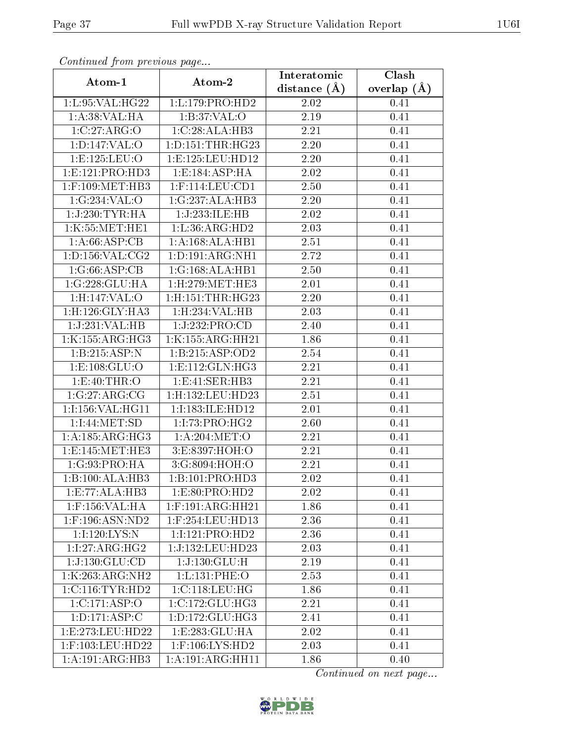*Continued from previous page...*

| Atom-1 | Atom-2 | Interatomic distance (Å) | Clash overlap (Å) |
|---|---|---|---|
| 1:L:95:VAL:HG22 | 1:L:179:PRO:HD2 | 2.02 | 0.41 |
| 1:A:38:VAL:HA | 1:B:37:VAL:O | 2.19 | 0.41 |
| 1:C:27:ARG:O | 1:C:28:ALA:HB3 | 2.21 | 0.41 |
| 1:D:147:VAL:O | 1:D:151:THR:HG23 | 2.20 | 0.41 |
| 1:E:125:LEU:O | 1:E:125:LEU:HD12 | 2.20 | 0.41 |
| 1:E:121:PRO:HD3 | 1:E:184:ASP:HA | 2.02 | 0.41 |
| 1:F:109:MET:HB3 | 1:F:114:LEU:CD1 | 2.50 | 0.41 |
| 1:G:234:VAL:O | 1:G:237:ALA:HB3 | 2.20 | 0.41 |
| 1:J:230:TYR:HA | 1:J:233:ILE:HB | 2.02 | 0.41 |
| 1:K:55:MET:HE1 | 1:L:36:ARG:HD2 | 2.03 | 0.41 |
| 1:A:66:ASP:CB | 1:A:168:ALA:HB1 | 2.51 | 0.41 |
| 1:D:156:VAL:CG2 | 1:D:191:ARG:NH1 | 2.72 | 0.41 |
| 1:G:66:ASP:CB | 1:G:168:ALA:HB1 | 2.50 | 0.41 |
| 1:G:228:GLU:HA | 1:H:279:MET:HE3 | 2.01 | 0.41 |
| 1:H:147:VAL:O | 1:H:151:THR:HG23 | 2.20 | 0.41 |
| 1:H:126:GLY:HA3 | 1:H:234:VAL:HB | 2.03 | 0.41 |
| 1:J:231:VAL:HB | 1:J:232:PRO:CD | 2.40 | 0.41 |
| 1:K:155:ARG:HG3 | 1:K:155:ARG:HH21 | 1.86 | 0.41 |
| 1:B:215:ASP:N | 1:B:215:ASP:OD2 | 2.54 | 0.41 |
| 1:E:108:GLU:O | 1:E:112:GLN:HG3 | 2.21 | 0.41 |
| 1:E:40:THR:O | 1:E:41:SER:HB3 | 2.21 | 0.41 |
| 1:G:27:ARG:CG | 1:H:132:LEU:HD23 | 2.51 | 0.41 |
| 1:I:156:VAL:HG11 | 1:I:183:ILE:HD12 | 2.01 | 0.41 |
| 1:I:44:MET:SD | 1:I:73:PRO:HG2 | 2.60 | 0.41 |
| 1:A:185:ARG:HG3 | 1:A:204:MET:O | 2.21 | 0.41 |
| 1:E:145:MET:HE3 | 3:E:8397:HOH:O | 2.21 | 0.41 |
| 1:G:93:PRO:HA | 3:G:8094:HOH:O | 2.21 | 0.41 |
| 1:B:100:ALA:HB3 | 1:B:101:PRO:HD3 | 2.02 | 0.41 |
| 1:E:77:ALA:HB3 | 1:E:80:PRO:HD2 | 2.02 | 0.41 |
| 1:F:156:VAL:HA | 1:F:191:ARG:HH21 | 1.86 | 0.41 |
| 1:F:196:ASN:ND2 | 1:F:254:LEU:HD13 | 2.36 | 0.41 |
| 1:I:120:LYS:N | 1:I:121:PRO:HD2 | 2.36 | 0.41 |
| 1:I:27:ARG:HG2 | 1:J:132:LEU:HD23 | 2.03 | 0.41 |
| 1:J:130:GLU:CD | 1:J:130:GLU:H | 2.19 | 0.41 |
| 1:K:263:ARG:NH2 | 1:L:131:PHE:O | 2.53 | 0.41 |
| 1:C:116:TYR:HD2 | 1:C:118:LEU:HG | 1.86 | 0.41 |
| 1:C:171:ASP:O | 1:C:172:GLU:HG3 | 2.21 | 0.41 |
| 1:D:171:ASP:C | 1:D:172:GLU:HG3 | 2.41 | 0.41 |
| 1:E:273:LEU:HD22 | 1:E:283:GLU:HA | 2.02 | 0.41 |
| 1:F:103:LEU:HD22 | 1:F:106:LYS:HD2 | 2.03 | 0.41 |
| 1:A:191:ARG:HB3 | 1:A:191:ARG:HH11 | 1.86 | 0.40 |

*Continued on next page...*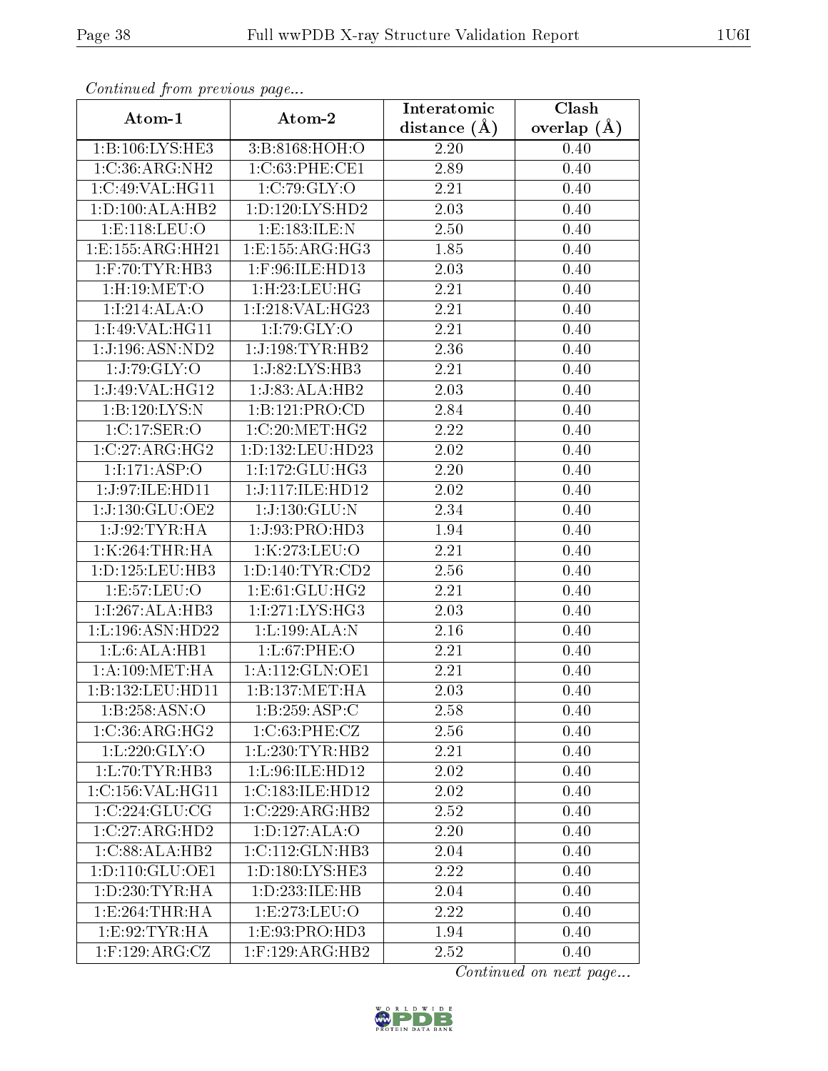*Continued from previous page...*

| Atom-1 | Atom-2 | Interatomic distance (Å) | Clash overlap (Å) |
|---|---|---|---|
| 1:B:106:LYS:HE3 | 3:B:8168:HOH:O | 2.20 | 0.40 |
| 1:C:36:ARG:NH2 | 1:C:63:PHE:CE1 | 2.89 | 0.40 |
| 1:C:49:VAL:HG11 | 1:C:79:GLY:O | 2.21 | 0.40 |
| 1:D:100:ALA:HB2 | 1:D:120:LYS:HD2 | 2.03 | 0.40 |
| 1:E:118:LEU:O | 1:E:183:ILE:N | 2.50 | 0.40 |
| 1:E:155:ARG:HH21 | 1:E:155:ARG:HG3 | 1.85 | 0.40 |
| 1:F:70:TYR:HB3 | 1:F:96:ILE:HD13 | 2.03 | 0.40 |
| 1:H:19:MET:O | 1:H:23:LEU:HG | 2.21 | 0.40 |
| 1:I:214:ALA:O | 1:I:218:VAL:HG23 | 2.21 | 0.40 |
| 1:I:49:VAL:HG11 | 1:I:79:GLY:O | 2.21 | 0.40 |
| 1:J:196:ASN:ND2 | 1:J:198:TYR:HB2 | 2.36 | 0.40 |
| 1:J:79:GLY:O | 1:J:82:LYS:HB3 | 2.21 | 0.40 |
| 1:J:49:VAL:HG12 | 1:J:83:ALA:HB2 | 2.03 | 0.40 |
| 1:B:120:LYS:N | 1:B:121:PRO:CD | 2.84 | 0.40 |
| 1:C:17:SER:O | 1:C:20:MET:HG2 | 2.22 | 0.40 |
| 1:C:27:ARG:HG2 | 1:D:132:LEU:HD23 | 2.02 | 0.40 |
| 1:I:171:ASP:O | 1:I:172:GLU:HG3 | 2.20 | 0.40 |
| 1:J:97:ILE:HD11 | 1:J:117:ILE:HD12 | 2.02 | 0.40 |
| 1:J:130:GLU:OE2 | 1:J:130:GLU:N | 2.34 | 0.40 |
| 1:J:92:TYR:HA | 1:J:93:PRO:HD3 | 1.94 | 0.40 |
| 1:K:264:THR:HA | 1:K:273:LEU:O | 2.21 | 0.40 |
| 1:D:125:LEU:HB3 | 1:D:140:TYR:CD2 | 2.56 | 0.40 |
| 1:E:57:LEU:O | 1:E:61:GLU:HG2 | 2.21 | 0.40 |
| 1:I:267:ALA:HB3 | 1:I:271:LYS:HG3 | 2.03 | 0.40 |
| 1:L:196:ASN:HD22 | 1:L:199:ALA:N | 2.16 | 0.40 |
| 1:L:6:ALA:HB1 | 1:L:67:PHE:O | 2.21 | 0.40 |
| 1:A:109:MET:HA | 1:A:112:GLN:OE1 | 2.21 | 0.40 |
| 1:B:132:LEU:HD11 | 1:B:137:MET:HA | 2.03 | 0.40 |
| 1:B:258:ASN:O | 1:B:259:ASP:C | 2.58 | 0.40 |
| 1:C:36:ARG:HG2 | 1:C:63:PHE:CZ | 2.56 | 0.40 |
| 1:L:220:GLY:O | 1:L:230:TYR:HB2 | 2.21 | 0.40 |
| 1:L:70:TYR:HB3 | 1:L:96:ILE:HD12 | 2.02 | 0.40 |
| 1:C:156:VAL:HG11 | 1:C:183:ILE:HD12 | 2.02 | 0.40 |
| 1:C:224:GLU:CG | 1:C:229:ARG:HB2 | 2.52 | 0.40 |
| 1:C:27:ARG:HD2 | 1:D:127:ALA:O | 2.20 | 0.40 |
| 1:C:88:ALA:HB2 | 1:C:112:GLN:HB3 | 2.04 | 0.40 |
| 1:D:110:GLU:OE1 | 1:D:180:LYS:HE3 | 2.22 | 0.40 |
| 1:D:230:TYR:HA | 1:D:233:ILE:HB | 2.04 | 0.40 |
| 1:E:264:THR:HA | 1:E:273:LEU:O | 2.22 | 0.40 |
| 1:E:92:TYR:HA | 1:E:93:PRO:HD3 | 1.94 | 0.40 |
| 1:F:129:ARG:CZ | 1:F:129:ARG:HB2 | 2.52 | 0.40 |

*Continued on next page...*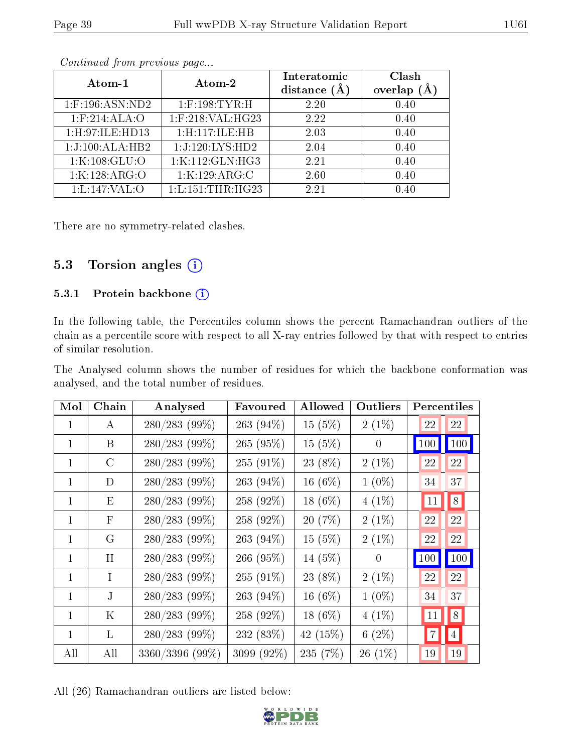*Continued from previous page...*

| Atom-1 | Atom-2 | Interatomic distance (Å) | Clash overlap (Å) |
|---|---|---|---|
| 1:F:196:ASN:ND2 | 1:F:198:TYR:H | 2.20 | 0.40 |
| 1:F:214:ALA:O | 1:F:218:VAL:HG23 | 2.22 | 0.40 |
| 1:H:97:ILE:HD13 | 1:H:117:ILE:HB | 2.03 | 0.40 |
| 1:J:100:ALA:HB2 | 1:J:120:LYS:HD2 | 2.04 | 0.40 |
| 1:K:108:GLU:O | 1:K:112:GLN:HG3 | 2.21 | 0.40 |
| 1:K:128:ARG:O | 1:K:129:ARG:C | 2.60 | 0.40 |
| 1:L:147:VAL:O | 1:L:151:THR:HG23 | 2.21 | 0.40 |

There are no symmetry-related clashes.

## 5.3 Torsion angles

### 5.3.1 Protein backbone

In the following table, the Percentiles column shows the percent Ramachandran outliers of the chain as a percentile score with respect to all X-ray entries followed by that with respect to entries of similar resolution.

The Analysed column shows the number of residues for which the backbone conformation was analysed, and the total number of residues.

| Mol | Chain | Analysed | Favoured | Allowed | Outliers | Percentiles | |
|---|---|---|---|---|---|---|---|
| 1 | A | 280/283 (99%) | 263 (94%) | 15 (5%) | 2 (1%) | 22 | 22 |
| 1 | B | 280/283 (99%) | 265 (95%) | 15 (5%) | 0 | 100 | 100 |
| 1 | C | 280/283 (99%) | 255 (91%) | 23 (8%) | 2 (1%) | 22 | 22 |
| 1 | D | 280/283 (99%) | 263 (94%) | 16 (6%) | 1 (0%) | 34 | 37 |
| 1 | E | 280/283 (99%) | 258 (92%) | 18 (6%) | 4 (1%) | 11 | 8 |
| 1 | F | 280/283 (99%) | 258 (92%) | 20 (7%) | 2 (1%) | 22 | 22 |
| 1 | G | 280/283 (99%) | 263 (94%) | 15 (5%) | 2 (1%) | 22 | 22 |
| 1 | H | 280/283 (99%) | 266 (95%) | 14 (5%) | 0 | 100 | 100 |
| 1 | I | 280/283 (99%) | 255 (91%) | 23 (8%) | 2 (1%) | 22 | 22 |
| 1 | J | 280/283 (99%) | 263 (94%) | 16 (6%) | 1 (0%) | 34 | 37 |
| 1 | K | 280/283 (99%) | 258 (92%) | 18 (6%) | 4 (1%) | 11 | 8 |
| 1 | L | 280/283 (99%) | 232 (83%) | 42 (15%) | 6 (2%) | 7 | 4 |
| All | All | 3360/3396 (99%) | 3099 (92%) | 235 (7%) | 26 (1%) | 19 | 19 |

All (26) Ramachandran outliers are listed below: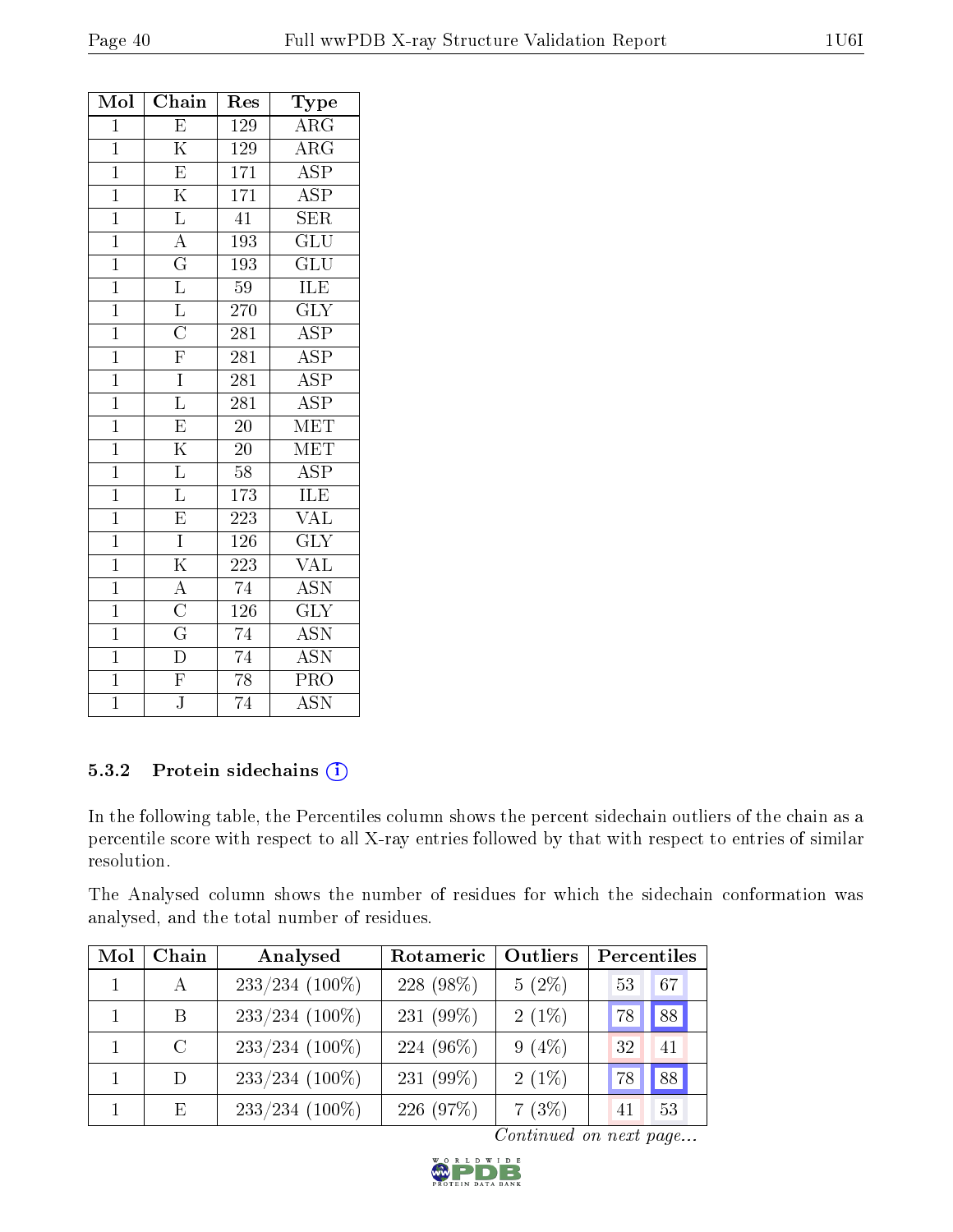| Mol | Chain | Res | Type |
|---|---|---|---|
| 1 | E | 129 | ARG |
| 1 | K | 129 | ARG |
| 1 | E | 171 | ASP |
| 1 | K | 171 | ASP |
| 1 | L | 41 | SER |
| 1 | A | 193 | GLU |
| 1 | G | 193 | GLU |
| 1 | L | 59 | ILE |
| 1 | L | 270 | GLY |
| 1 | C | 281 | ASP |
| 1 | F | 281 | ASP |
| 1 | I | 281 | ASP |
| 1 | L | 281 | ASP |
| 1 | E | 20 | MET |
| 1 | K | 20 | MET |
| 1 | L | 58 | ASP |
| 1 | L | 173 | ILE |
| 1 | E | 223 | VAL |
| 1 | I | 126 | GLY |
| 1 | K | 223 | VAL |
| 1 | A | 74 | ASN |
| 1 | C | 126 | GLY |
| 1 | G | 74 | ASN |
| 1 | D | 74 | ASN |
| 1 | F | 78 | PRO |
| 1 | J | 74 | ASN |

### 5.3.2 Protein sidechains

In the following table, the Percentiles column shows the percent sidechain outliers of the chain as a percentile score with respect to all X-ray entries followed by that with respect to entries of similar resolution.

The Analysed column shows the number of residues for which the sidechain conformation was analysed, and the total number of residues.

| Mol | Chain | Analysed | Rotameric | Outliers | Percentiles | |
|---|---|---|---|---|---|---|
| 1 | A | 233/234 (100%) | 228 (98%) | 5 (2%) | 53 | 67 |
| 1 | B | 233/234 (100%) | 231 (99%) | 2 (1%) | 78 | 88 |
| 1 | C | 233/234 (100%) | 224 (96%) | 9 (4%) | 32 | 41 |
| 1 | D | 233/234 (100%) | 231 (99%) | 2 (1%) | 78 | 88 |
| 1 | E | 233/234 (100%) | 226 (97%) | 7 (3%) | 41 | 53 |

*Continued on next page...*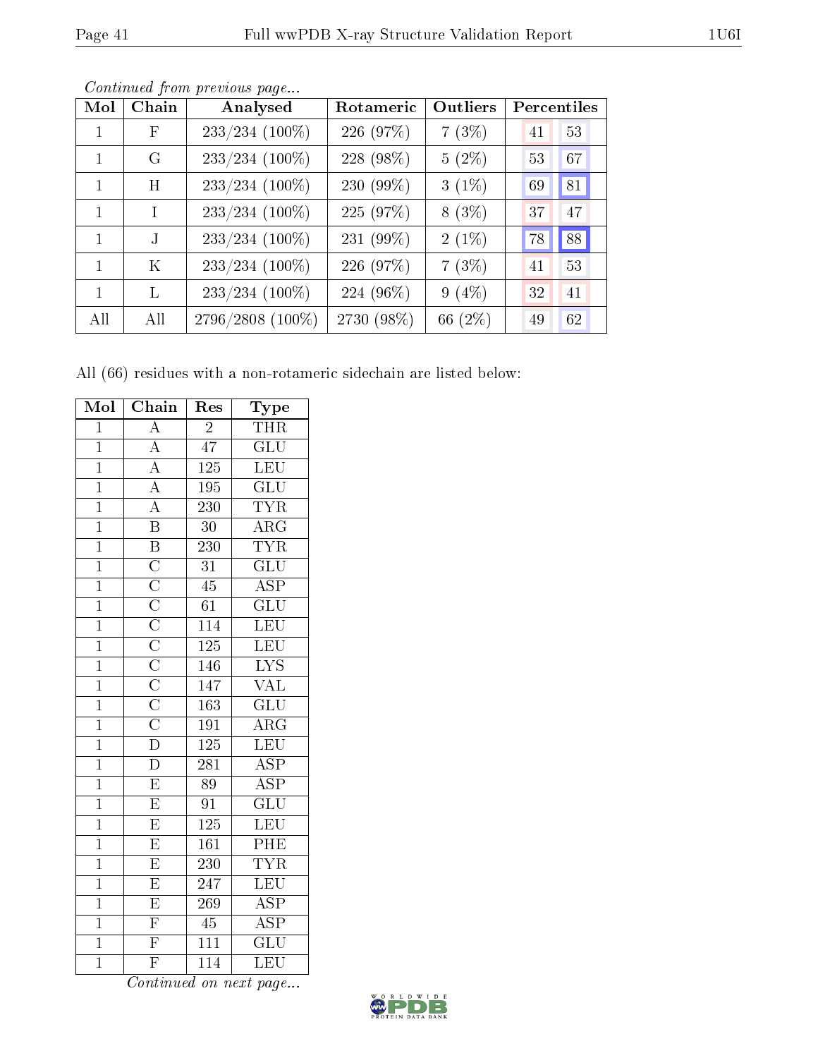*Continued from previous page...*

| Mol | Chain | Analysed | Rotameric | Outliers | Percentiles | |
|---|---|---|---|---|---|---|
| 1 | F | 233/234 (100%) | 226 (97%) | 7 (3%) | 41 | 53 |
| 1 | G | 233/234 (100%) | 228 (98%) | 5 (2%) | 53 | 67 |
| 1 | H | 233/234 (100%) | 230 (99%) | 3 (1%) | 69 | 81 |
| 1 | I | 233/234 (100%) | 225 (97%) | 8 (3%) | 37 | 47 |
| 1 | J | 233/234 (100%) | 231 (99%) | 2 (1%) | 78 | 88 |
| 1 | K | 233/234 (100%) | 226 (97%) | 7 (3%) | 41 | 53 |
| 1 | L | 233/234 (100%) | 224 (96%) | 9 (4%) | 32 | 41 |
| All | All | 2796/2808 (100%) | 2730 (98%) | 66 (2%) | 49 | 62 |

All (66) residues with a non-rotameric sidechain are listed below:

| Mol | Chain | Res | Type |
|---|---|---|---|
| 1 | A | 2 | THR |
| 1 | A | 47 | GLU |
| 1 | A | 125 | LEU |
| 1 | A | 195 | GLU |
| 1 | A | 230 | TYR |
| 1 | B | 30 | ARG |
| 1 | B | 230 | TYR |
| 1 | C | 31 | GLU |
| 1 | C | 45 | ASP |
| 1 | C | 61 | GLU |
| 1 | C | 114 | LEU |
| 1 | C | 125 | LEU |
| 1 | C | 146 | LYS |
| 1 | C | 147 | VAL |
| 1 | C | 163 | GLU |
| 1 | C | 191 | ARG |
| 1 | D | 125 | LEU |
| 1 | D | 281 | ASP |
| 1 | E | 89 | ASP |
| 1 | E | 91 | GLU |
| 1 | E | 125 | LEU |
| 1 | E | 161 | PHE |
| 1 | E | 230 | TYR |
| 1 | E | 247 | LEU |
| 1 | E | 269 | ASP |
| 1 | F | 45 | ASP |
| 1 | F | 111 | GLU |
| 1 | F | 114 | LEU |

*Continued on next page...*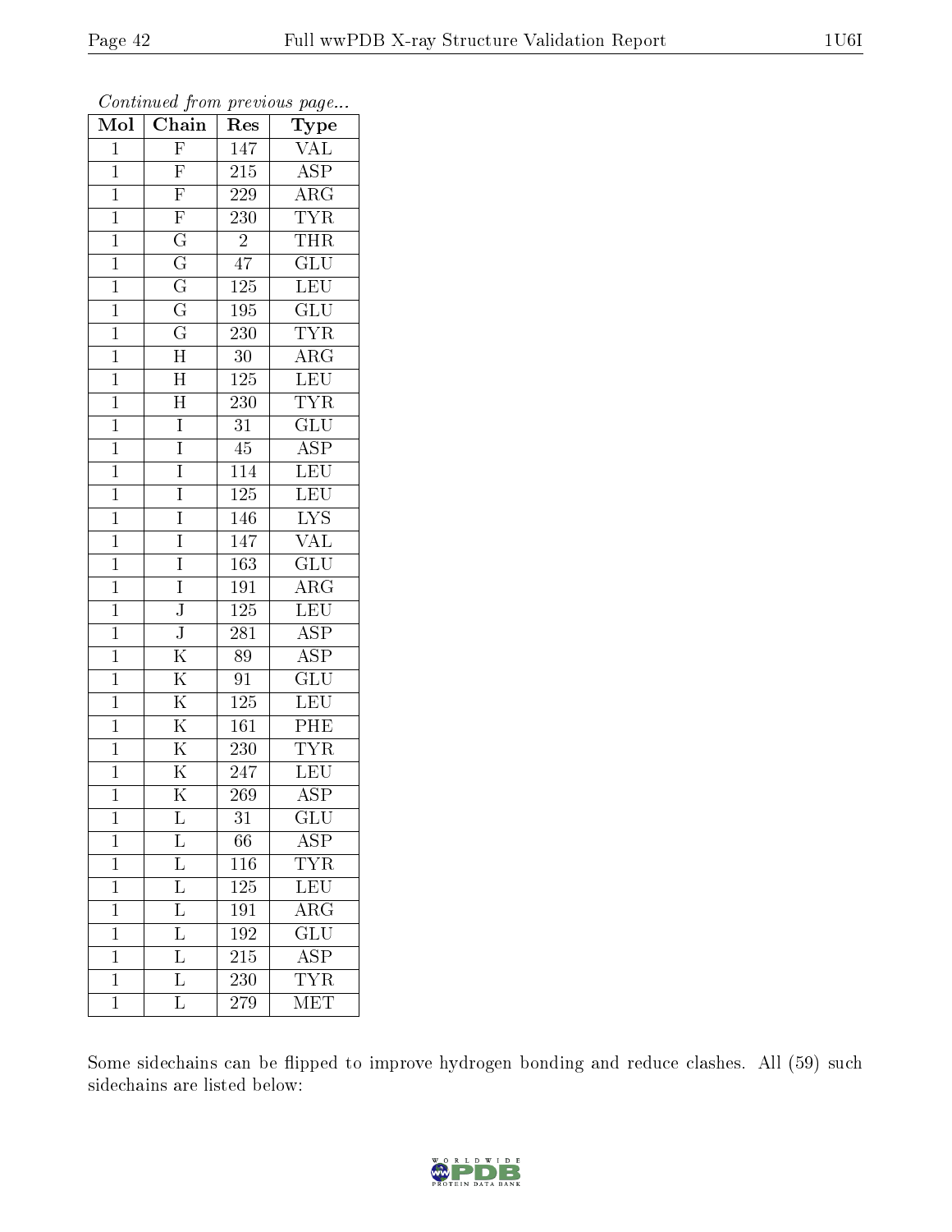*Continued from previous page...*

| Mol | Chain | Res | Type |
|---|---|---|---|
| 1 | F | 147 | VAL |
| 1 | F | 215 | ASP |
| 1 | F | 229 | ARG |
| 1 | F | 230 | TYR |
| 1 | G | 2 | THR |
| 1 | G | 47 | GLU |
| 1 | G | 125 | LEU |
| 1 | G | 195 | GLU |
| 1 | G | 230 | TYR |
| 1 | H | 30 | ARG |
| 1 | H | 125 | LEU |
| 1 | H | 230 | TYR |
| 1 | I | 31 | GLU |
| 1 | I | 45 | ASP |
| 1 | I | 114 | LEU |
| 1 | I | 125 | LEU |
| 1 | I | 146 | LYS |
| 1 | I | 147 | VAL |
| 1 | I | 163 | GLU |
| 1 | I | 191 | ARG |
| 1 | J | 125 | LEU |
| 1 | J | 281 | ASP |
| 1 | K | 89 | ASP |
| 1 | K | 91 | GLU |
| 1 | K | 125 | LEU |
| 1 | K | 161 | PHE |
| 1 | K | 230 | TYR |
| 1 | K | 247 | LEU |
| 1 | K | 269 | ASP |
| 1 | L | 31 | GLU |
| 1 | L | 66 | ASP |
| 1 | L | 116 | TYR |
| 1 | L | 125 | LEU |
| 1 | L | 191 | ARG |
| 1 | L | 192 | GLU |
| 1 | L | 215 | ASP |
| 1 | L | 230 | TYR |
| 1 | L | 279 | MET |

Some sidechains can be flipped to improve hydrogen bonding and reduce clashes. All (59) such sidechains are listed below: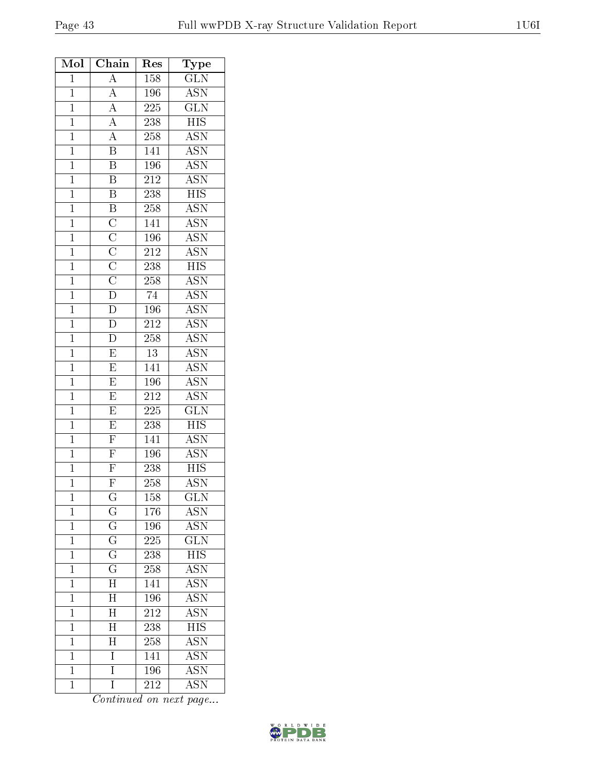| Mol | Chain | Res | Type |
|---|---|---|---|
| 1 | A | 158 | GLN |
| 1 | A | 196 | ASN |
| 1 | A | 225 | GLN |
| 1 | A | 238 | HIS |
| 1 | A | 258 | ASN |
| 1 | B | 141 | ASN |
| 1 | B | 196 | ASN |
| 1 | B | 212 | ASN |
| 1 | B | 238 | HIS |
| 1 | B | 258 | ASN |
| 1 | C | 141 | ASN |
| 1 | C | 196 | ASN |
| 1 | C | 212 | ASN |
| 1 | C | 238 | HIS |
| 1 | C | 258 | ASN |
| 1 | D | 74 | ASN |
| 1 | D | 196 | ASN |
| 1 | D | 212 | ASN |
| 1 | D | 258 | ASN |
| 1 | E | 13 | ASN |
| 1 | E | 141 | ASN |
| 1 | E | 196 | ASN |
| 1 | E | 212 | ASN |
| 1 | E | 225 | GLN |
| 1 | E | 238 | HIS |
| 1 | F | 141 | ASN |
| 1 | F | 196 | ASN |
| 1 | F | 238 | HIS |
| 1 | F | 258 | ASN |
| 1 | G | 158 | GLN |
| 1 | G | 176 | ASN |
| 1 | G | 196 | ASN |
| 1 | G | 225 | GLN |
| 1 | G | 238 | HIS |
| 1 | G | 258 | ASN |
| 1 | H | 141 | ASN |
| 1 | H | 196 | ASN |
| 1 | H | 212 | ASN |
| 1 | H | 238 | HIS |
| 1 | H | 258 | ASN |
| 1 | I | 141 | ASN |
| 1 | I | 196 | ASN |
| 1 | I | 212 | ASN |

*Continued on next page...*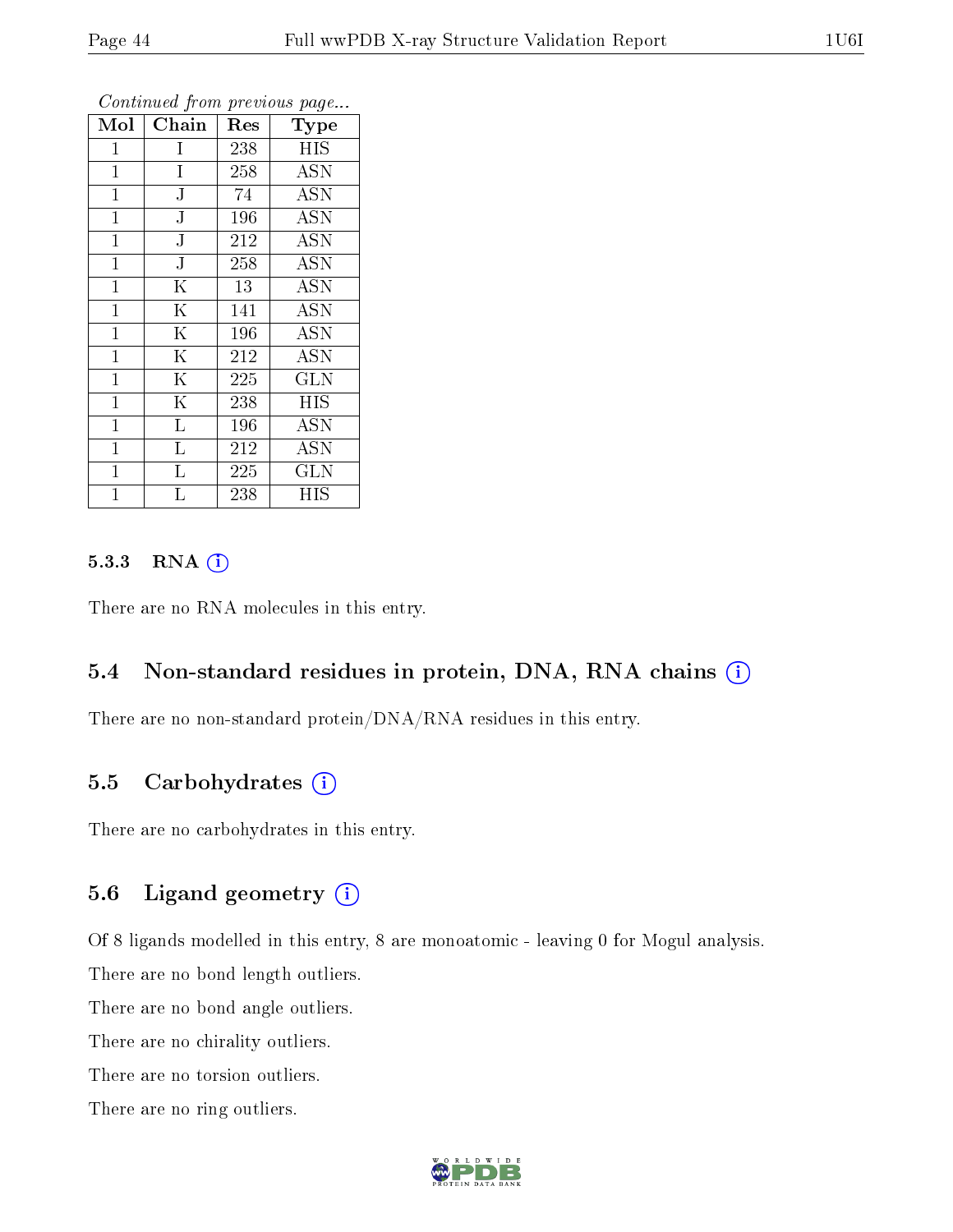*Continued from previous page...*

| Mol | Chain | Res | Type |
|---|---|---|---|
| 1 | I | 238 | HIS |
| 1 | I | 258 | ASN |
| 1 | J | 74 | ASN |
| 1 | J | 196 | ASN |
| 1 | J | 212 | ASN |
| 1 | J | 258 | ASN |
| 1 | K | 13 | ASN |
| 1 | K | 141 | ASN |
| 1 | K | 196 | ASN |
| 1 | K | 212 | ASN |
| 1 | K | 225 | GLN |
| 1 | K | 238 | HIS |
| 1 | L | 196 | ASN |
| 1 | L | 212 | ASN |
| 1 | L | 225 | GLN |
| 1 | L | 238 | HIS |

#### 5.3.3 RNA (i)

There are no RNA molecules in this entry.

### 5.4 Non-standard residues in protein, DNA, RNA chains (i)

There are no non-standard protein/DNA/RNA residues in this entry.

### 5.5 Carbohydrates (i)

There are no carbohydrates in this entry.

### 5.6 Ligand geometry (i)

Of 8 ligands modelled in this entry, 8 are monoatomic - leaving 0 for Mogul analysis.

There are no bond length outliers.

There are no bond angle outliers.

There are no chirality outliers.

There are no torsion outliers.

There are no ring outliers.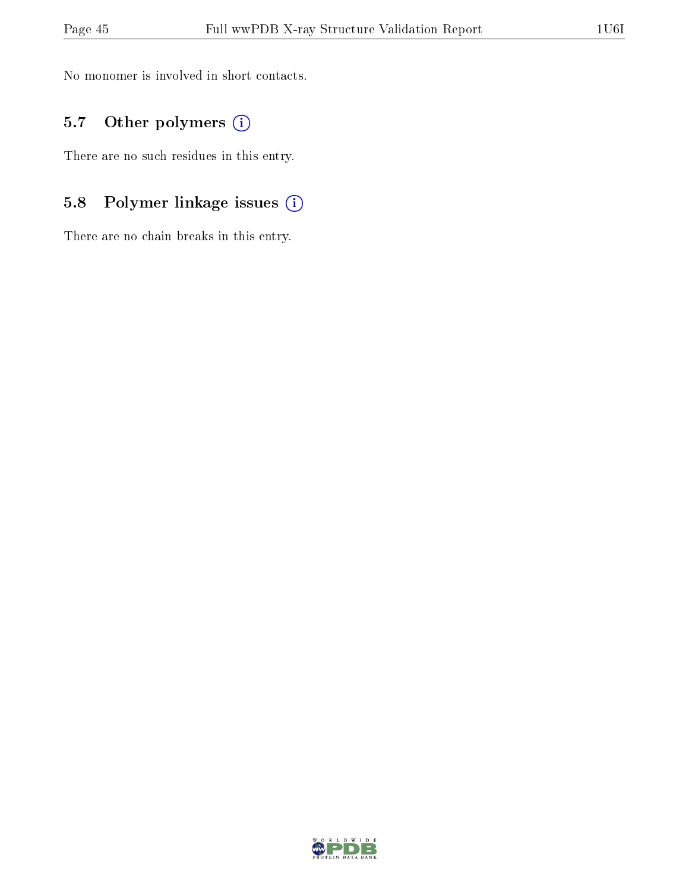No monomer is involved in short contacts.

## 5.7 Other polymers

There are no such residues in this entry.

## 5.8 Polymer linkage issues

There are no chain breaks in this entry.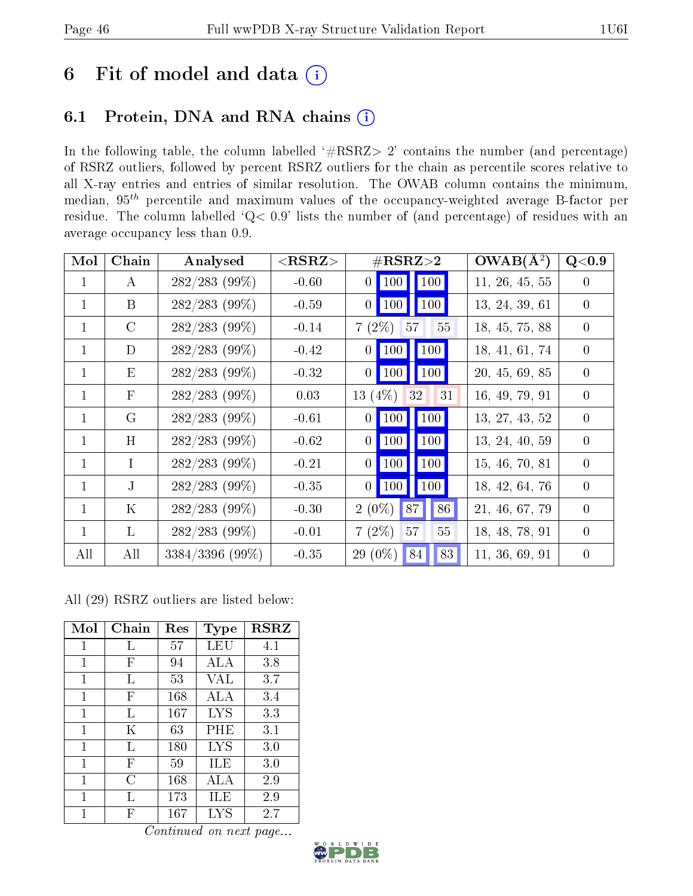# 6 Fit of model and data

## 6.1 Protein, DNA and RNA chains

In the following table, the column labelled '#RSRZ> 2' contains the number (and percentage) of RSRZ outliers, followed by percent RSRZ outliers for the chain as percentile scores relative to all X-ray entries and entries of similar resolution. The OWAB column contains the minimum, median, $95^{th}$ percentile and maximum values of the occupancy-weighted average B-factor per residue. The column labelled 'Q< 0.9' lists the number of (and percentage) of residues with an average occupancy less than 0.9.

| Mol | Chain | Analysed | <RSRZ> | #RSRZ>2 | | | OWAB(Å$^2$) | Q<0.9 |
|---|---|---|---|---|---|---|---|---|
| 1 | A | 282/283 (99%) | -0.60 | 0 | 100 | 100 | 11, 26, 45, 55 | 0 |
| 1 | B | 282/283 (99%) | -0.59 | 0 | 100 | 100 | 13, 24, 39, 61 | 0 |
| 1 | C | 282/283 (99%) | -0.14 | 7 (2%) | 57 | 55 | 18, 45, 75, 88 | 0 |
| 1 | D | 282/283 (99%) | -0.42 | 0 | 100 | 100 | 18, 41, 61, 74 | 0 |
| 1 | E | 282/283 (99%) | -0.32 | 0 | 100 | 100 | 20, 45, 69, 85 | 0 |
| 1 | F | 282/283 (99%) | 0.03 | 13 (4%) | 32 | 31 | 16, 49, 79, 91 | 0 |
| 1 | G | 282/283 (99%) | -0.61 | 0 | 100 | 100 | 13, 27, 43, 52 | 0 |
| 1 | H | 282/283 (99%) | -0.62 | 0 | 100 | 100 | 13, 24, 40, 59 | 0 |
| 1 | I | 282/283 (99%) | -0.21 | 0 | 100 | 100 | 15, 46, 70, 81 | 0 |
| 1 | J | 282/283 (99%) | -0.35 | 0 | 100 | 100 | 18, 42, 64, 76 | 0 |
| 1 | K | 282/283 (99%) | -0.30 | 2 (0%) | 87 | 86 | 21, 46, 67, 79 | 0 |
| 1 | L | 282/283 (99%) | -0.01 | 7 (2%) | 57 | 55 | 18, 48, 78, 91 | 0 |
| All | All | 3384/3396 (99%) | -0.35 | 29 (0%) | 84 | 83 | 11, 36, 69, 91 | 0 |

All (29) RSRZ outliers are listed below:

| Mol | Chain | Res | Type | RSRZ |
|---|---|---|---|---|
| 1 | L | 57 | LEU | 4.1 |
| 1 | F | 94 | ALA | 3.8 |
| 1 | L | 53 | VAL | 3.7 |
| 1 | F | 168 | ALA | 3.4 |
| 1 | L | 167 | LYS | 3.3 |
| 1 | K | 63 | PHE | 3.1 |
| 1 | L | 180 | LYS | 3.0 |
| 1 | F | 59 | ILE | 3.0 |
| 1 | C | 168 | ALA | 2.9 |
| 1 | L | 173 | ILE | 2.9 |
| 1 | F | 167 | LYS | 2.7 |

*Continued on next page...*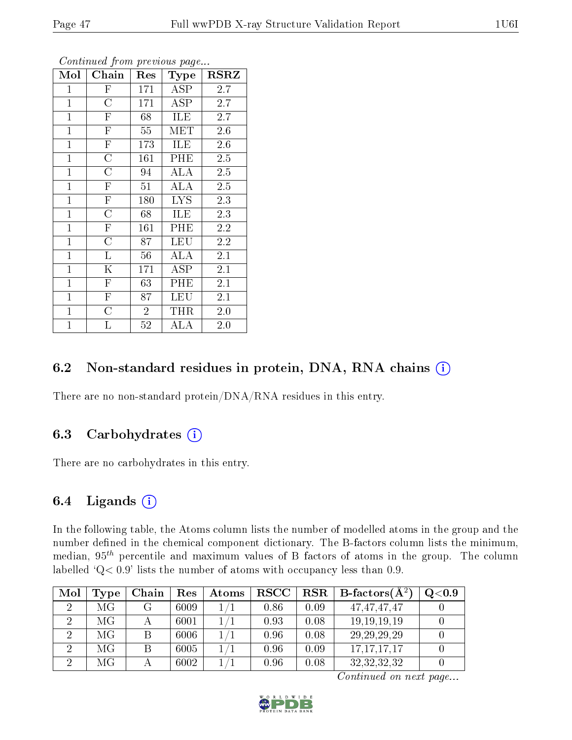*Continued from previous page...*

| Mol | Chain | Res | Type | RSRZ |
|---|---|---|---|---|
| 1 | F | 171 | ASP | 2.7 |
| 1 | C | 171 | ASP | 2.7 |
| 1 | F | 68 | ILE | 2.7 |
| 1 | F | 55 | MET | 2.6 |
| 1 | F | 173 | ILE | 2.6 |
| 1 | C | 161 | PHE | 2.5 |
| 1 | C | 94 | ALA | 2.5 |
| 1 | F | 51 | ALA | 2.5 |
| 1 | F | 180 | LYS | 2.3 |
| 1 | C | 68 | ILE | 2.3 |
| 1 | F | 161 | PHE | 2.2 |
| 1 | C | 87 | LEU | 2.2 |
| 1 | L | 56 | ALA | 2.1 |
| 1 | K | 171 | ASP | 2.1 |
| 1 | F | 63 | PHE | 2.1 |
| 1 | F | 87 | LEU | 2.1 |
| 1 | C | 2 | THR | 2.0 |
| 1 | L | 52 | ALA | 2.0 |

## 6.2 Non-standard residues in protein, DNA, RNA chains

There are no non-standard protein/DNA/RNA residues in this entry.

## 6.3 Carbohydrates

There are no carbohydrates in this entry.

## 6.4 Ligands

In the following table, the Atoms column lists the number of modelled atoms in the group and the number defined in the chemical component dictionary. The B-factors column lists the minimum, median, $95^{th}$ percentile and maximum values of B factors of atoms in the group. The column labelled 'Q< 0.9' lists the number of atoms with occupancy less than 0.9.

| Mol | Type | Chain | Res | Atoms | RSCC | RSR | B-factors(Å$^2$) | Q<0.9 |
|---|---|---|---|---|---|---|---|---|
| 2 | MG | G | 6009 | 1/1 | 0.86 | 0.09 | 47,47,47,47 | 0 |
| 2 | MG | A | 6001 | 1/1 | 0.93 | 0.08 | 19,19,19,19 | 0 |
| 2 | MG | B | 6006 | 1/1 | 0.96 | 0.08 | 29,29,29,29 | 0 |
| 2 | MG | B | 6005 | 1/1 | 0.96 | 0.09 | 17,17,17,17 | 0 |
| 2 | MG | A | 6002 | 1/1 | 0.96 | 0.08 | 32,32,32,32 | 0 |

*Continued on next page...*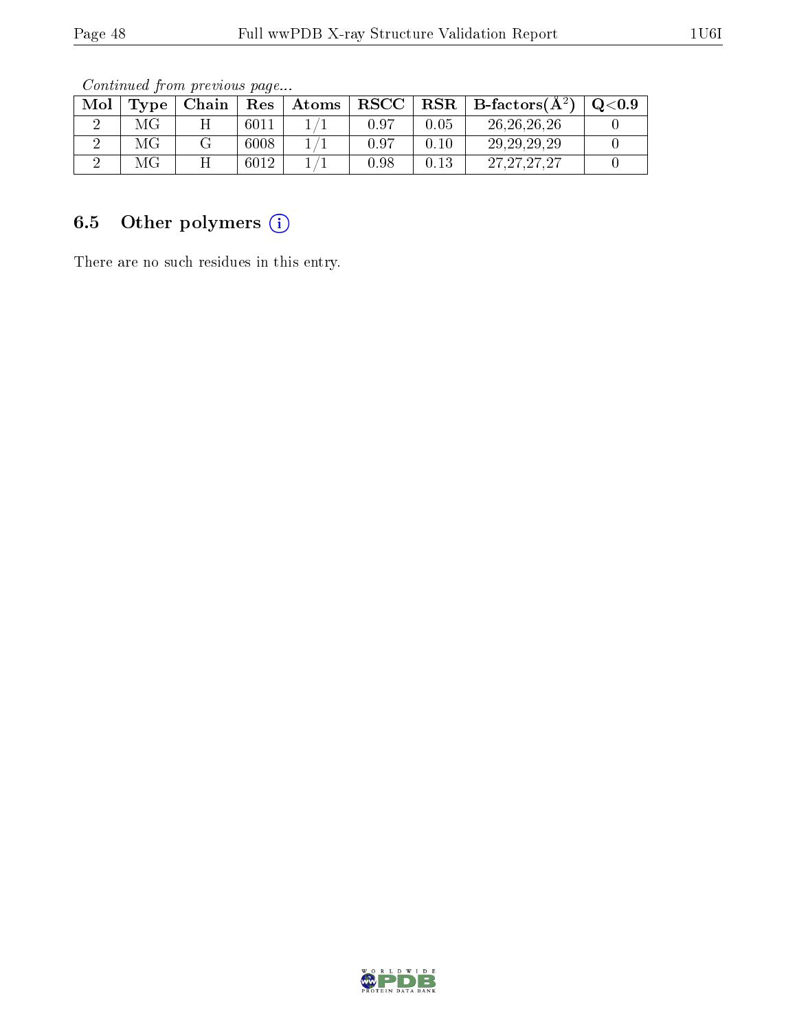*Continued from previous page...*

| Mol | Type | Chain | Res | Atoms | RSCC | RSR | B-factors($Å^2$) | Q<0.9 |
|---|---|---|---|---|---|---|---|---|
| 2 | MG | H | 6011 | 1/1 | 0.97 | 0.05 | 26,26,26,26 | 0 |
| 2 | MG | G | 6008 | 1/1 | 0.97 | 0.10 | 29,29,29,29 | 0 |
| 2 | MG | H | 6012 | 1/1 | 0.98 | 0.13 | 27,27,27,27 | 0 |

### 6.5 Other polymers

There are no such residues in this entry.